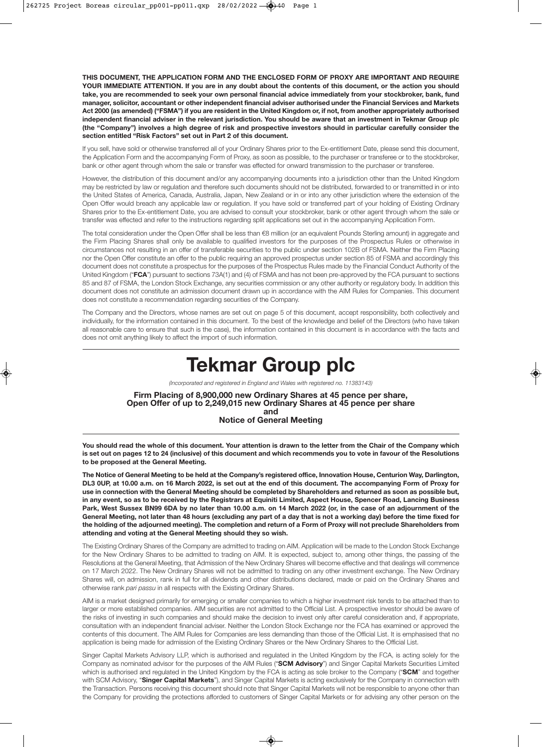**THIS DOCUMENT, THE APPLICATION FORM AND THE ENCLOSED FORM OF PROXY ARE IMPORTANT AND REQUIRE YOUR IMMEDIATE ATTENTION. If you are in any doubt about the contents of this document, or the action you should take, you are recommended to seek your own personal financial advice immediately from your stockbroker, bank, fund manager, solicitor, accountant or other independent financial adviser authorised under the Financial Services and Markets Act 2000 (as amended) ("FSMA") if you are resident in the United Kingdom or, if not, from another appropriately authorised independent financial adviser in the relevant jurisdiction. You should be aware that an investment in Tekmar Group plc (the "Company") involves a high degree of risk and prospective investors should in particular carefully consider the section entitled "Risk Factors" set out in Part 2 of this document.**

If you sell, have sold or otherwise transferred all of your Ordinary Shares prior to the Ex-entitlement Date, please send this document, the Application Form and the accompanying Form of Proxy, as soon as possible, to the purchaser or transferee or to the stockbroker, bank or other agent through whom the sale or transfer was effected for onward transmission to the purchaser or transferee.

However, the distribution of this document and/or any accompanying documents into a jurisdiction other than the United Kingdom may be restricted by law or regulation and therefore such documents should not be distributed, forwarded to or transmitted in or into the United States of America, Canada, Australia, Japan, New Zealand or in or into any other jurisdiction where the extension of the Open Offer would breach any applicable law or regulation. If you have sold or transferred part of your holding of Existing Ordinary Shares prior to the Ex-entitlement Date, you are advised to consult your stockbroker, bank or other agent through whom the sale or transfer was effected and refer to the instructions regarding split applications set out in the accompanying Application Form.

The total consideration under the Open Offer shall be less than €8 million (or an equivalent Pounds Sterling amount) in aggregate and the Firm Placing Shares shall only be available to qualified investors for the purposes of the Prospectus Rules or otherwise in circumstances not resulting in an offer of transferable securities to the public under section 102B of FSMA. Neither the Firm Placing nor the Open Offer constitute an offer to the public requiring an approved prospectus under section 85 of FSMA and accordingly this document does not constitute a prospectus for the purposes of the Prospectus Rules made by the Financial Conduct Authority of the United Kingdom ("**FCA**") pursuant to sections 73A(1) and (4) of FSMA and has not been pre-approved by the FCA pursuant to sections 85 and 87 of FSMA, the London Stock Exchange, any securities commission or any other authority or regulatory body. In addition this document does not constitute an admission document drawn up in accordance with the AIM Rules for Companies. This document does not constitute a recommendation regarding securities of the Company.

The Company and the Directors, whose names are set out on page 5 of this document, accept responsibility, both collectively and individually, for the information contained in this document. To the best of the knowledge and belief of the Directors (who have taken all reasonable care to ensure that such is the case), the information contained in this document is in accordance with the facts and does not omit anything likely to affect the import of such information.

# Tekmar Group plc

*(Incorporated and registered in England and Wales with registered no. 11383143)*

**Firm Placing of 8,900,000 new Ordinary Shares at 45 pence per share, Open Offer of up to 2,249,015 new Ordinary Shares at 45 pence per share and Notice of General Meeting**

**You should read the whole of this document. Your attention is drawn to the letter from the Chair of the Company which is set out on pages 12 to 24 (inclusive) of this document and which recommends you to vote in favour of the Resolutions to be proposed at the General Meeting.**

**The Notice of General Meeting to be held at the Company's registered office, Innovation House, Centurion Way, Darlington, DL3 0UP, at 10.00 a.m. on 16 March 2022, is set out at the end of this document. The accompanying Form of Proxy for use in connection with the General Meeting should be completed by Shareholders and returned as soon as possible but, in any event, so as to be received by the Registrars at Equiniti Limited, Aspect House, Spencer Road, Lancing Business Park, West Sussex BN99 6DA by no later than 10.00 a.m. on 14 March 2022 (or, in the case of an adjournment of the General Meeting, not later than 48 hours (excluding any part of a day that is not a working day) before the time fixed for the holding of the adjourned meeting). The completion and return of a Form of Proxy will not preclude Shareholders from attending and voting at the General Meeting should they so wish.**

The Existing Ordinary Shares of the Company are admitted to trading on AIM. Application will be made to the London Stock Exchange for the New Ordinary Shares to be admitted to trading on AIM. It is expected, subject to, among other things, the passing of the Resolutions at the General Meeting, that Admission of the New Ordinary Shares will become effective and that dealings will commence on 17 March 2022. The New Ordinary Shares will not be admitted to trading on any other investment exchange. The New Ordinary Shares will, on admission, rank in full for all dividends and other distributions declared, made or paid on the Ordinary Shares and otherwise rank *pari passu* in all respects with the Existing Ordinary Shares.

AIM is a market designed primarily for emerging or smaller companies to which a higher investment risk tends to be attached than to larger or more established companies. AIM securities are not admitted to the Official List. A prospective investor should be aware of the risks of investing in such companies and should make the decision to invest only after careful consideration and, if appropriate, consultation with an independent financial adviser. Neither the London Stock Exchange nor the FCA has examined or approved the contents of this document. The AIM Rules for Companies are less demanding than those of the Official List. It is emphasised that no application is being made for admission of the Existing Ordinary Shares or the New Ordinary Shares to the Official List.

Singer Capital Markets Advisory LLP, which is authorised and regulated in the United Kingdom by the FCA, is acting solely for the Company as nominated advisor for the purposes of the AIM Rules ("**SCM Advisory**") and Singer Capital Markets Securities Limited which is authorised and regulated in the United Kingdom by the FCA is acting as sole broker to the Company ("**SCM**" and together with SCM Advisory, "**Singer Capital Markets**"), and Singer Capital Markets is acting exclusively for the Company in connection with the Transaction. Persons receiving this document should note that Singer Capital Markets will not be responsible to anyone other than the Company for providing the protections afforded to customers of Singer Capital Markets or for advising any other person on the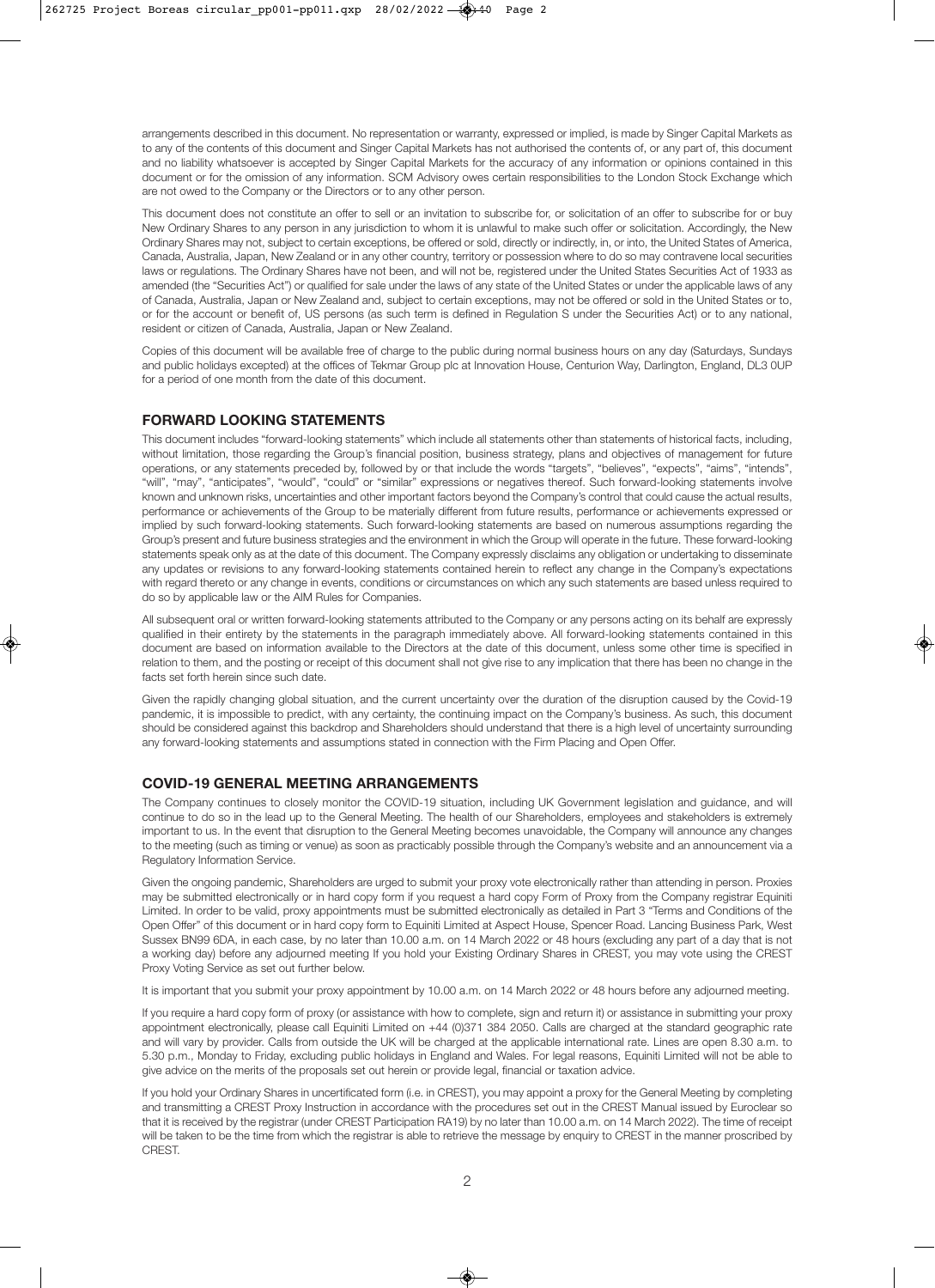arrangements described in this document. No representation or warranty, expressed or implied, is made by Singer Capital Markets as to any of the contents of this document and Singer Capital Markets has not authorised the contents of, or any part of, this document and no liability whatsoever is accepted by Singer Capital Markets for the accuracy of any information or opinions contained in this document or for the omission of any information. SCM Advisory owes certain responsibilities to the London Stock Exchange which are not owed to the Company or the Directors or to any other person.

This document does not constitute an offer to sell or an invitation to subscribe for, or solicitation of an offer to subscribe for or buy New Ordinary Shares to any person in any jurisdiction to whom it is unlawful to make such offer or solicitation. Accordingly, the New Ordinary Shares may not, subject to certain exceptions, be offered or sold, directly or indirectly, in, or into, the United States of America, Canada, Australia, Japan, New Zealand or in any other country, territory or possession where to do so may contravene local securities laws or regulations. The Ordinary Shares have not been, and will not be, registered under the United States Securities Act of 1933 as amended (the "Securities Act") or qualified for sale under the laws of any state of the United States or under the applicable laws of any of Canada, Australia, Japan or New Zealand and, subject to certain exceptions, may not be offered or sold in the United States or to, or for the account or benefit of, US persons (as such term is defined in Regulation S under the Securities Act) or to any national, resident or citizen of Canada, Australia, Japan or New Zealand.

Copies of this document will be available free of charge to the public during normal business hours on any day (Saturdays, Sundays and public holidays excepted) at the offices of Tekmar Group plc at Innovation House, Centurion Way, Darlington, England, DL3 0UP for a period of one month from the date of this document.

## FORWARD LOOKING STATEMENTS

This document includes "forward-looking statements" which include all statements other than statements of historical facts, including, without limitation, those regarding the Group's financial position, business strategy, plans and objectives of management for future operations, or any statements preceded by, followed by or that include the words "targets", "believes", "expects", "aims", "intends", "will", "may", "anticipates", "would", "could" or "similar" expressions or negatives thereof. Such forward-looking statements involve known and unknown risks, uncertainties and other important factors beyond the Company's control that could cause the actual results, performance or achievements of the Group to be materially different from future results, performance or achievements expressed or implied by such forward-looking statements. Such forward-looking statements are based on numerous assumptions regarding the Group's present and future business strategies and the environment in which the Group will operate in the future. These forward-looking statements speak only as at the date of this document. The Company expressly disclaims any obligation or undertaking to disseminate any updates or revisions to any forward-looking statements contained herein to reflect any change in the Company's expectations with regard thereto or any change in events, conditions or circumstances on which any such statements are based unless required to do so by applicable law or the AIM Rules for Companies.

All subsequent oral or written forward-looking statements attributed to the Company or any persons acting on its behalf are expressly qualified in their entirety by the statements in the paragraph immediately above. All forward-looking statements contained in this document are based on information available to the Directors at the date of this document, unless some other time is specified in relation to them, and the posting or receipt of this document shall not give rise to any implication that there has been no change in the facts set forth herein since such date.

Given the rapidly changing global situation, and the current uncertainty over the duration of the disruption caused by the Covid-19 pandemic, it is impossible to predict, with any certainty, the continuing impact on the Company's business. As such, this document should be considered against this backdrop and Shareholders should understand that there is a high level of uncertainty surrounding any forward-looking statements and assumptions stated in connection with the Firm Placing and Open Offer.

## COVID-19 GENERAL MEETING ARRANGEMENTS

The Company continues to closely monitor the COVID-19 situation, including UK Government legislation and guidance, and will continue to do so in the lead up to the General Meeting. The health of our Shareholders, employees and stakeholders is extremely important to us. In the event that disruption to the General Meeting becomes unavoidable, the Company will announce any changes to the meeting (such as timing or venue) as soon as practicably possible through the Company's website and an announcement via a Regulatory Information Service.

Given the ongoing pandemic, Shareholders are urged to submit your proxy vote electronically rather than attending in person. Proxies may be submitted electronically or in hard copy form if you request a hard copy Form of Proxy from the Company registrar Equiniti Limited. In order to be valid, proxy appointments must be submitted electronically as detailed in Part 3 "Terms and Conditions of the Open Offer" of this document or in hard copy form to Equiniti Limited at Aspect House, Spencer Road. Lancing Business Park, West Sussex BN99 6DA, in each case, by no later than 10.00 a.m. on 14 March 2022 or 48 hours (excluding any part of a day that is not a working day) before any adjourned meeting If you hold your Existing Ordinary Shares in CREST, you may vote using the CREST Proxy Voting Service as set out further below.

It is important that you submit your proxy appointment by 10.00 a.m. on 14 March 2022 or 48 hours before any adjourned meeting.

If you require a hard copy form of proxy (or assistance with how to complete, sign and return it) or assistance in submitting your proxy appointment electronically, please call Equiniti Limited on +44 (0)371 384 2050. Calls are charged at the standard geographic rate and will vary by provider. Calls from outside the UK will be charged at the applicable international rate. Lines are open 8.30 a.m. to 5.30 p.m., Monday to Friday, excluding public holidays in England and Wales. For legal reasons, Equiniti Limited will not be able to give advice on the merits of the proposals set out herein or provide legal, financial or taxation advice.

If you hold your Ordinary Shares in uncertificated form (i.e. in CREST), you may appoint a proxy for the General Meeting by completing and transmitting a CREST Proxy Instruction in accordance with the procedures set out in the CREST Manual issued by Euroclear so that it is received by the registrar (under CREST Participation RA19) by no later than 10.00 a.m. on 14 March 2022). The time of receipt will be taken to be the time from which the registrar is able to retrieve the message by enquiry to CREST in the manner proscribed by CREST.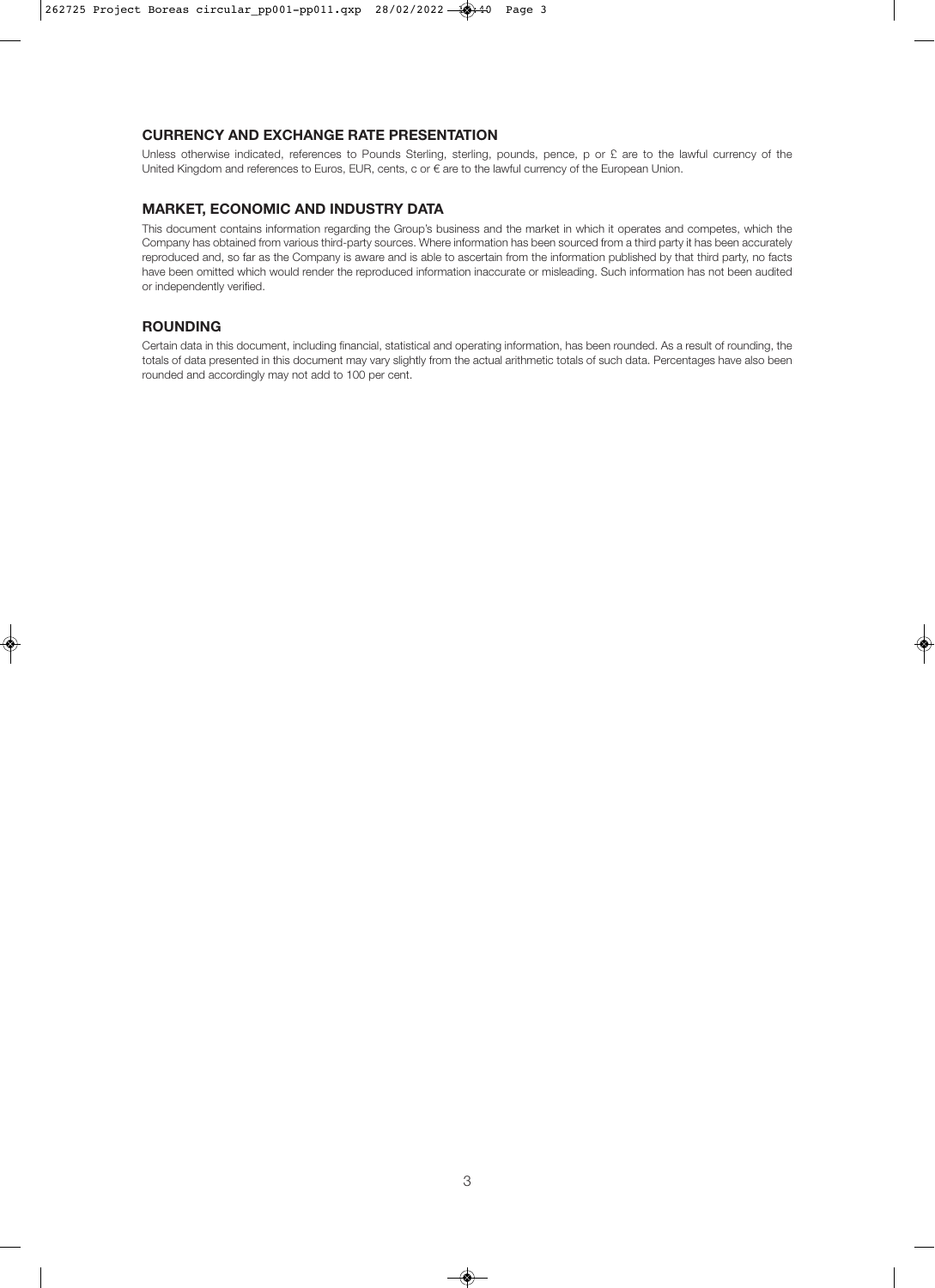## CURRENCY AND EXCHANGE RATE PRESENTATION

Unless otherwise indicated, references to Pounds Sterling, sterling, pounds, pence, p or £ are to the lawful currency of the United Kingdom and references to Euros, EUR, cents, c or € are to the lawful currency of the European Union.

## MARKET, ECONOMIC AND INDUSTRY DATA

This document contains information regarding the Group's business and the market in which it operates and competes, which the Company has obtained from various third-party sources. Where information has been sourced from a third party it has been accurately reproduced and, so far as the Company is aware and is able to ascertain from the information published by that third party, no facts have been omitted which would render the reproduced information inaccurate or misleading. Such information has not been audited or independently verified.

## ROUNDING

Certain data in this document, including financial, statistical and operating information, has been rounded. As a result of rounding, the totals of data presented in this document may vary slightly from the actual arithmetic totals of such data. Percentages have also been rounded and accordingly may not add to 100 per cent.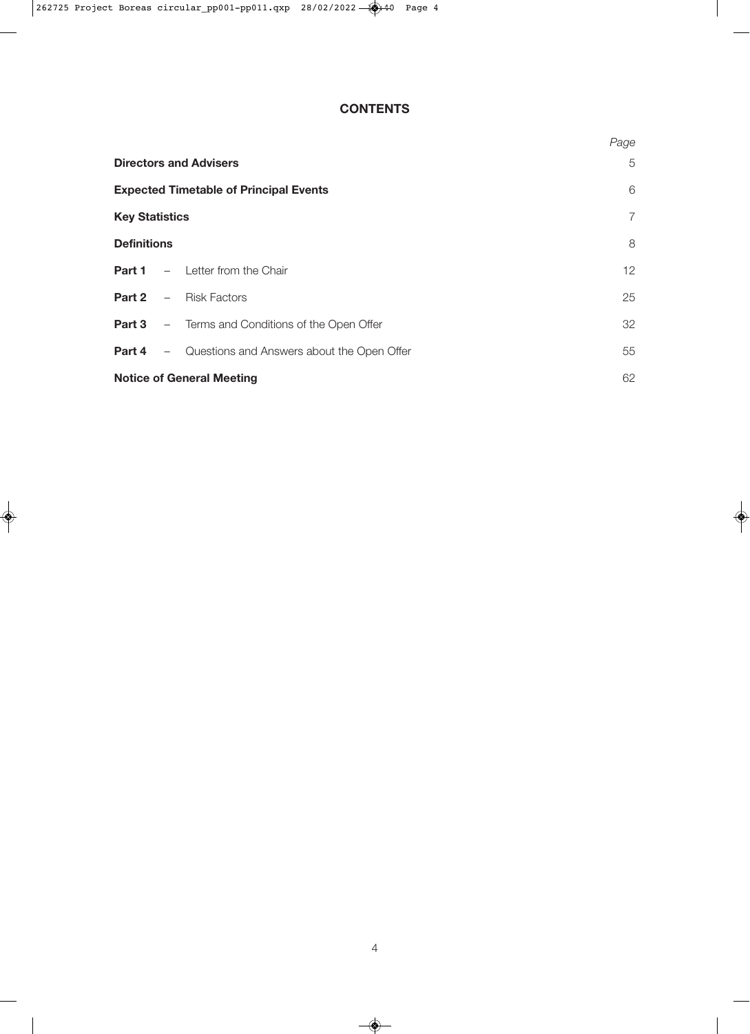# CONTENTS

| | Page |
|---|---|
| **Directors and Advisers** | 5 |
| **Expected Timetable of Principal Events** | 6 |
| **Key Statistics** | 7 |
| **Definitions** | 8 |
| **Part 1** – Letter from the Chair | 12 |
| **Part 2** – Risk Factors | 25 |
| **Part 3** – Terms and Conditions of the Open Offer | 32 |
| **Part 4** – Questions and Answers about the Open Offer | 55 |
| **Notice of General Meeting** | 62 |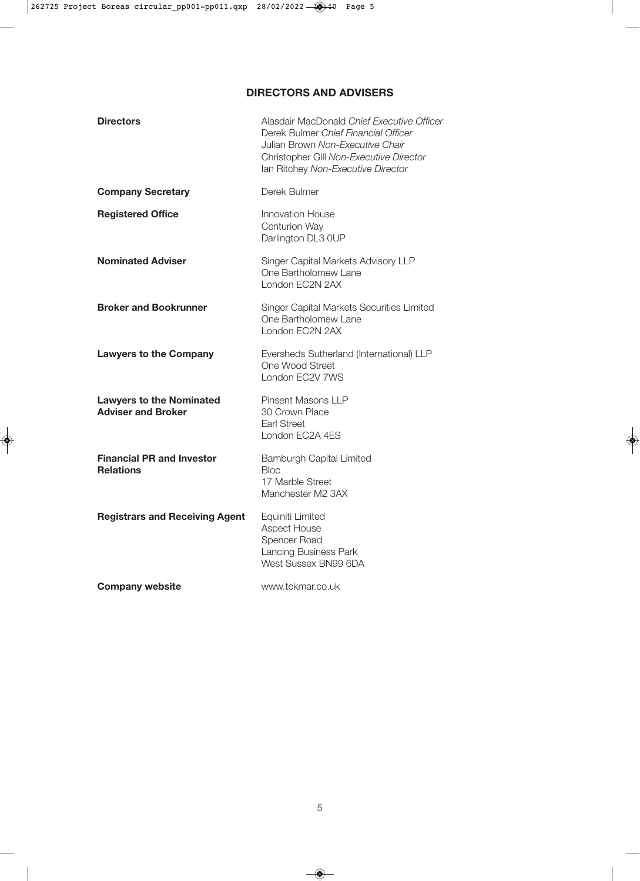## DIRECTORS AND ADVISERS

| | |
|---|---|
| **Directors** | Alasdair MacDonald *Chief Executive Officer*<br>Derek Bulmer *Chief Financial Officer*<br>Julian Brown *Non-Executive Chair*<br>Christopher Gill *Non-Executive Director*<br>Ian Ritchey *Non-Executive Director* |
| **Company Secretary** | Derek Bulmer |
| **Registered Office** | Innovation House<br>Centurion Way<br>Darlington DL3 0UP |
| **Nominated Adviser** | Singer Capital Markets Advisory LLP<br>One Bartholomew Lane<br>London EC2N 2AX |
| **Broker and Bookrunner** | Singer Capital Markets Securities Limited<br>One Bartholomew Lane<br>London EC2N 2AX |
| **Lawyers to the Company** | Eversheds Sutherland (International) LLP<br>One Wood Street<br>London EC2V 7WS |
| **Lawyers to the Nominated Adviser and Broker** | Pinsent Masons LLP<br>30 Crown Place<br>Earl Street<br>London EC2A 4ES |
| **Financial PR and Investor Relations** | Bamburgh Capital Limited<br>Bloc<br>17 Marble Street<br>Manchester M2 3AX |
| **Registrars and Receiving Agent** | Equiniti Limited<br>Aspect House<br>Spencer Road<br>Lancing Business Park<br>West Sussex BN99 6DA |
| **Company website** | www.tekmar.co.uk |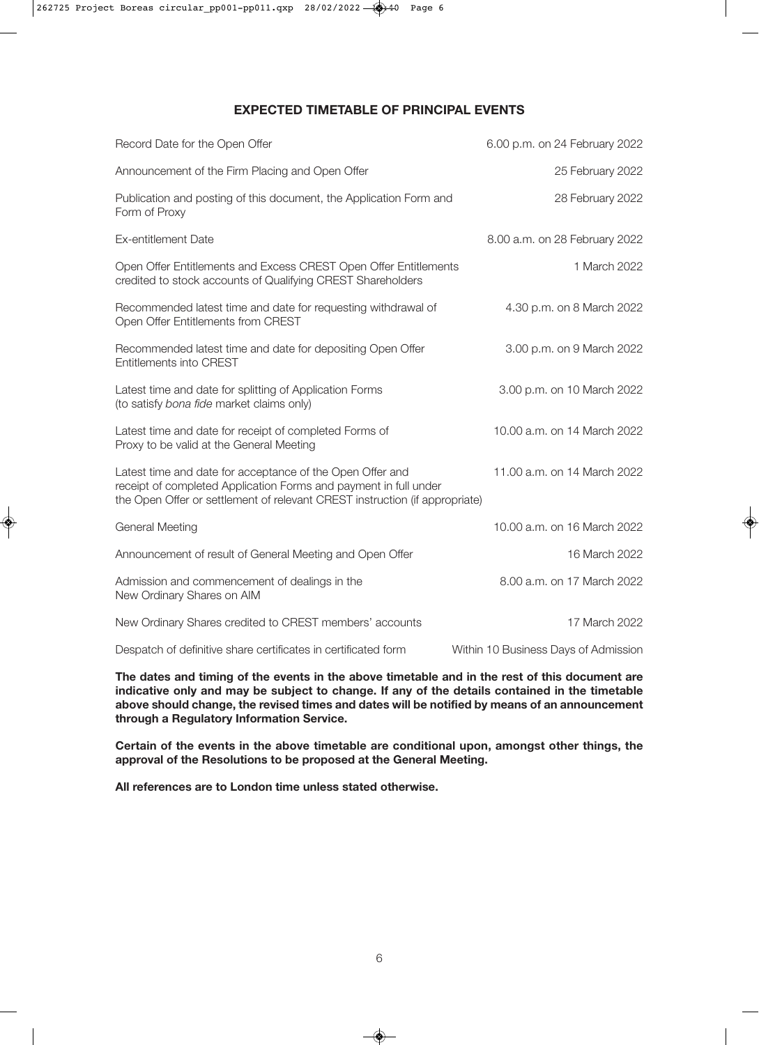## EXPECTED TIMETABLE OF PRINCIPAL EVENTS

| | |
|---|---|
| Record Date for the Open Offer | 6.00 p.m. on 24 February 2022 |
| Announcement of the Firm Placing and Open Offer | 25 February 2022 |
| Publication and posting of this document, the Application Form and Form of Proxy | 28 February 2022 |
| Ex-entitlement Date | 8.00 a.m. on 28 February 2022 |
| Open Offer Entitlements and Excess CREST Open Offer Entitlements credited to stock accounts of Qualifying CREST Shareholders | 1 March 2022 |
| Recommended latest time and date for requesting withdrawal of Open Offer Entitlements from CREST | 4.30 p.m. on 8 March 2022 |
| Recommended latest time and date for depositing Open Offer Entitlements into CREST | 3.00 p.m. on 9 March 2022 |
| Latest time and date for splitting of Application Forms (to satisfy *bona fide* market claims only) | 3.00 p.m. on 10 March 2022 |
| Latest time and date for receipt of completed Forms of Proxy to be valid at the General Meeting | 10.00 a.m. on 14 March 2022 |
| Latest time and date for acceptance of the Open Offer and receipt of completed Application Forms and payment in full under the Open Offer or settlement of relevant CREST instruction (if appropriate) | 11.00 a.m. on 14 March 2022 |
| General Meeting | 10.00 a.m. on 16 March 2022 |
| Announcement of result of General Meeting and Open Offer | 16 March 2022 |
| Admission and commencement of dealings in the New Ordinary Shares on AIM | 8.00 a.m. on 17 March 2022 |
| New Ordinary Shares credited to CREST members' accounts | 17 March 2022 |
| Despatch of definitive share certificates in certificated form | Within 10 Business Days of Admission |

**The dates and timing of the events in the above timetable and in the rest of this document are indicative only and may be subject to change. If any of the details contained in the timetable above should change, the revised times and dates will be notified by means of an announcement through a Regulatory Information Service.**

**Certain of the events in the above timetable are conditional upon, amongst other things, the approval of the Resolutions to be proposed at the General Meeting.**

**All references are to London time unless stated otherwise.**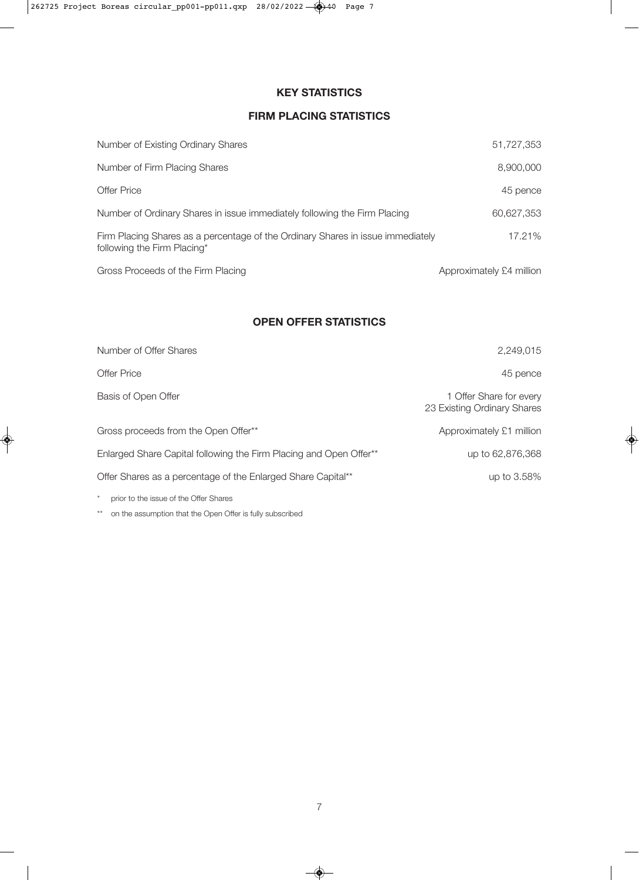## KEY STATISTICS

### FIRM PLACING STATISTICS

| | |
|---|---|
| Number of Existing Ordinary Shares | 51,727,353 |
| Number of Firm Placing Shares | 8,900,000 |
| Offer Price | 45 pence |
| Number of Ordinary Shares in issue immediately following the Firm Placing | 60,627,353 |
| Firm Placing Shares as a percentage of the Ordinary Shares in issue immediately following the Firm Placing* | 17.21% |
| Gross Proceeds of the Firm Placing | Approximately £4 million |

### OPEN OFFER STATISTICS

| | |
|---|---|
| Number of Offer Shares | 2,249,015 |
| Offer Price | 45 pence |
| Basis of Open Offer | 1 Offer Share for every 23 Existing Ordinary Shares |
| Gross proceeds from the Open Offer** | Approximately £1 million |
| Enlarged Share Capital following the Firm Placing and Open Offer** | up to 62,876,368 |
| Offer Shares as a percentage of the Enlarged Share Capital** | up to 3.58% |

\* prior to the issue of the Offer Shares

\*\* on the assumption that the Open Offer is fully subscribed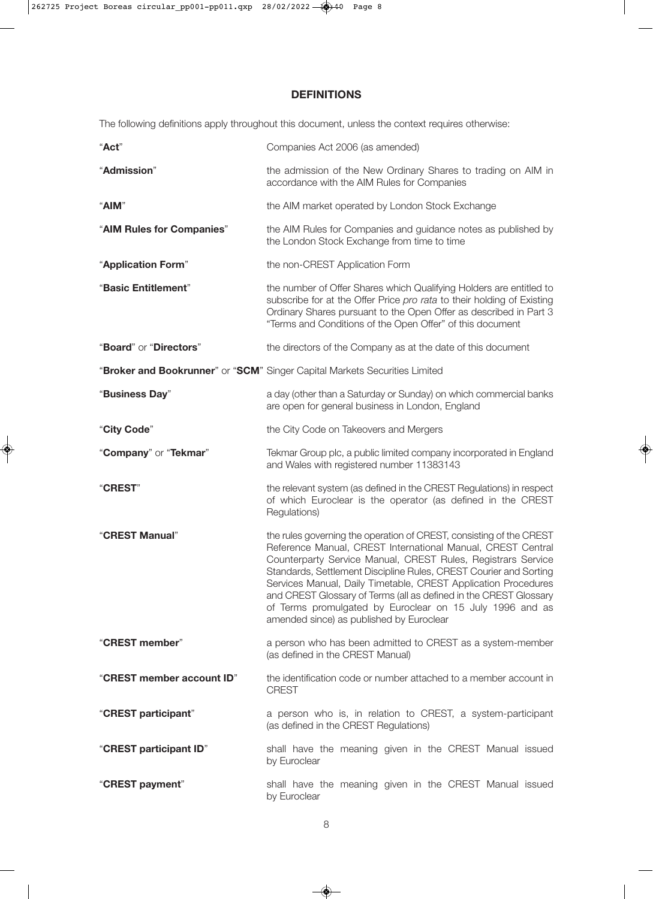## DEFINITIONS

The following definitions apply throughout this document, unless the context requires otherwise:

| | |
|---|---|
| "**Act**" | Companies Act 2006 (as amended) |
| "**Admission**" | the admission of the New Ordinary Shares to trading on AIM in accordance with the AIM Rules for Companies |
| "**AIM**" | the AIM market operated by London Stock Exchange |
| "**AIM Rules for Companies**" | the AIM Rules for Companies and guidance notes as published by the London Stock Exchange from time to time |
| "**Application Form**" | the non-CREST Application Form |
| "**Basic Entitlement**" | the number of Offer Shares which Qualifying Holders are entitled to subscribe for at the Offer Price *pro rata* to their holding of Existing Ordinary Shares pursuant to the Open Offer as described in Part 3 "Terms and Conditions of the Open Offer" of this document |
| "**Board**" or "**Directors**" | the directors of the Company as at the date of this document |
| "**Broker and Bookrunner**" or "**SCM**" | Singer Capital Markets Securities Limited |
| "**Business Day**" | a day (other than a Saturday or Sunday) on which commercial banks are open for general business in London, England |
| "**City Code**" | the City Code on Takeovers and Mergers |
| "**Company**" or "**Tekmar**" | Tekmar Group plc, a public limited company incorporated in England and Wales with registered number 11383143 |
| "**CREST**" | the relevant system (as defined in the CREST Regulations) in respect of which Euroclear is the operator (as defined in the CREST Regulations) |
| "**CREST Manual**" | the rules governing the operation of CREST, consisting of the CREST Reference Manual, CREST International Manual, CREST Central Counterparty Service Manual, CREST Rules, Registrars Service Standards, Settlement Discipline Rules, CREST Courier and Sorting Services Manual, Daily Timetable, CREST Application Procedures and CREST Glossary of Terms (all as defined in the CREST Glossary of Terms promulgated by Euroclear on 15 July 1996 and as amended since) as published by Euroclear |
| "**CREST member**" | a person who has been admitted to CREST as a system-member (as defined in the CREST Manual) |
| "**CREST member account ID**" | the identification code or number attached to a member account in CREST |
| "**CREST participant**" | a person who is, in relation to CREST, a system-participant (as defined in the CREST Regulations) |
| "**CREST participant ID**" | shall have the meaning given in the CREST Manual issued by Euroclear |
| "**CREST payment**" | shall have the meaning given in the CREST Manual issued by Euroclear |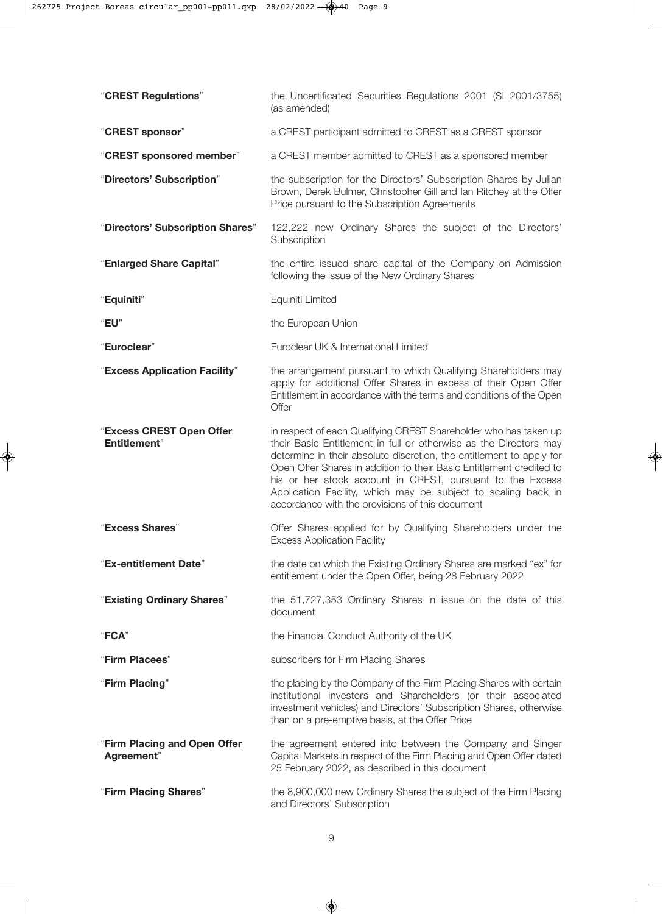| | |
|---|---|
| "**CREST Regulations**" | the Uncertificated Securities Regulations 2001 (SI 2001/3755) (as amended) |
| "**CREST sponsor**" | a CREST participant admitted to CREST as a CREST sponsor |
| "**CREST sponsored member**" | a CREST member admitted to CREST as a sponsored member |
| "**Directors' Subscription**" | the subscription for the Directors' Subscription Shares by Julian Brown, Derek Bulmer, Christopher Gill and Ian Ritchey at the Offer Price pursuant to the Subscription Agreements |
| "**Directors' Subscription Shares**" | 122,222 new Ordinary Shares the subject of the Directors' Subscription |
| "**Enlarged Share Capital**" | the entire issued share capital of the Company on Admission following the issue of the New Ordinary Shares |
| "**Equiniti**" | Equiniti Limited |
| "**EU**" | the European Union |
| "**Euroclear**" | Euroclear UK & International Limited |
| "**Excess Application Facility**" | the arrangement pursuant to which Qualifying Shareholders may apply for additional Offer Shares in excess of their Open Offer Entitlement in accordance with the terms and conditions of the Open Offer |
| "**Excess CREST Open Offer Entitlement**" | in respect of each Qualifying CREST Shareholder who has taken up their Basic Entitlement in full or otherwise as the Directors may determine in their absolute discretion, the entitlement to apply for Open Offer Shares in addition to their Basic Entitlement credited to his or her stock account in CREST, pursuant to the Excess Application Facility, which may be subject to scaling back in accordance with the provisions of this document |
| "**Excess Shares**" | Offer Shares applied for by Qualifying Shareholders under the Excess Application Facility |
| "**Ex-entitlement Date**" | the date on which the Existing Ordinary Shares are marked "ex" for entitlement under the Open Offer, being 28 February 2022 |
| "**Existing Ordinary Shares**" | the 51,727,353 Ordinary Shares in issue on the date of this document |
| "**FCA**" | the Financial Conduct Authority of the UK |
| "**Firm Placees**" | subscribers for Firm Placing Shares |
| "**Firm Placing**" | the placing by the Company of the Firm Placing Shares with certain institutional investors and Shareholders (or their associated investment vehicles) and Directors' Subscription Shares, otherwise than on a pre-emptive basis, at the Offer Price |
| "**Firm Placing and Open Offer Agreement**" | the agreement entered into between the Company and Singer Capital Markets in respect of the Firm Placing and Open Offer dated 25 February 2022, as described in this document |
| "**Firm Placing Shares**" | the 8,900,000 new Ordinary Shares the subject of the Firm Placing and Directors' Subscription |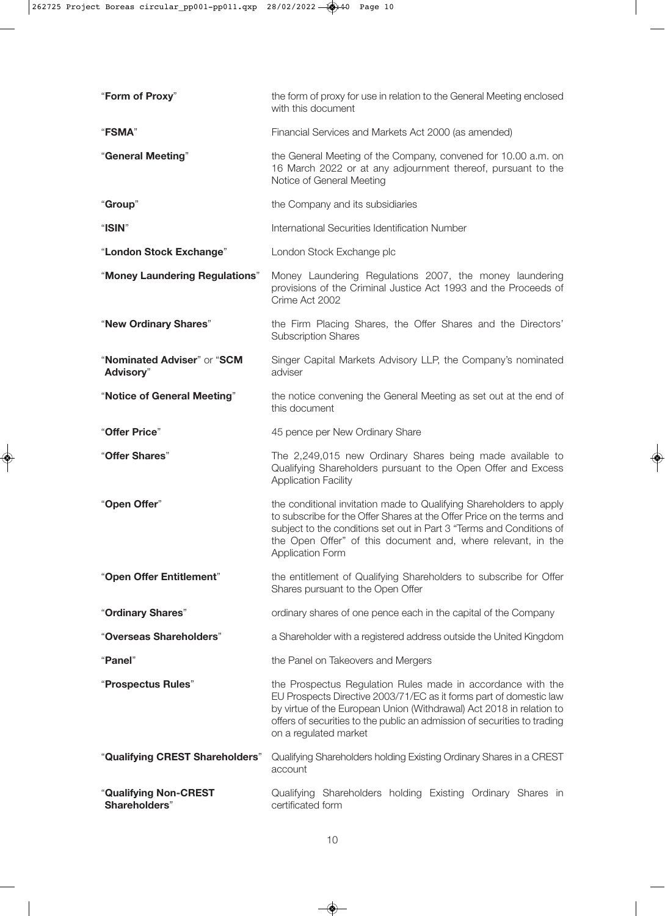| | |
|---|---|
| "**Form of Proxy**" | the form of proxy for use in relation to the General Meeting enclosed with this document |
| "**FSMA**" | Financial Services and Markets Act 2000 (as amended) |
| "**General Meeting**" | the General Meeting of the Company, convened for 10.00 a.m. on 16 March 2022 or at any adjournment thereof, pursuant to the Notice of General Meeting |
| "**Group**" | the Company and its subsidiaries |
| "**ISIN**" | International Securities Identification Number |
| "**London Stock Exchange**" | London Stock Exchange plc |
| "**Money Laundering Regulations**" | Money Laundering Regulations 2007, the money laundering provisions of the Criminal Justice Act 1993 and the Proceeds of Crime Act 2002 |
| "**New Ordinary Shares**" | the Firm Placing Shares, the Offer Shares and the Directors' Subscription Shares |
| "**Nominated Adviser**" or "**SCM Advisory**" | Singer Capital Markets Advisory LLP, the Company's nominated adviser |
| "**Notice of General Meeting**" | the notice convening the General Meeting as set out at the end of this document |
| "**Offer Price**" | 45 pence per New Ordinary Share |
| "**Offer Shares**" | The 2,249,015 new Ordinary Shares being made available to Qualifying Shareholders pursuant to the Open Offer and Excess Application Facility |
| "**Open Offer**" | the conditional invitation made to Qualifying Shareholders to apply to subscribe for the Offer Shares at the Offer Price on the terms and subject to the conditions set out in Part 3 "Terms and Conditions of the Open Offer" of this document and, where relevant, in the Application Form |
| "**Open Offer Entitlement**" | the entitlement of Qualifying Shareholders to subscribe for Offer Shares pursuant to the Open Offer |
| "**Ordinary Shares**" | ordinary shares of one pence each in the capital of the Company |
| "**Overseas Shareholders**" | a Shareholder with a registered address outside the United Kingdom |
| "**Panel**" | the Panel on Takeovers and Mergers |
| "**Prospectus Rules**" | the Prospectus Regulation Rules made in accordance with the EU Prospects Directive 2003/71/EC as it forms part of domestic law by virtue of the European Union (Withdrawal) Act 2018 in relation to offers of securities to the public an admission of securities to trading on a regulated market |
| "**Qualifying CREST Shareholders**" | Qualifying Shareholders holding Existing Ordinary Shares in a CREST account |
| "**Qualifying Non-CREST Shareholders**" | Qualifying Shareholders holding Existing Ordinary Shares in certificated form |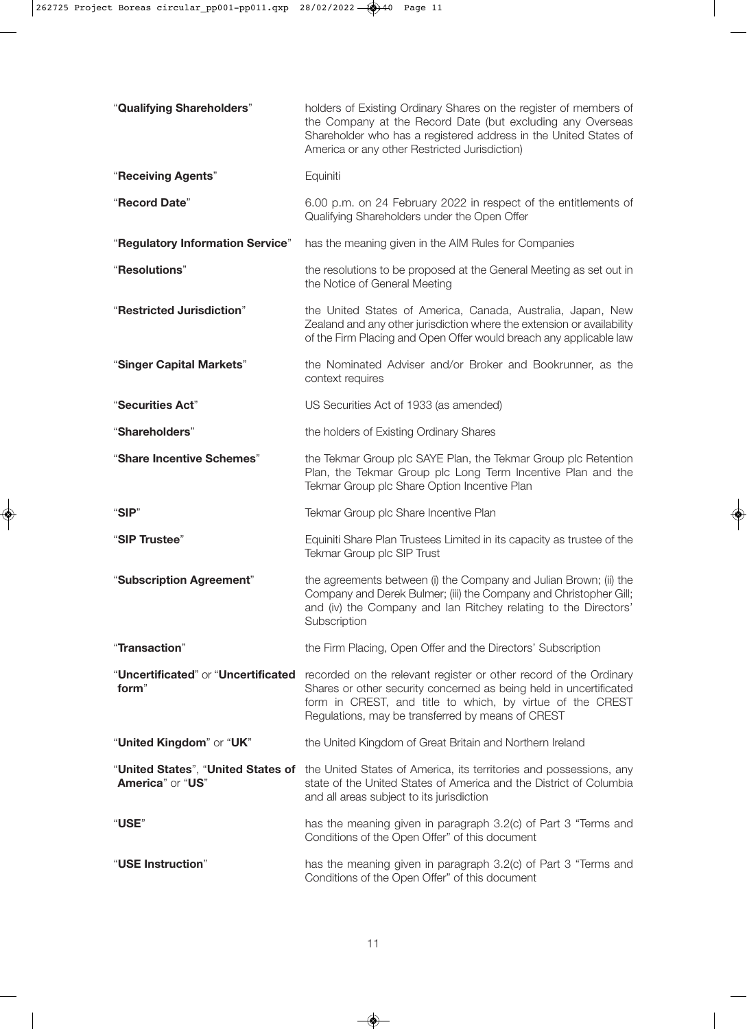| | |
|---|---|
| "**Qualifying Shareholders**" | holders of Existing Ordinary Shares on the register of members of the Company at the Record Date (but excluding any Overseas Shareholder who has a registered address in the United States of America or any other Restricted Jurisdiction) |
| "**Receiving Agents**" | Equiniti |
| "**Record Date**" | 6.00 p.m. on 24 February 2022 in respect of the entitlements of Qualifying Shareholders under the Open Offer |
| "**Regulatory Information Service**" | has the meaning given in the AIM Rules for Companies |
| "**Resolutions**" | the resolutions to be proposed at the General Meeting as set out in the Notice of General Meeting |
| "**Restricted Jurisdiction**" | the United States of America, Canada, Australia, Japan, New Zealand and any other jurisdiction where the extension or availability of the Firm Placing and Open Offer would breach any applicable law |
| "**Singer Capital Markets**" | the Nominated Adviser and/or Broker and Bookrunner, as the context requires |
| "**Securities Act**" | US Securities Act of 1933 (as amended) |
| "**Shareholders**" | the holders of Existing Ordinary Shares |
| "**Share Incentive Schemes**" | the Tekmar Group plc SAYE Plan, the Tekmar Group plc Retention Plan, the Tekmar Group plc Long Term Incentive Plan and the Tekmar Group plc Share Option Incentive Plan |
| "**SIP**" | Tekmar Group plc Share Incentive Plan |
| "**SIP Trustee**" | Equiniti Share Plan Trustees Limited in its capacity as trustee of the Tekmar Group plc SIP Trust |
| "**Subscription Agreement**" | the agreements between (i) the Company and Julian Brown; (ii) the Company and Derek Bulmer; (iii) the Company and Christopher Gill; and (iv) the Company and Ian Ritchey relating to the Directors' Subscription |
| "**Transaction**" | the Firm Placing, Open Offer and the Directors' Subscription |
| "**Uncertificated**" or "**Uncertificated form**" | recorded on the relevant register or other record of the Ordinary Shares or other security concerned as being held in uncertificated form in CREST, and title to which, by virtue of the CREST Regulations, may be transferred by means of CREST |
| "**United Kingdom**" or "**UK**" | the United Kingdom of Great Britain and Northern Ireland |
| "**United States**", "**United States of America**" or "**US**" | the United States of America, its territories and possessions, any state of the United States of America and the District of Columbia and all areas subject to its jurisdiction |
| "**USE**" | has the meaning given in paragraph 3.2(c) of Part 3 "Terms and Conditions of the Open Offer" of this document |
| "**USE Instruction**" | has the meaning given in paragraph 3.2(c) of Part 3 "Terms and Conditions of the Open Offer" of this document |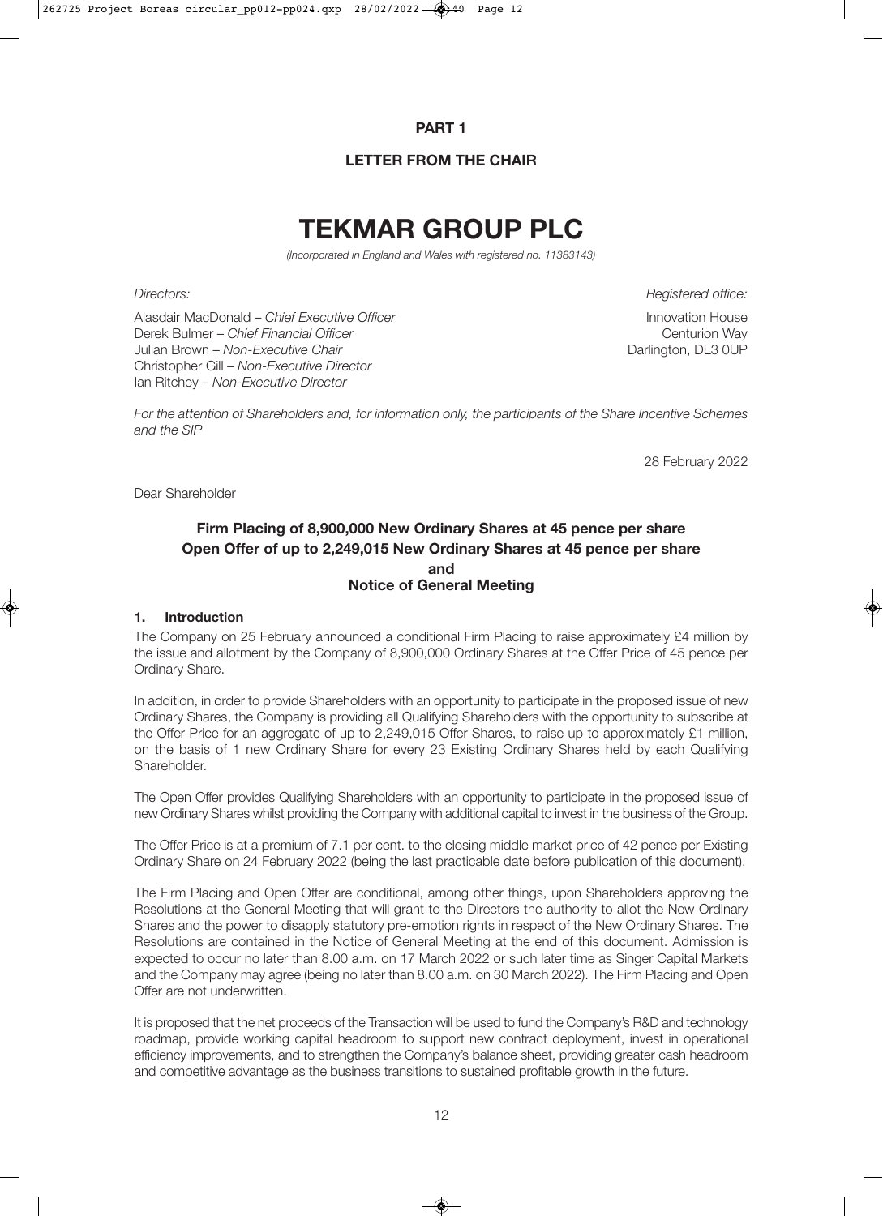**PART 1**

**LETTER FROM THE CHAIR**

# TEKMAR GROUP PLC

*(Incorporated in England and Wales with registered no. 11383143)*

*Directors:*

Alasdair MacDonald – *Chief Executive Officer*
Derek Bulmer – *Chief Financial Officer*
Julian Brown – *Non-Executive Chair*
Christopher Gill – *Non-Executive Director*
Ian Ritchey – *Non-Executive Director*

*Registered office:*

Innovation House
Centurion Way
Darlington, DL3 0UP

*For the attention of Shareholders and, for information only, the participants of the Share Incentive Schemes and the SIP*

28 February 2022

Dear Shareholder

**Firm Placing of 8,900,000 New Ordinary Shares at 45 pence per share**
**Open Offer of up to 2,249,015 New Ordinary Shares at 45 pence per share**
**and**
**Notice of General Meeting**

### 1. Introduction

The Company on 25 February announced a conditional Firm Placing to raise approximately £4 million by the issue and allotment by the Company of 8,900,000 Ordinary Shares at the Offer Price of 45 pence per Ordinary Share.

In addition, in order to provide Shareholders with an opportunity to participate in the proposed issue of new Ordinary Shares, the Company is providing all Qualifying Shareholders with the opportunity to subscribe at the Offer Price for an aggregate of up to 2,249,015 Offer Shares, to raise up to approximately £1 million, on the basis of 1 new Ordinary Share for every 23 Existing Ordinary Shares held by each Qualifying Shareholder.

The Open Offer provides Qualifying Shareholders with an opportunity to participate in the proposed issue of new Ordinary Shares whilst providing the Company with additional capital to invest in the business of the Group.

The Offer Price is at a premium of 7.1 per cent. to the closing middle market price of 42 pence per Existing Ordinary Share on 24 February 2022 (being the last practicable date before publication of this document).

The Firm Placing and Open Offer are conditional, among other things, upon Shareholders approving the Resolutions at the General Meeting that will grant to the Directors the authority to allot the New Ordinary Shares and the power to disapply statutory pre-emption rights in respect of the New Ordinary Shares. The Resolutions are contained in the Notice of General Meeting at the end of this document. Admission is expected to occur no later than 8.00 a.m. on 17 March 2022 or such later time as Singer Capital Markets and the Company may agree (being no later than 8.00 a.m. on 30 March 2022). The Firm Placing and Open Offer are not underwritten.

It is proposed that the net proceeds of the Transaction will be used to fund the Company's R&D and technology roadmap, provide working capital headroom to support new contract deployment, invest in operational efficiency improvements, and to strengthen the Company's balance sheet, providing greater cash headroom and competitive advantage as the business transitions to sustained profitable growth in the future.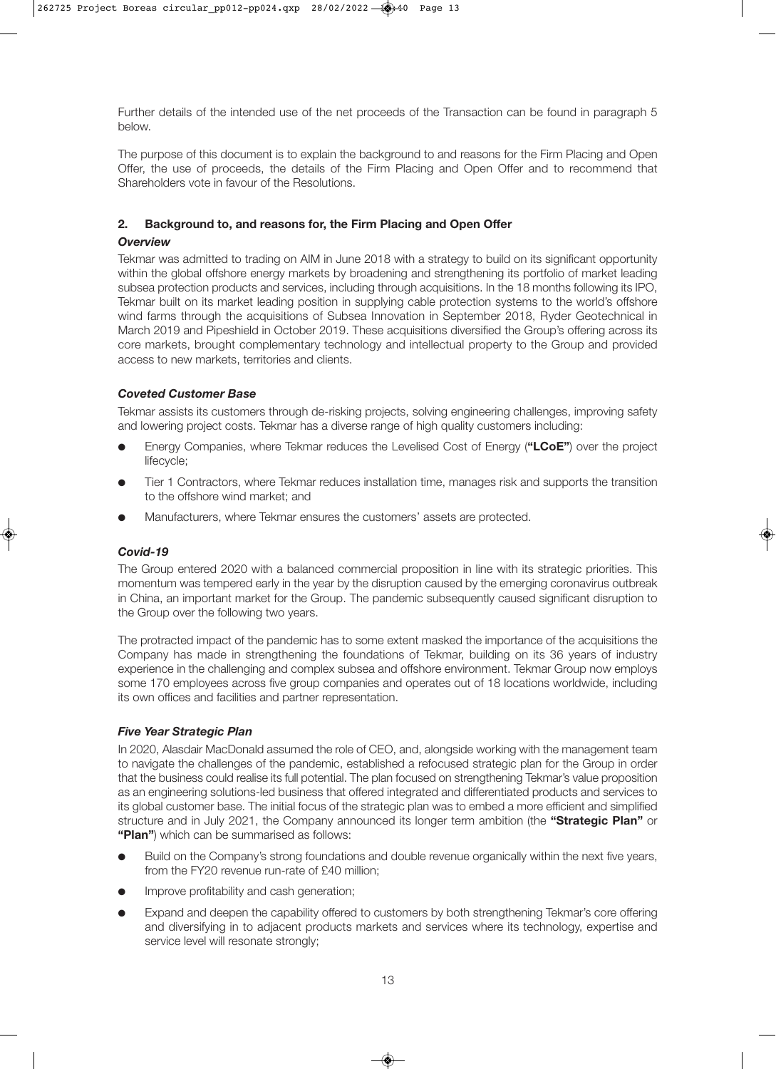Further details of the intended use of the net proceeds of the Transaction can be found in paragraph 5 below.

The purpose of this document is to explain the background to and reasons for the Firm Placing and Open Offer, the use of proceeds, the details of the Firm Placing and Open Offer and to recommend that Shareholders vote in favour of the Resolutions.

## 2. Background to, and reasons for, the Firm Placing and Open Offer

### *Overview*

Tekmar was admitted to trading on AIM in June 2018 with a strategy to build on its significant opportunity within the global offshore energy markets by broadening and strengthening its portfolio of market leading subsea protection products and services, including through acquisitions. In the 18 months following its IPO, Tekmar built on its market leading position in supplying cable protection systems to the world's offshore wind farms through the acquisitions of Subsea Innovation in September 2018, Ryder Geotechnical in March 2019 and Pipeshield in October 2019. These acquisitions diversified the Group's offering across its core markets, brought complementary technology and intellectual property to the Group and provided access to new markets, territories and clients.

### *Coveted Customer Base*

Tekmar assists its customers through de-risking projects, solving engineering challenges, improving safety and lowering project costs. Tekmar has a diverse range of high quality customers including:

- Energy Companies, where Tekmar reduces the Levelised Cost of Energy (**"LCoE"**) over the project lifecycle;
- Tier 1 Contractors, where Tekmar reduces installation time, manages risk and supports the transition to the offshore wind market; and
- Manufacturers, where Tekmar ensures the customers' assets are protected.

### *Covid-19*

The Group entered 2020 with a balanced commercial proposition in line with its strategic priorities. This momentum was tempered early in the year by the disruption caused by the emerging coronavirus outbreak in China, an important market for the Group. The pandemic subsequently caused significant disruption to the Group over the following two years.

The protracted impact of the pandemic has to some extent masked the importance of the acquisitions the Company has made in strengthening the foundations of Tekmar, building on its 36 years of industry experience in the challenging and complex subsea and offshore environment. Tekmar Group now employs some 170 employees across five group companies and operates out of 18 locations worldwide, including its own offices and facilities and partner representation.

### *Five Year Strategic Plan*

In 2020, Alasdair MacDonald assumed the role of CEO, and, alongside working with the management team to navigate the challenges of the pandemic, established a refocused strategic plan for the Group in order that the business could realise its full potential. The plan focused on strengthening Tekmar's value proposition as an engineering solutions-led business that offered integrated and differentiated products and services to its global customer base. The initial focus of the strategic plan was to embed a more efficient and simplified structure and in July 2021, the Company announced its longer term ambition (the **"Strategic Plan"** or **"Plan"**) which can be summarised as follows:

- Build on the Company's strong foundations and double revenue organically within the next five years, from the FY20 revenue run-rate of £40 million;
- Improve profitability and cash generation;
- Expand and deepen the capability offered to customers by both strengthening Tekmar's core offering and diversifying in to adjacent products markets and services where its technology, expertise and service level will resonate strongly;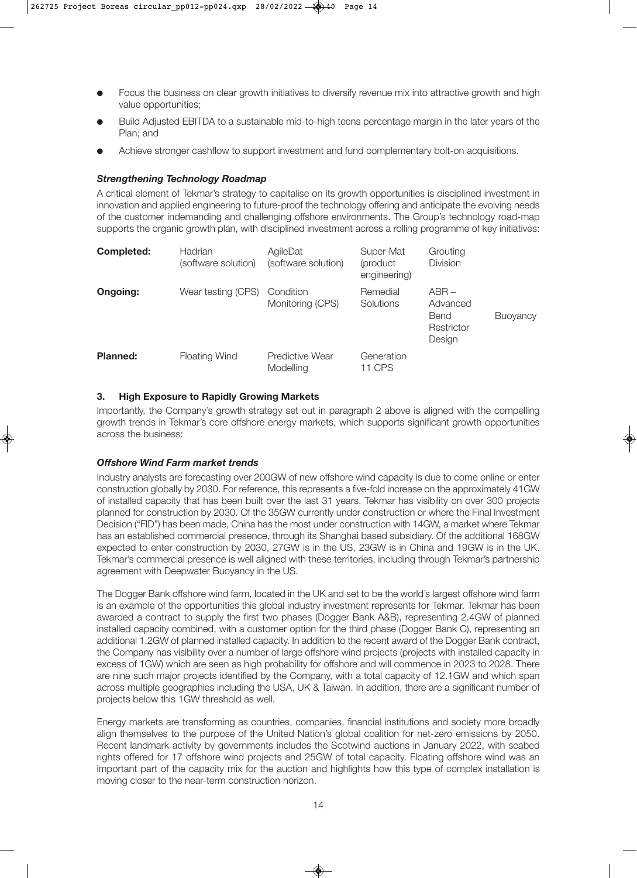- Focus the business on clear growth initiatives to diversify revenue mix into attractive growth and high value opportunities;
- Build Adjusted EBITDA to a sustainable mid-to-high teens percentage margin in the later years of the Plan; and
- Achieve stronger cashflow to support investment and fund complementary bolt-on acquisitions.

### *Strengthening Technology Roadmap*

A critical element of Tekmar's strategy to capitalise on its growth opportunities is disciplined investment in innovation and applied engineering to future-proof the technology offering and anticipate the evolving needs of the customer indemanding and challenging offshore environments. The Group's technology road-map supports the organic growth plan, with disciplined investment across a rolling programme of key initiatives:

| | | | | | |
|---|---|---|---|---|---|
| **Completed:** | Hadrian (software solution) | AgileDat (software solution) | Super-Mat (product engineering) | Grouting Division | |
| **Ongoing:** | Wear testing (CPS) | Condition Monitoring (CPS) | Remedial Solutions | ABR – Advanced Bend Restrictor Design | Buoyancy |
| **Planned:** | Floating Wind | Predictive Wear Modelling | Generation 11 CPS | | |

### 3. High Exposure to Rapidly Growing Markets

Importantly, the Company's growth strategy set out in paragraph 2 above is aligned with the compelling growth trends in Tekmar's core offshore energy markets, which supports significant growth opportunities across the business:

### *Offshore Wind Farm market trends*

Industry analysts are forecasting over 200GW of new offshore wind capacity is due to come online or enter construction globally by 2030. For reference, this represents a five-fold increase on the approximately 41GW of installed capacity that has been built over the last 31 years. Tekmar has visibility on over 300 projects planned for construction by 2030. Of the 35GW currently under construction or where the Final Investment Decision ("FID") has been made, China has the most under construction with 14GW, a market where Tekmar has an established commercial presence, through its Shanghai based subsidiary. Of the additional 168GW expected to enter construction by 2030, 27GW is in the US, 23GW is in China and 19GW is in the UK. Tekmar's commercial presence is well aligned with these territories, including through Tekmar's partnership agreement with Deepwater Buoyancy in the US.

The Dogger Bank offshore wind farm, located in the UK and set to be the world's largest offshore wind farm is an example of the opportunities this global industry investment represents for Tekmar. Tekmar has been awarded a contract to supply the first two phases (Dogger Bank A&B), representing 2.4GW of planned installed capacity combined, with a customer option for the third phase (Dogger Bank C), representing an additional 1.2GW of planned installed capacity. In addition to the recent award of the Dogger Bank contract, the Company has visibility over a number of large offshore wind projects (projects with installed capacity in excess of 1GW) which are seen as high probability for offshore and will commence in 2023 to 2028. There are nine such major projects identified by the Company, with a total capacity of 12.1GW and which span across multiple geographies including the USA, UK & Taiwan. In addition, there are a significant number of projects below this 1GW threshold as well.

Energy markets are transforming as countries, companies, financial institutions and society more broadly align themselves to the purpose of the United Nation's global coalition for net-zero emissions by 2050. Recent landmark activity by governments includes the Scotwind auctions in January 2022, with seabed rights offered for 17 offshore wind projects and 25GW of total capacity. Floating offshore wind was an important part of the capacity mix for the auction and highlights how this type of complex installation is moving closer to the near-term construction horizon.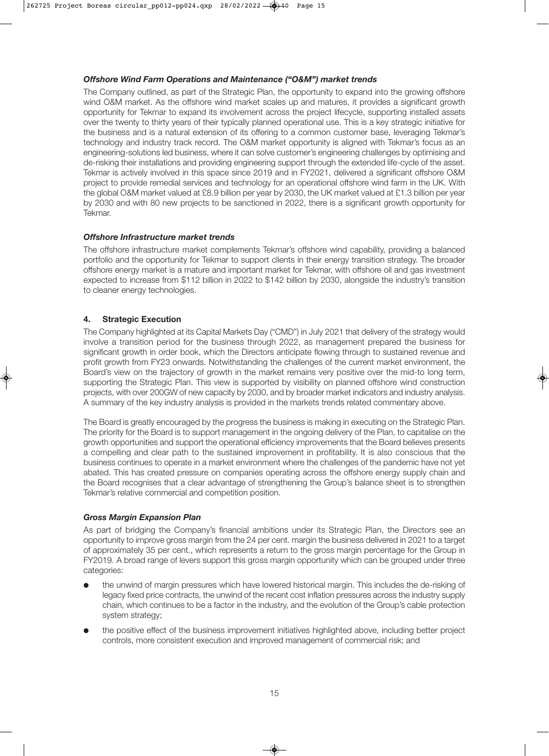***Offshore Wind Farm Operations and Maintenance ("O&M") market trends***

The Company outlined, as part of the Strategic Plan, the opportunity to expand into the growing offshore wind O&M market. As the offshore wind market scales up and matures, it provides a significant growth opportunity for Tekmar to expand its involvement across the project lifecycle, supporting installed assets over the twenty to thirty years of their typically planned operational use. This is a key strategic initiative for the business and is a natural extension of its offering to a common customer base, leveraging Tekmar's technology and industry track record. The O&M market opportunity is aligned with Tekmar's focus as an engineering-solutions led business, where it can solve customer's engineering challenges by optimising and de-risking their installations and providing engineering support through the extended life-cycle of the asset. Tekmar is actively involved in this space since 2019 and in FY2021, delivered a significant offshore O&M project to provide remedial services and technology for an operational offshore wind farm in the UK. With the global O&M market valued at £8.9 billion per year by 2030, the UK market valued at £1.3 billion per year by 2030 and with 80 new projects to be sanctioned in 2022, there is a significant growth opportunity for Tekmar.

***Offshore Infrastructure market trends***

The offshore infrastructure market complements Tekmar's offshore wind capability, providing a balanced portfolio and the opportunity for Tekmar to support clients in their energy transition strategy. The broader offshore energy market is a mature and important market for Tekmar, with offshore oil and gas investment expected to increase from $112 billion in 2022 to $142 billion by 2030, alongside the industry's transition to cleaner energy technologies.

## 4. Strategic Execution

The Company highlighted at its Capital Markets Day ("CMD") in July 2021 that delivery of the strategy would involve a transition period for the business through 2022, as management prepared the business for significant growth in order book, which the Directors anticipate flowing through to sustained revenue and profit growth from FY23 onwards. Notwithstanding the challenges of the current market environment, the Board's view on the trajectory of growth in the market remains very positive over the mid-to long term, supporting the Strategic Plan. This view is supported by visibility on planned offshore wind construction projects, with over 200GW of new capacity by 2030, and by broader market indicators and industry analysis. A summary of the key industry analysis is provided in the markets trends related commentary above.

The Board is greatly encouraged by the progress the business is making in executing on the Strategic Plan. The priority for the Board is to support management in the ongoing delivery of the Plan, to capitalise on the growth opportunities and support the operational efficiency improvements that the Board believes presents a compelling and clear path to the sustained improvement in profitability. It is also conscious that the business continues to operate in a market environment where the challenges of the pandemic have not yet abated. This has created pressure on companies operating across the offshore energy supply chain and the Board recognises that a clear advantage of strengthening the Group's balance sheet is to strengthen Tekmar's relative commercial and competition position.

***Gross Margin Expansion Plan***

As part of bridging the Company's financial ambitions under its Strategic Plan, the Directors see an opportunity to improve gross margin from the 24 per cent. margin the business delivered in 2021 to a target of approximately 35 per cent., which represents a return to the gross margin percentage for the Group in FY2019. A broad range of levers support this gross margin opportunity which can be grouped under three categories:

- the unwind of margin pressures which have lowered historical margin. This includes the de-risking of legacy fixed price contracts, the unwind of the recent cost inflation pressures across the industry supply chain, which continues to be a factor in the industry, and the evolution of the Group's cable protection system strategy;
- the positive effect of the business improvement initiatives highlighted above, including better project controls, more consistent execution and improved management of commercial risk; and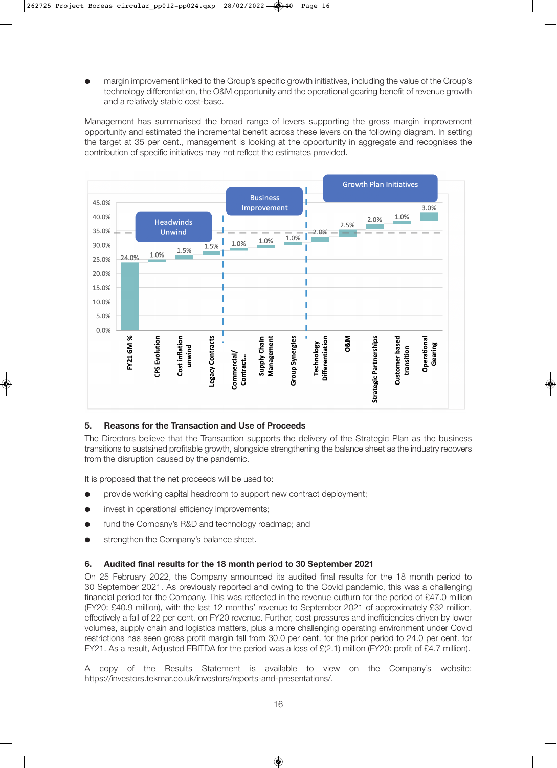- margin improvement linked to the Group's specific growth initiatives, including the value of the Group's technology differentiation, the O&M opportunity and the operational gearing benefit of revenue growth and a relatively stable cost-base.

Management has summarised the broad range of levers supporting the gross margin improvement opportunity and estimated the incremental benefit across these levers on the following diagram. In setting the target at 35 per cent., management is looking at the opportunity in aggregate and recognises the contribution of specific initiatives may not reflect the estimates provided.

| Category | Lever | Value |
|---|---|---|
| | FY21 GM % | 24.0% |
| Headwinds Unwind | CPS Evolution | 1.0% |
| Headwinds Unwind | Cost inflation unwind | 1.5% |
| Headwinds Unwind | Legacy Contracts | 1.5% |
| Business Improvement | Commercial/Contract... | 1.0% |
| Business Improvement | Supply Chain Management | 1.0% |
| Business Improvement | Group Synergies | 1.0% |
| Growth Plan Initiatives | Technology Differentiation | 2.0% |
| Growth Plan Initiatives | O&M | 2.5% |
| Growth Plan Initiatives | Strategic Partnerships | 2.0% |
| Growth Plan Initiatives | Customer based transition | 1.0% |
| Growth Plan Initiatives | Operational Gearing | 3.0% |

## 5. Reasons for the Transaction and Use of Proceeds

The Directors believe that the Transaction supports the delivery of the Strategic Plan as the business transitions to sustained profitable growth, alongside strengthening the balance sheet as the industry recovers from the disruption caused by the pandemic.

It is proposed that the net proceeds will be used to:

- provide working capital headroom to support new contract deployment;
- invest in operational efficiency improvements;
- fund the Company's R&D and technology roadmap; and
- strengthen the Company's balance sheet.

## 6. Audited final results for the 18 month period to 30 September 2021

On 25 February 2022, the Company announced its audited final results for the 18 month period to 30 September 2021. As previously reported and owing to the Covid pandemic, this was a challenging financial period for the Company. This was reflected in the revenue outturn for the period of £47.0 million (FY20: £40.9 million), with the last 12 months' revenue to September 2021 of approximately £32 million, effectively a fall of 22 per cent. on FY20 revenue. Further, cost pressures and inefficiencies driven by lower volumes, supply chain and logistics matters, plus a more challenging operating environment under Covid restrictions has seen gross profit margin fall from 30.0 per cent. for the prior period to 24.0 per cent. for FY21. As a result, Adjusted EBITDA for the period was a loss of £(2.1) million (FY20: profit of £4.7 million).

A copy of the Results Statement is available to view on the Company's website: https://investors.tekmar.co.uk/investors/reports-and-presentations/.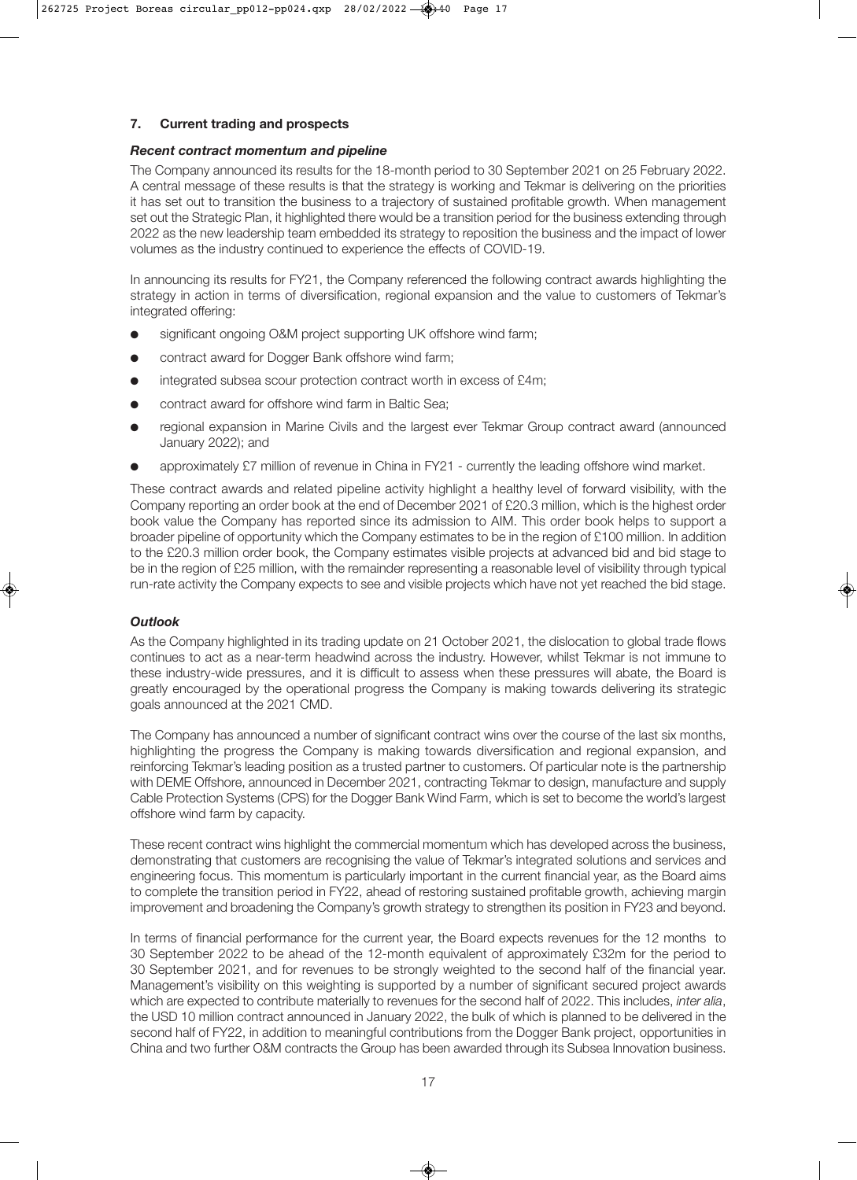## 7. Current trading and prospects

### *Recent contract momentum and pipeline*

The Company announced its results for the 18-month period to 30 September 2021 on 25 February 2022. A central message of these results is that the strategy is working and Tekmar is delivering on the priorities it has set out to transition the business to a trajectory of sustained profitable growth. When management set out the Strategic Plan, it highlighted there would be a transition period for the business extending through 2022 as the new leadership team embedded its strategy to reposition the business and the impact of lower volumes as the industry continued to experience the effects of COVID-19.

In announcing its results for FY21, the Company referenced the following contract awards highlighting the strategy in action in terms of diversification, regional expansion and the value to customers of Tekmar's integrated offering:

- significant ongoing O&M project supporting UK offshore wind farm;
- contract award for Dogger Bank offshore wind farm;
- integrated subsea scour protection contract worth in excess of £4m;
- contract award for offshore wind farm in Baltic Sea;
- regional expansion in Marine Civils and the largest ever Tekmar Group contract award (announced January 2022); and
- approximately £7 million of revenue in China in FY21 - currently the leading offshore wind market.

These contract awards and related pipeline activity highlight a healthy level of forward visibility, with the Company reporting an order book at the end of December 2021 of £20.3 million, which is the highest order book value the Company has reported since its admission to AIM. This order book helps to support a broader pipeline of opportunity which the Company estimates to be in the region of £100 million. In addition to the £20.3 million order book, the Company estimates visible projects at advanced bid and bid stage to be in the region of £25 million, with the remainder representing a reasonable level of visibility through typical run-rate activity the Company expects to see and visible projects which have not yet reached the bid stage.

### *Outlook*

As the Company highlighted in its trading update on 21 October 2021, the dislocation to global trade flows continues to act as a near-term headwind across the industry. However, whilst Tekmar is not immune to these industry-wide pressures, and it is difficult to assess when these pressures will abate, the Board is greatly encouraged by the operational progress the Company is making towards delivering its strategic goals announced at the 2021 CMD.

The Company has announced a number of significant contract wins over the course of the last six months, highlighting the progress the Company is making towards diversification and regional expansion, and reinforcing Tekmar's leading position as a trusted partner to customers. Of particular note is the partnership with DEME Offshore, announced in December 2021, contracting Tekmar to design, manufacture and supply Cable Protection Systems (CPS) for the Dogger Bank Wind Farm, which is set to become the world's largest offshore wind farm by capacity.

These recent contract wins highlight the commercial momentum which has developed across the business, demonstrating that customers are recognising the value of Tekmar's integrated solutions and services and engineering focus. This momentum is particularly important in the current financial year, as the Board aims to complete the transition period in FY22, ahead of restoring sustained profitable growth, achieving margin improvement and broadening the Company's growth strategy to strengthen its position in FY23 and beyond.

In terms of financial performance for the current year, the Board expects revenues for the 12 months to 30 September 2022 to be ahead of the 12-month equivalent of approximately £32m for the period to 30 September 2021, and for revenues to be strongly weighted to the second half of the financial year. Management's visibility on this weighting is supported by a number of significant secured project awards which are expected to contribute materially to revenues for the second half of 2022. This includes, *inter alia*, the USD 10 million contract announced in January 2022, the bulk of which is planned to be delivered in the second half of FY22, in addition to meaningful contributions from the Dogger Bank project, opportunities in China and two further O&M contracts the Group has been awarded through its Subsea Innovation business.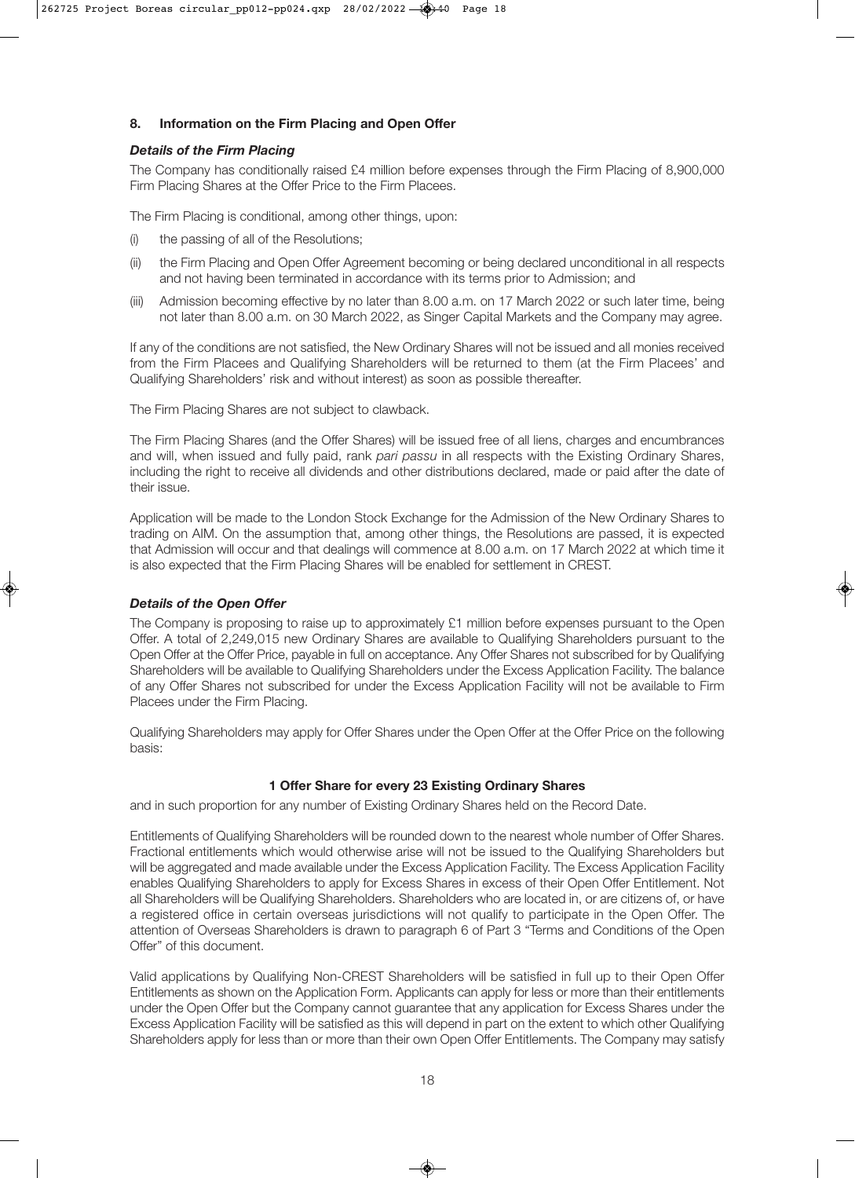## 8. Information on the Firm Placing and Open Offer

### *Details of the Firm Placing*

The Company has conditionally raised £4 million before expenses through the Firm Placing of 8,900,000 Firm Placing Shares at the Offer Price to the Firm Placees.

The Firm Placing is conditional, among other things, upon:

(i) the passing of all of the Resolutions;

(ii) the Firm Placing and Open Offer Agreement becoming or being declared unconditional in all respects and not having been terminated in accordance with its terms prior to Admission; and

(iii) Admission becoming effective by no later than 8.00 a.m. on 17 March 2022 or such later time, being not later than 8.00 a.m. on 30 March 2022, as Singer Capital Markets and the Company may agree.

If any of the conditions are not satisfied, the New Ordinary Shares will not be issued and all monies received from the Firm Placees and Qualifying Shareholders will be returned to them (at the Firm Placees' and Qualifying Shareholders' risk and without interest) as soon as possible thereafter.

The Firm Placing Shares are not subject to clawback.

The Firm Placing Shares (and the Offer Shares) will be issued free of all liens, charges and encumbrances and will, when issued and fully paid, rank *pari passu* in all respects with the Existing Ordinary Shares, including the right to receive all dividends and other distributions declared, made or paid after the date of their issue.

Application will be made to the London Stock Exchange for the Admission of the New Ordinary Shares to trading on AIM. On the assumption that, among other things, the Resolutions are passed, it is expected that Admission will occur and that dealings will commence at 8.00 a.m. on 17 March 2022 at which time it is also expected that the Firm Placing Shares will be enabled for settlement in CREST.

### *Details of the Open Offer*

The Company is proposing to raise up to approximately £1 million before expenses pursuant to the Open Offer. A total of 2,249,015 new Ordinary Shares are available to Qualifying Shareholders pursuant to the Open Offer at the Offer Price, payable in full on acceptance. Any Offer Shares not subscribed for by Qualifying Shareholders will be available to Qualifying Shareholders under the Excess Application Facility. The balance of any Offer Shares not subscribed for under the Excess Application Facility will not be available to Firm Placees under the Firm Placing.

Qualifying Shareholders may apply for Offer Shares under the Open Offer at the Offer Price on the following basis:

**1 Offer Share for every 23 Existing Ordinary Shares**

and in such proportion for any number of Existing Ordinary Shares held on the Record Date.

Entitlements of Qualifying Shareholders will be rounded down to the nearest whole number of Offer Shares. Fractional entitlements which would otherwise arise will not be issued to the Qualifying Shareholders but will be aggregated and made available under the Excess Application Facility. The Excess Application Facility enables Qualifying Shareholders to apply for Excess Shares in excess of their Open Offer Entitlement. Not all Shareholders will be Qualifying Shareholders. Shareholders who are located in, or are citizens of, or have a registered office in certain overseas jurisdictions will not qualify to participate in the Open Offer. The attention of Overseas Shareholders is drawn to paragraph 6 of Part 3 "Terms and Conditions of the Open Offer" of this document.

Valid applications by Qualifying Non-CREST Shareholders will be satisfied in full up to their Open Offer Entitlements as shown on the Application Form. Applicants can apply for less or more than their entitlements under the Open Offer but the Company cannot guarantee that any application for Excess Shares under the Excess Application Facility will be satisfied as this will depend in part on the extent to which other Qualifying Shareholders apply for less than or more than their own Open Offer Entitlements. The Company may satisfy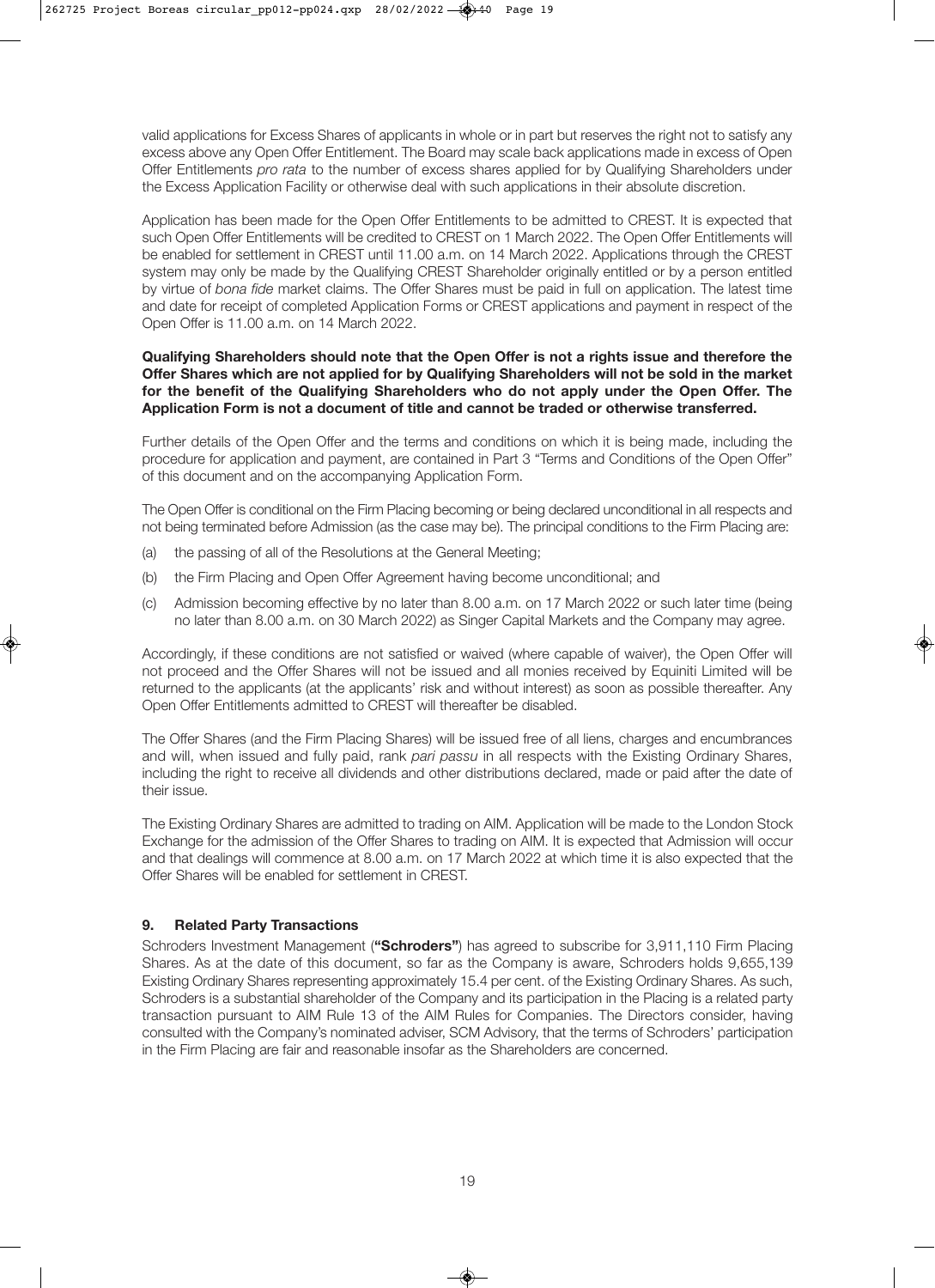valid applications for Excess Shares of applicants in whole or in part but reserves the right not to satisfy any excess above any Open Offer Entitlement. The Board may scale back applications made in excess of Open Offer Entitlements *pro rata* to the number of excess shares applied for by Qualifying Shareholders under the Excess Application Facility or otherwise deal with such applications in their absolute discretion.

Application has been made for the Open Offer Entitlements to be admitted to CREST. It is expected that such Open Offer Entitlements will be credited to CREST on 1 March 2022. The Open Offer Entitlements will be enabled for settlement in CREST until 11.00 a.m. on 14 March 2022. Applications through the CREST system may only be made by the Qualifying CREST Shareholder originally entitled or by a person entitled by virtue of *bona fide* market claims. The Offer Shares must be paid in full on application. The latest time and date for receipt of completed Application Forms or CREST applications and payment in respect of the Open Offer is 11.00 a.m. on 14 March 2022.

**Qualifying Shareholders should note that the Open Offer is not a rights issue and therefore the Offer Shares which are not applied for by Qualifying Shareholders will not be sold in the market for the benefit of the Qualifying Shareholders who do not apply under the Open Offer. The Application Form is not a document of title and cannot be traded or otherwise transferred.**

Further details of the Open Offer and the terms and conditions on which it is being made, including the procedure for application and payment, are contained in Part 3 "Terms and Conditions of the Open Offer" of this document and on the accompanying Application Form.

The Open Offer is conditional on the Firm Placing becoming or being declared unconditional in all respects and not being terminated before Admission (as the case may be). The principal conditions to the Firm Placing are:

(a) the passing of all of the Resolutions at the General Meeting;

(b) the Firm Placing and Open Offer Agreement having become unconditional; and

(c) Admission becoming effective by no later than 8.00 a.m. on 17 March 2022 or such later time (being no later than 8.00 a.m. on 30 March 2022) as Singer Capital Markets and the Company may agree.

Accordingly, if these conditions are not satisfied or waived (where capable of waiver), the Open Offer will not proceed and the Offer Shares will not be issued and all monies received by Equiniti Limited will be returned to the applicants (at the applicants' risk and without interest) as soon as possible thereafter. Any Open Offer Entitlements admitted to CREST will thereafter be disabled.

The Offer Shares (and the Firm Placing Shares) will be issued free of all liens, charges and encumbrances and will, when issued and fully paid, rank *pari passu* in all respects with the Existing Ordinary Shares, including the right to receive all dividends and other distributions declared, made or paid after the date of their issue.

The Existing Ordinary Shares are admitted to trading on AIM. Application will be made to the London Stock Exchange for the admission of the Offer Shares to trading on AIM. It is expected that Admission will occur and that dealings will commence at 8.00 a.m. on 17 March 2022 at which time it is also expected that the Offer Shares will be enabled for settlement in CREST.

### 9. Related Party Transactions

Schroders Investment Management (**"Schroders"**) has agreed to subscribe for 3,911,110 Firm Placing Shares. As at the date of this document, so far as the Company is aware, Schroders holds 9,655,139 Existing Ordinary Shares representing approximately 15.4 per cent. of the Existing Ordinary Shares. As such, Schroders is a substantial shareholder of the Company and its participation in the Placing is a related party transaction pursuant to AIM Rule 13 of the AIM Rules for Companies. The Directors consider, having consulted with the Company's nominated adviser, SCM Advisory, that the terms of Schroders' participation in the Firm Placing are fair and reasonable insofar as the Shareholders are concerned.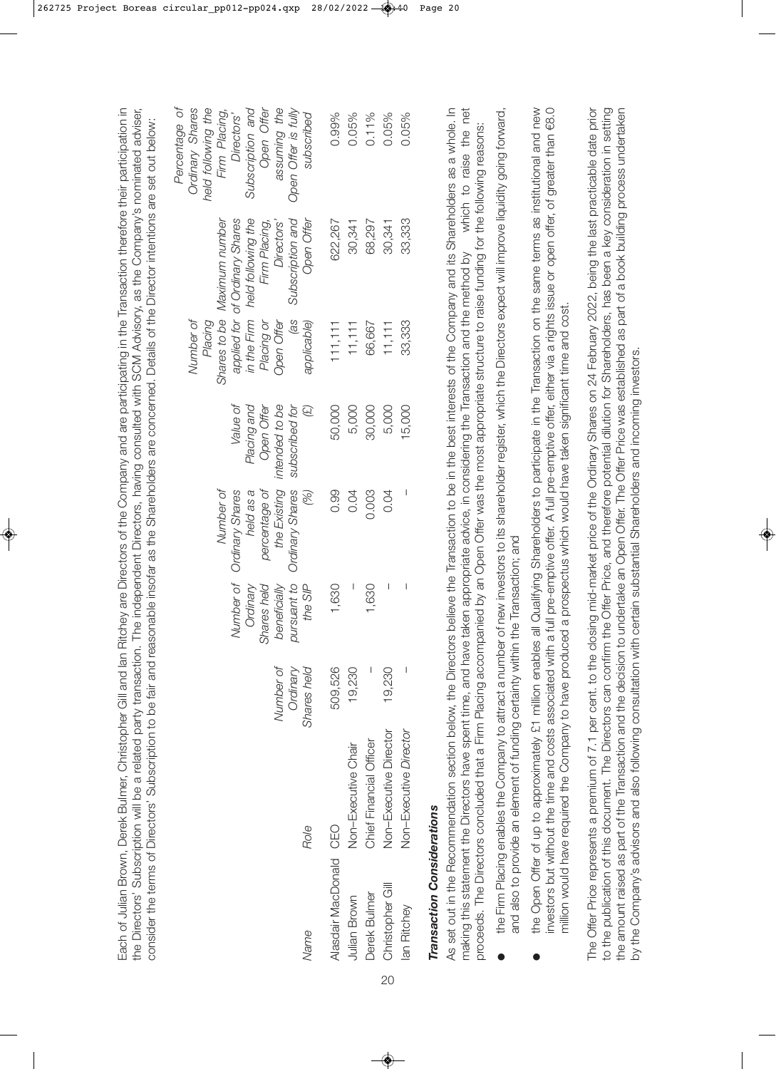Each of Julian Brown, Derek Bulmer, Christopher Gill and Ian Ritchey are Directors of the Company and are participating in the Transaction therefore their participation in the Directors' Subscription will be a related party transaction. The independent Directors, having consulted with SCM Advisory, as the Company's nominated adviser, consider the terms of Directors' Subscription to be fair and reasonable insofar as the Shareholders are concerned. Details of the Director intentions are set out below:

| *Name* | *Role* | *Number of Ordinary Shares held* | *Number of Ordinary Shares held beneficially pursuant to the SIP* | *Number of Ordinary Shares held as a percentage of the Existing Ordinary Shares (%)* | *Value of Placing and Open Offer intended to be subscribed for (£)* | *Number of Placing Shares to be applied for in the Firm Placing or Open Offer (as applicable)* | *Maximum number of Ordinary Shares held following the Firm Placing, Directors' Subscription and Open Offer* | *Percentage of Ordinary Shares held following the Firm Placing, Directors' Subscription and Open Offer assuming the Open Offer is fully subscribed* |
|---|---|---|---|---|---|---|---|---|
| Alasdair MacDonald | CEO | 509,526 | 1,630 | 0.99 | 50,000 | 111,111 | 622,267 | 0.99% |
| Julian Brown | Non-Executive Chair | 19,230 | – | 0.04 | 5,000 | 11,111 | 30,341 | 0.05% |
| Derek Bulmer | Chief Financial Officer | – | 1,630 | 0.003 | 30,000 | 66,667 | 68,297 | 0.11% |
| Christopher Gill | Non-Executive Director | 19,230 | – | 0.04 | 5,000 | 11,111 | 30,341 | 0.05% |
| Ian Ritchey | Non-Executive *Director* | – | – | – | 15,000 | 33,333 | 33,333 | 0.05% |

***Transaction Considerations***

As set out in the Recommendation section below, the Directors believe the Transaction to be in the best interests of the Company and its Shareholders as a whole. In making this statement the Directors have spent time, and have taken appropriate advice, in considering the Transaction and the method by which to raise the net proceeds. The Directors concluded that a Firm Placing accompanied by an Open Offer was the most appropriate structure to raise funding for the following reasons:

- the Firm Placing enables the Company to attract a number of new investors to its shareholder register, which the Directors expect will improve liquidity going forward, and also to provide an element of funding certainty within the Transaction; and
- the Open Offer of up to approximately £1 million enables all Qualifying Shareholders to participate in the Transaction on the same terms as institutional and new investors but without the time and costs associated with a full pre-emptive offer. A full pre-emptive offer, either via a rights issue or open offer, of greater than €8.0 million would have required the Company to have produced a prospectus which would have taken significant time and cost.

The Offer Price represents a premium of 7.1 per cent. to the closing mid-market price of the Ordinary Shares on 24 February 2022, being the last practicable date prior to the publication of this document. The Directors can confirm the Offer Price, and therefore potential dilution for Shareholders, has been a key consideration in setting the amount raised as part of the Transaction and the decision to undertake an Open Offer. The Offer Price was established as part of a book building process undertaken by the Company's advisors and also following consultation with certain substantial Shareholders and incoming investors.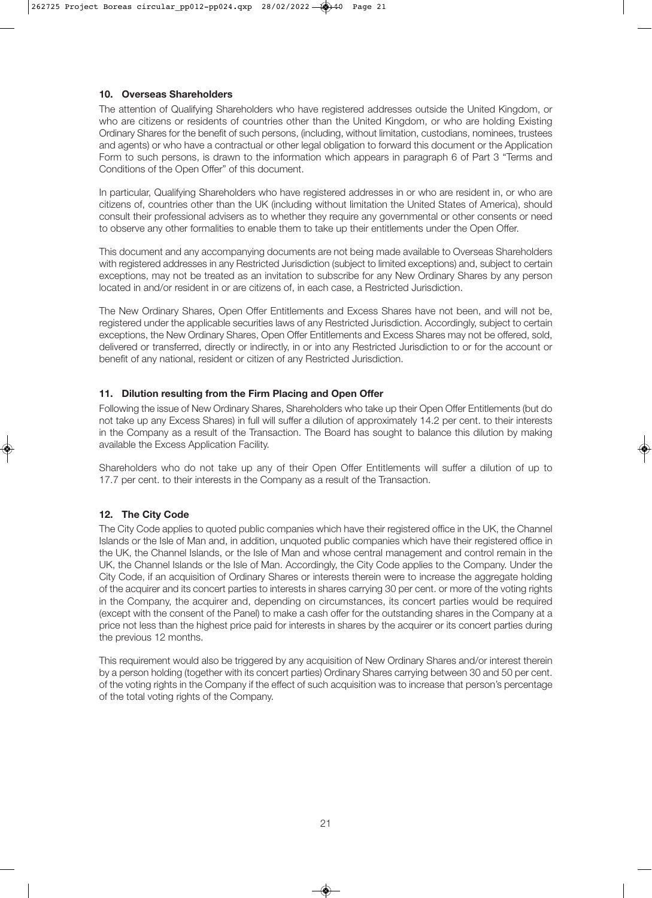### 10. Overseas Shareholders

The attention of Qualifying Shareholders who have registered addresses outside the United Kingdom, or who are citizens or residents of countries other than the United Kingdom, or who are holding Existing Ordinary Shares for the benefit of such persons, (including, without limitation, custodians, nominees, trustees and agents) or who have a contractual or other legal obligation to forward this document or the Application Form to such persons, is drawn to the information which appears in paragraph 6 of Part 3 "Terms and Conditions of the Open Offer" of this document.

In particular, Qualifying Shareholders who have registered addresses in or who are resident in, or who are citizens of, countries other than the UK (including without limitation the United States of America), should consult their professional advisers as to whether they require any governmental or other consents or need to observe any other formalities to enable them to take up their entitlements under the Open Offer.

This document and any accompanying documents are not being made available to Overseas Shareholders with registered addresses in any Restricted Jurisdiction (subject to limited exceptions) and, subject to certain exceptions, may not be treated as an invitation to subscribe for any New Ordinary Shares by any person located in and/or resident in or are citizens of, in each case, a Restricted Jurisdiction.

The New Ordinary Shares, Open Offer Entitlements and Excess Shares have not been, and will not be, registered under the applicable securities laws of any Restricted Jurisdiction. Accordingly, subject to certain exceptions, the New Ordinary Shares, Open Offer Entitlements and Excess Shares may not be offered, sold, delivered or transferred, directly or indirectly, in or into any Restricted Jurisdiction to or for the account or benefit of any national, resident or citizen of any Restricted Jurisdiction.

### 11. Dilution resulting from the Firm Placing and Open Offer

Following the issue of New Ordinary Shares, Shareholders who take up their Open Offer Entitlements (but do not take up any Excess Shares) in full will suffer a dilution of approximately 14.2 per cent. to their interests in the Company as a result of the Transaction. The Board has sought to balance this dilution by making available the Excess Application Facility.

Shareholders who do not take up any of their Open Offer Entitlements will suffer a dilution of up to 17.7 per cent. to their interests in the Company as a result of the Transaction.

### 12. The City Code

The City Code applies to quoted public companies which have their registered office in the UK, the Channel Islands or the Isle of Man and, in addition, unquoted public companies which have their registered office in the UK, the Channel Islands, or the Isle of Man and whose central management and control remain in the UK, the Channel Islands or the Isle of Man. Accordingly, the City Code applies to the Company. Under the City Code, if an acquisition of Ordinary Shares or interests therein were to increase the aggregate holding of the acquirer and its concert parties to interests in shares carrying 30 per cent. or more of the voting rights in the Company, the acquirer and, depending on circumstances, its concert parties would be required (except with the consent of the Panel) to make a cash offer for the outstanding shares in the Company at a price not less than the highest price paid for interests in shares by the acquirer or its concert parties during the previous 12 months.

This requirement would also be triggered by any acquisition of New Ordinary Shares and/or interest therein by a person holding (together with its concert parties) Ordinary Shares carrying between 30 and 50 per cent. of the voting rights in the Company if the effect of such acquisition was to increase that person's percentage of the total voting rights of the Company.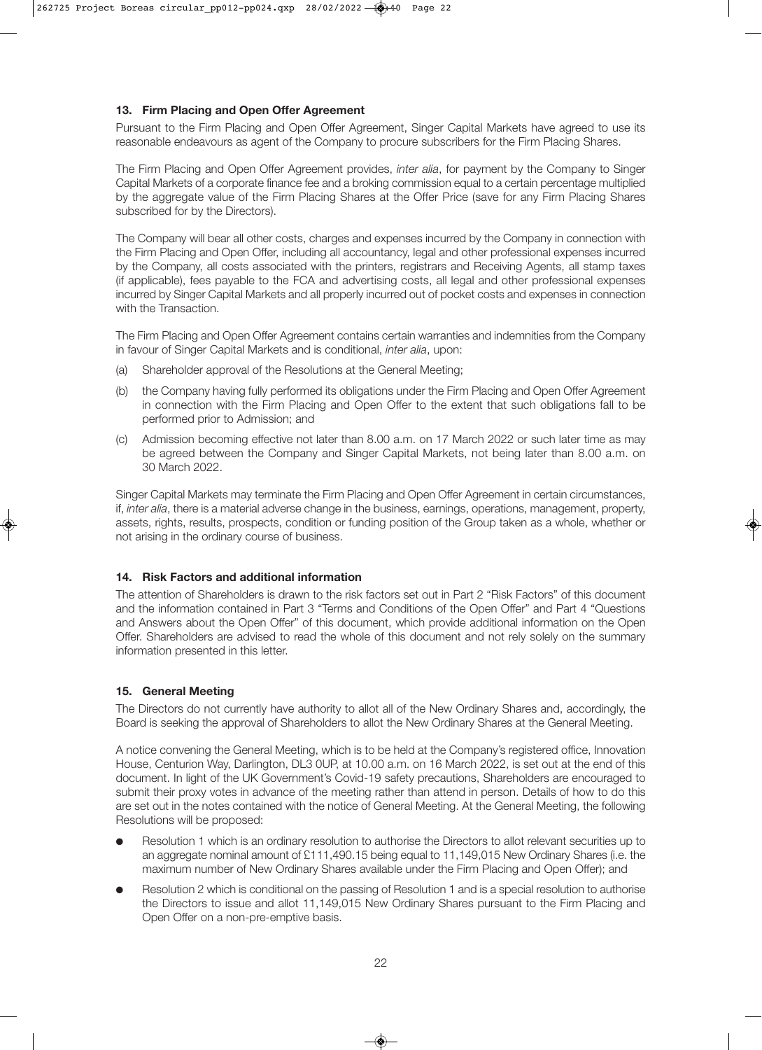### 13. Firm Placing and Open Offer Agreement

Pursuant to the Firm Placing and Open Offer Agreement, Singer Capital Markets have agreed to use its reasonable endeavours as agent of the Company to procure subscribers for the Firm Placing Shares.

The Firm Placing and Open Offer Agreement provides, *inter alia*, for payment by the Company to Singer Capital Markets of a corporate finance fee and a broking commission equal to a certain percentage multiplied by the aggregate value of the Firm Placing Shares at the Offer Price (save for any Firm Placing Shares subscribed for by the Directors).

The Company will bear all other costs, charges and expenses incurred by the Company in connection with the Firm Placing and Open Offer, including all accountancy, legal and other professional expenses incurred by the Company, all costs associated with the printers, registrars and Receiving Agents, all stamp taxes (if applicable), fees payable to the FCA and advertising costs, all legal and other professional expenses incurred by Singer Capital Markets and all properly incurred out of pocket costs and expenses in connection with the Transaction.

The Firm Placing and Open Offer Agreement contains certain warranties and indemnities from the Company in favour of Singer Capital Markets and is conditional, *inter alia*, upon:

(a) Shareholder approval of the Resolutions at the General Meeting;

(b) the Company having fully performed its obligations under the Firm Placing and Open Offer Agreement in connection with the Firm Placing and Open Offer to the extent that such obligations fall to be performed prior to Admission; and

(c) Admission becoming effective not later than 8.00 a.m. on 17 March 2022 or such later time as may be agreed between the Company and Singer Capital Markets, not being later than 8.00 a.m. on 30 March 2022.

Singer Capital Markets may terminate the Firm Placing and Open Offer Agreement in certain circumstances, if, *inter alia*, there is a material adverse change in the business, earnings, operations, management, property, assets, rights, results, prospects, condition or funding position of the Group taken as a whole, whether or not arising in the ordinary course of business.

### 14. Risk Factors and additional information

The attention of Shareholders is drawn to the risk factors set out in Part 2 "Risk Factors" of this document and the information contained in Part 3 "Terms and Conditions of the Open Offer" and Part 4 "Questions and Answers about the Open Offer" of this document, which provide additional information on the Open Offer. Shareholders are advised to read the whole of this document and not rely solely on the summary information presented in this letter.

### 15. General Meeting

The Directors do not currently have authority to allot all of the New Ordinary Shares and, accordingly, the Board is seeking the approval of Shareholders to allot the New Ordinary Shares at the General Meeting.

A notice convening the General Meeting, which is to be held at the Company's registered office, Innovation House, Centurion Way, Darlington, DL3 0UP, at 10.00 a.m. on 16 March 2022, is set out at the end of this document. In light of the UK Government's Covid-19 safety precautions, Shareholders are encouraged to submit their proxy votes in advance of the meeting rather than attend in person. Details of how to do this are set out in the notes contained with the notice of General Meeting. At the General Meeting, the following Resolutions will be proposed:

- Resolution 1 which is an ordinary resolution to authorise the Directors to allot relevant securities up to an aggregate nominal amount of £111,490.15 being equal to 11,149,015 New Ordinary Shares (i.e. the maximum number of New Ordinary Shares available under the Firm Placing and Open Offer); and
- Resolution 2 which is conditional on the passing of Resolution 1 and is a special resolution to authorise the Directors to issue and allot 11,149,015 New Ordinary Shares pursuant to the Firm Placing and Open Offer on a non-pre-emptive basis.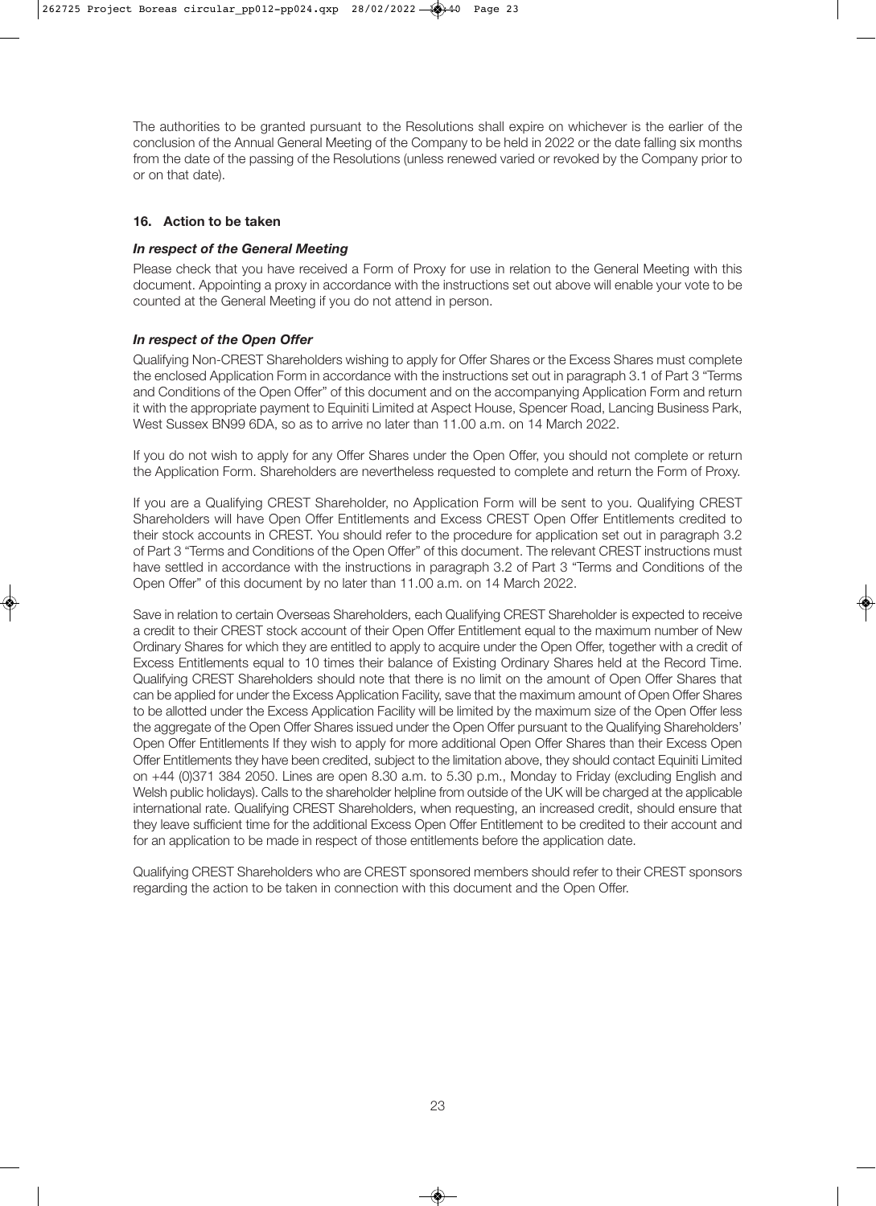The authorities to be granted pursuant to the Resolutions shall expire on whichever is the earlier of the conclusion of the Annual General Meeting of the Company to be held in 2022 or the date falling six months from the date of the passing of the Resolutions (unless renewed varied or revoked by the Company prior to or on that date).

### 16. Action to be taken

***In respect of the General Meeting***

Please check that you have received a Form of Proxy for use in relation to the General Meeting with this document. Appointing a proxy in accordance with the instructions set out above will enable your vote to be counted at the General Meeting if you do not attend in person.

***In respect of the Open Offer***

Qualifying Non-CREST Shareholders wishing to apply for Offer Shares or the Excess Shares must complete the enclosed Application Form in accordance with the instructions set out in paragraph 3.1 of Part 3 "Terms and Conditions of the Open Offer" of this document and on the accompanying Application Form and return it with the appropriate payment to Equiniti Limited at Aspect House, Spencer Road, Lancing Business Park, West Sussex BN99 6DA, so as to arrive no later than 11.00 a.m. on 14 March 2022.

If you do not wish to apply for any Offer Shares under the Open Offer, you should not complete or return the Application Form. Shareholders are nevertheless requested to complete and return the Form of Proxy.

If you are a Qualifying CREST Shareholder, no Application Form will be sent to you. Qualifying CREST Shareholders will have Open Offer Entitlements and Excess CREST Open Offer Entitlements credited to their stock accounts in CREST. You should refer to the procedure for application set out in paragraph 3.2 of Part 3 "Terms and Conditions of the Open Offer" of this document. The relevant CREST instructions must have settled in accordance with the instructions in paragraph 3.2 of Part 3 "Terms and Conditions of the Open Offer" of this document by no later than 11.00 a.m. on 14 March 2022.

Save in relation to certain Overseas Shareholders, each Qualifying CREST Shareholder is expected to receive a credit to their CREST stock account of their Open Offer Entitlement equal to the maximum number of New Ordinary Shares for which they are entitled to apply to acquire under the Open Offer, together with a credit of Excess Entitlements equal to 10 times their balance of Existing Ordinary Shares held at the Record Time. Qualifying CREST Shareholders should note that there is no limit on the amount of Open Offer Shares that can be applied for under the Excess Application Facility, save that the maximum amount of Open Offer Shares to be allotted under the Excess Application Facility will be limited by the maximum size of the Open Offer less the aggregate of the Open Offer Shares issued under the Open Offer pursuant to the Qualifying Shareholders' Open Offer Entitlements If they wish to apply for more additional Open Offer Shares than their Excess Open Offer Entitlements they have been credited, subject to the limitation above, they should contact Equiniti Limited on +44 (0)371 384 2050. Lines are open 8.30 a.m. to 5.30 p.m., Monday to Friday (excluding English and Welsh public holidays). Calls to the shareholder helpline from outside of the UK will be charged at the applicable international rate. Qualifying CREST Shareholders, when requesting, an increased credit, should ensure that they leave sufficient time for the additional Excess Open Offer Entitlement to be credited to their account and for an application to be made in respect of those entitlements before the application date.

Qualifying CREST Shareholders who are CREST sponsored members should refer to their CREST sponsors regarding the action to be taken in connection with this document and the Open Offer.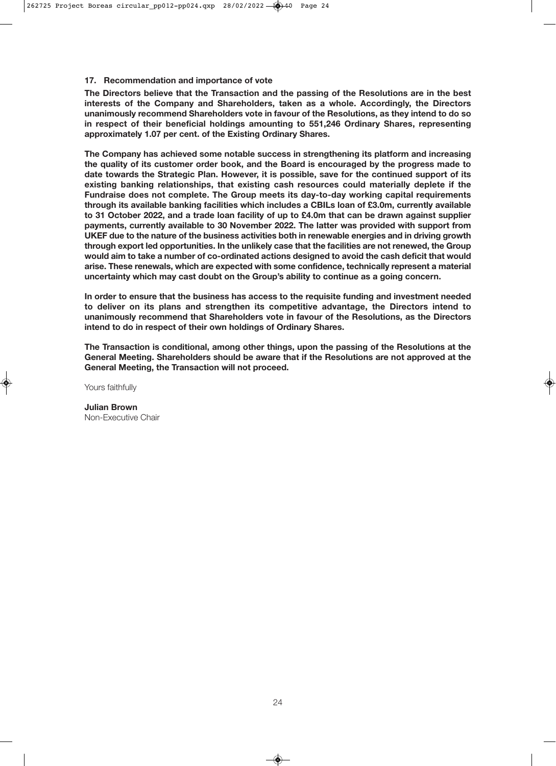### 17. Recommendation and importance of vote

**The Directors believe that the Transaction and the passing of the Resolutions are in the best interests of the Company and Shareholders, taken as a whole. Accordingly, the Directors unanimously recommend Shareholders vote in favour of the Resolutions, as they intend to do so in respect of their beneficial holdings amounting to 551,246 Ordinary Shares, representing approximately 1.07 per cent. of the Existing Ordinary Shares.**

**The Company has achieved some notable success in strengthening its platform and increasing the quality of its customer order book, and the Board is encouraged by the progress made to date towards the Strategic Plan. However, it is possible, save for the continued support of its existing banking relationships, that existing cash resources could materially deplete if the Fundraise does not complete. The Group meets its day-to-day working capital requirements through its available banking facilities which includes a CBILs loan of £3.0m, currently available to 31 October 2022, and a trade loan facility of up to £4.0m that can be drawn against supplier payments, currently available to 30 November 2022. The latter was provided with support from UKEF due to the nature of the business activities both in renewable energies and in driving growth through export led opportunities. In the unlikely case that the facilities are not renewed, the Group would aim to take a number of co-ordinated actions designed to avoid the cash deficit that would arise. These renewals, which are expected with some confidence, technically represent a material uncertainty which may cast doubt on the Group's ability to continue as a going concern.**

**In order to ensure that the business has access to the requisite funding and investment needed to deliver on its plans and strengthen its competitive advantage, the Directors intend to unanimously recommend that Shareholders vote in favour of the Resolutions, as the Directors intend to do in respect of their own holdings of Ordinary Shares.**

**The Transaction is conditional, among other things, upon the passing of the Resolutions at the General Meeting. Shareholders should be aware that if the Resolutions are not approved at the General Meeting, the Transaction will not proceed.**

Yours faithfully

**Julian Brown**
Non-Executive Chair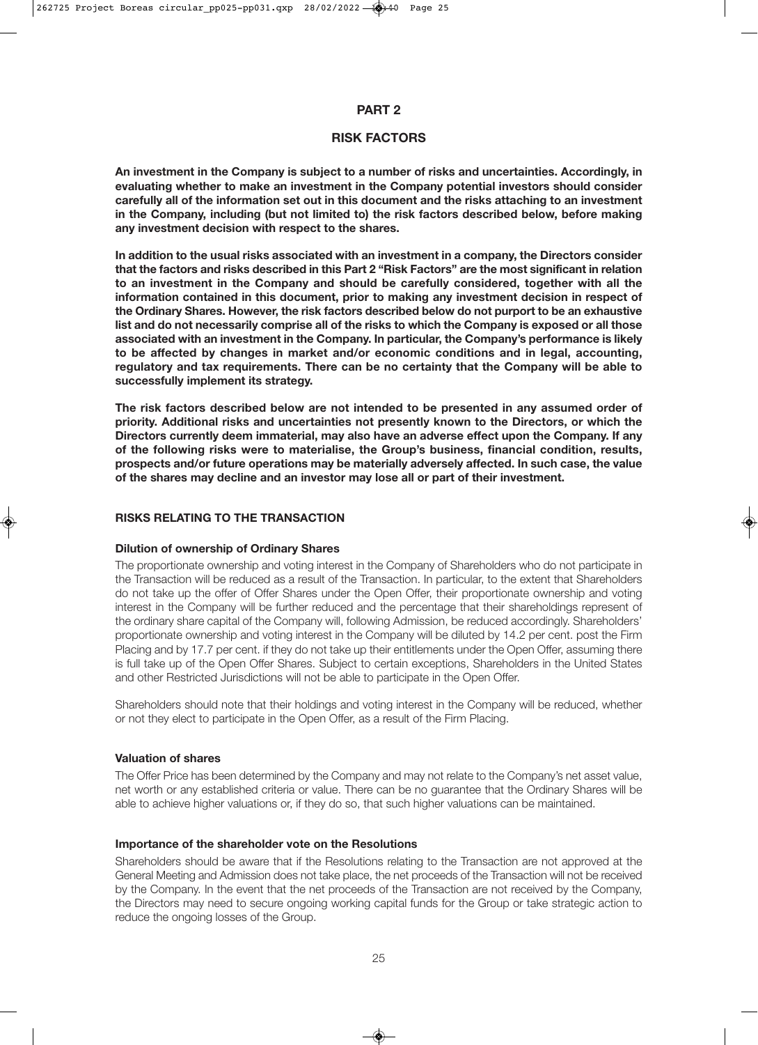## PART 2

## RISK FACTORS

**An investment in the Company is subject to a number of risks and uncertainties. Accordingly, in evaluating whether to make an investment in the Company potential investors should consider carefully all of the information set out in this document and the risks attaching to an investment in the Company, including (but not limited to) the risk factors described below, before making any investment decision with respect to the shares.**

**In addition to the usual risks associated with an investment in a company, the Directors consider that the factors and risks described in this Part 2 "Risk Factors" are the most significant in relation to an investment in the Company and should be carefully considered, together with all the information contained in this document, prior to making any investment decision in respect of the Ordinary Shares. However, the risk factors described below do not purport to be an exhaustive list and do not necessarily comprise all of the risks to which the Company is exposed or all those associated with an investment in the Company. In particular, the Company's performance is likely to be affected by changes in market and/or economic conditions and in legal, accounting, regulatory and tax requirements. There can be no certainty that the Company will be able to successfully implement its strategy.**

**The risk factors described below are not intended to be presented in any assumed order of priority. Additional risks and uncertainties not presently known to the Directors, or which the Directors currently deem immaterial, may also have an adverse effect upon the Company. If any of the following risks were to materialise, the Group's business, financial condition, results, prospects and/or future operations may be materially adversely affected. In such case, the value of the shares may decline and an investor may lose all or part of their investment.**

### RISKS RELATING TO THE TRANSACTION

#### Dilution of ownership of Ordinary Shares

The proportionate ownership and voting interest in the Company of Shareholders who do not participate in the Transaction will be reduced as a result of the Transaction. In particular, to the extent that Shareholders do not take up the offer of Offer Shares under the Open Offer, their proportionate ownership and voting interest in the Company will be further reduced and the percentage that their shareholdings represent of the ordinary share capital of the Company will, following Admission, be reduced accordingly. Shareholders' proportionate ownership and voting interest in the Company will be diluted by 14.2 per cent. post the Firm Placing and by 17.7 per cent. if they do not take up their entitlements under the Open Offer, assuming there is full take up of the Open Offer Shares. Subject to certain exceptions, Shareholders in the United States and other Restricted Jurisdictions will not be able to participate in the Open Offer.

Shareholders should note that their holdings and voting interest in the Company will be reduced, whether or not they elect to participate in the Open Offer, as a result of the Firm Placing.

#### Valuation of shares

The Offer Price has been determined by the Company and may not relate to the Company's net asset value, net worth or any established criteria or value. There can be no guarantee that the Ordinary Shares will be able to achieve higher valuations or, if they do so, that such higher valuations can be maintained.

#### Importance of the shareholder vote on the Resolutions

Shareholders should be aware that if the Resolutions relating to the Transaction are not approved at the General Meeting and Admission does not take place, the net proceeds of the Transaction will not be received by the Company. In the event that the net proceeds of the Transaction are not received by the Company, the Directors may need to secure ongoing working capital funds for the Group or take strategic action to reduce the ongoing losses of the Group.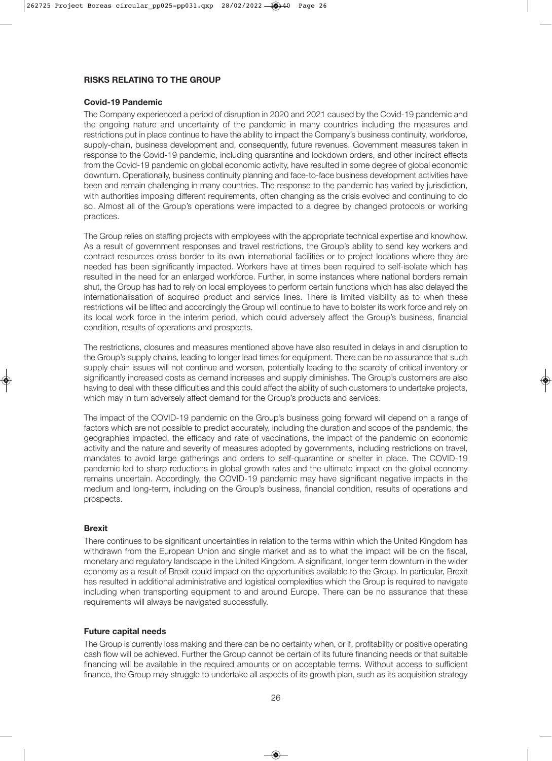## RISKS RELATING TO THE GROUP

### Covid-19 Pandemic

The Company experienced a period of disruption in 2020 and 2021 caused by the Covid-19 pandemic and the ongoing nature and uncertainty of the pandemic in many countries including the measures and restrictions put in place continue to have the ability to impact the Company's business continuity, workforce, supply-chain, business development and, consequently, future revenues. Government measures taken in response to the Covid-19 pandemic, including quarantine and lockdown orders, and other indirect effects from the Covid-19 pandemic on global economic activity, have resulted in some degree of global economic downturn. Operationally, business continuity planning and face-to-face business development activities have been and remain challenging in many countries. The response to the pandemic has varied by jurisdiction, with authorities imposing different requirements, often changing as the crisis evolved and continuing to do so. Almost all of the Group's operations were impacted to a degree by changed protocols or working practices.

The Group relies on staffing projects with employees with the appropriate technical expertise and knowhow. As a result of government responses and travel restrictions, the Group's ability to send key workers and contract resources cross border to its own international facilities or to project locations where they are needed has been significantly impacted. Workers have at times been required to self-isolate which has resulted in the need for an enlarged workforce. Further, in some instances where national borders remain shut, the Group has had to rely on local employees to perform certain functions which has also delayed the internationalisation of acquired product and service lines. There is limited visibility as to when these restrictions will be lifted and accordingly the Group will continue to have to bolster its work force and rely on its local work force in the interim period, which could adversely affect the Group's business, financial condition, results of operations and prospects.

The restrictions, closures and measures mentioned above have also resulted in delays in and disruption to the Group's supply chains, leading to longer lead times for equipment. There can be no assurance that such supply chain issues will not continue and worsen, potentially leading to the scarcity of critical inventory or significantly increased costs as demand increases and supply diminishes. The Group's customers are also having to deal with these difficulties and this could affect the ability of such customers to undertake projects, which may in turn adversely affect demand for the Group's products and services.

The impact of the COVID-19 pandemic on the Group's business going forward will depend on a range of factors which are not possible to predict accurately, including the duration and scope of the pandemic, the geographies impacted, the efficacy and rate of vaccinations, the impact of the pandemic on economic activity and the nature and severity of measures adopted by governments, including restrictions on travel, mandates to avoid large gatherings and orders to self-quarantine or shelter in place. The COVID-19 pandemic led to sharp reductions in global growth rates and the ultimate impact on the global economy remains uncertain. Accordingly, the COVID-19 pandemic may have significant negative impacts in the medium and long-term, including on the Group's business, financial condition, results of operations and prospects.

### Brexit

There continues to be significant uncertainties in relation to the terms within which the United Kingdom has withdrawn from the European Union and single market and as to what the impact will be on the fiscal, monetary and regulatory landscape in the United Kingdom. A significant, longer term downturn in the wider economy as a result of Brexit could impact on the opportunities available to the Group. In particular, Brexit has resulted in additional administrative and logistical complexities which the Group is required to navigate including when transporting equipment to and around Europe. There can be no assurance that these requirements will always be navigated successfully.

### Future capital needs

The Group is currently loss making and there can be no certainty when, or if, profitability or positive operating cash flow will be achieved. Further the Group cannot be certain of its future financing needs or that suitable financing will be available in the required amounts or on acceptable terms. Without access to sufficient finance, the Group may struggle to undertake all aspects of its growth plan, such as its acquisition strategy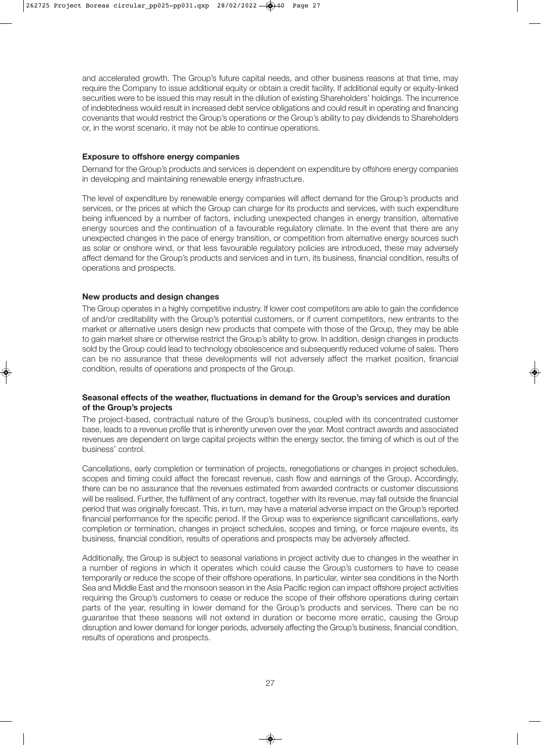and accelerated growth. The Group's future capital needs, and other business reasons at that time, may require the Company to issue additional equity or obtain a credit facility. If additional equity or equity-linked securities were to be issued this may result in the dilution of existing Shareholders' holdings. The incurrence of indebtedness would result in increased debt service obligations and could result in operating and financing covenants that would restrict the Group's operations or the Group's ability to pay dividends to Shareholders or, in the worst scenario, it may not be able to continue operations.

**Exposure to offshore energy companies**

Demand for the Group's products and services is dependent on expenditure by offshore energy companies in developing and maintaining renewable energy infrastructure.

The level of expenditure by renewable energy companies will affect demand for the Group's products and services, or the prices at which the Group can charge for its products and services, with such expenditure being influenced by a number of factors, including unexpected changes in energy transition, alternative energy sources and the continuation of a favourable regulatory climate. In the event that there are any unexpected changes in the pace of energy transition, or competition from alternative energy sources such as solar or onshore wind, or that less favourable regulatory policies are introduced, these may adversely affect demand for the Group's products and services and in turn, its business, financial condition, results of operations and prospects.

**New products and design changes**

The Group operates in a highly competitive industry. If lower cost competitors are able to gain the confidence of and/or creditability with the Group's potential customers, or if current competitors, new entrants to the market or alternative users design new products that compete with those of the Group, they may be able to gain market share or otherwise restrict the Group's ability to grow. In addition, design changes in products sold by the Group could lead to technology obsolescence and subsequently reduced volume of sales. There can be no assurance that these developments will not adversely affect the market position, financial condition, results of operations and prospects of the Group.

**Seasonal effects of the weather, fluctuations in demand for the Group's services and duration of the Group's projects**

The project-based, contractual nature of the Group's business, coupled with its concentrated customer base, leads to a revenue profile that is inherently uneven over the year. Most contract awards and associated revenues are dependent on large capital projects within the energy sector, the timing of which is out of the business' control.

Cancellations, early completion or termination of projects, renegotiations or changes in project schedules, scopes and timing could affect the forecast revenue, cash flow and earnings of the Group. Accordingly, there can be no assurance that the revenues estimated from awarded contracts or customer discussions will be realised. Further, the fulfilment of any contract, together with its revenue, may fall outside the financial period that was originally forecast. This, in turn, may have a material adverse impact on the Group's reported financial performance for the specific period. If the Group was to experience significant cancellations, early completion or termination, changes in project schedules, scopes and timing, or force majeure events, its business, financial condition, results of operations and prospects may be adversely affected.

Additionally, the Group is subject to seasonal variations in project activity due to changes in the weather in a number of regions in which it operates which could cause the Group's customers to have to cease temporarily or reduce the scope of their offshore operations. In particular, winter sea conditions in the North Sea and Middle East and the monsoon season in the Asia Pacific region can impact offshore project activities requiring the Group's customers to cease or reduce the scope of their offshore operations during certain parts of the year, resulting in lower demand for the Group's products and services. There can be no guarantee that these seasons will not extend in duration or become more erratic, causing the Group disruption and lower demand for longer periods, adversely affecting the Group's business, financial condition, results of operations and prospects.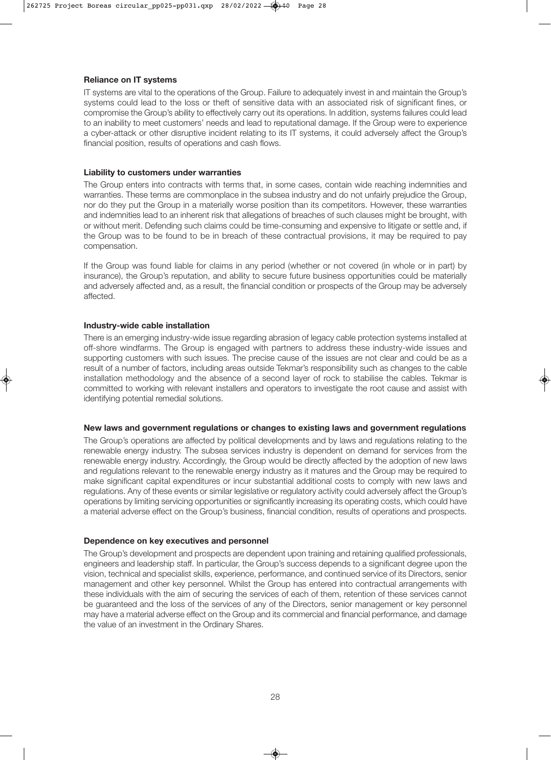**Reliance on IT systems**

IT systems are vital to the operations of the Group. Failure to adequately invest in and maintain the Group's systems could lead to the loss or theft of sensitive data with an associated risk of significant fines, or compromise the Group's ability to effectively carry out its operations. In addition, systems failures could lead to an inability to meet customers' needs and lead to reputational damage. If the Group were to experience a cyber-attack or other disruptive incident relating to its IT systems, it could adversely affect the Group's financial position, results of operations and cash flows.

**Liability to customers under warranties**

The Group enters into contracts with terms that, in some cases, contain wide reaching indemnities and warranties. These terms are commonplace in the subsea industry and do not unfairly prejudice the Group, nor do they put the Group in a materially worse position than its competitors. However, these warranties and indemnities lead to an inherent risk that allegations of breaches of such clauses might be brought, with or without merit. Defending such claims could be time-consuming and expensive to litigate or settle and, if the Group was to be found to be in breach of these contractual provisions, it may be required to pay compensation.

If the Group was found liable for claims in any period (whether or not covered (in whole or in part) by insurance), the Group's reputation, and ability to secure future business opportunities could be materially and adversely affected and, as a result, the financial condition or prospects of the Group may be adversely affected.

**Industry-wide cable installation**

There is an emerging industry-wide issue regarding abrasion of legacy cable protection systems installed at off-shore windfarms. The Group is engaged with partners to address these industry-wide issues and supporting customers with such issues. The precise cause of the issues are not clear and could be as a result of a number of factors, including areas outside Tekmar's responsibility such as changes to the cable installation methodology and the absence of a second layer of rock to stabilise the cables. Tekmar is committed to working with relevant installers and operators to investigate the root cause and assist with identifying potential remedial solutions.

**New laws and government regulations or changes to existing laws and government regulations**

The Group's operations are affected by political developments and by laws and regulations relating to the renewable energy industry. The subsea services industry is dependent on demand for services from the renewable energy industry. Accordingly, the Group would be directly affected by the adoption of new laws and regulations relevant to the renewable energy industry as it matures and the Group may be required to make significant capital expenditures or incur substantial additional costs to comply with new laws and regulations. Any of these events or similar legislative or regulatory activity could adversely affect the Group's operations by limiting servicing opportunities or significantly increasing its operating costs, which could have a material adverse effect on the Group's business, financial condition, results of operations and prospects.

**Dependence on key executives and personnel**

The Group's development and prospects are dependent upon training and retaining qualified professionals, engineers and leadership staff. In particular, the Group's success depends to a significant degree upon the vision, technical and specialist skills, experience, performance, and continued service of its Directors, senior management and other key personnel. Whilst the Group has entered into contractual arrangements with these individuals with the aim of securing the services of each of them, retention of these services cannot be guaranteed and the loss of the services of any of the Directors, senior management or key personnel may have a material adverse effect on the Group and its commercial and financial performance, and damage the value of an investment in the Ordinary Shares.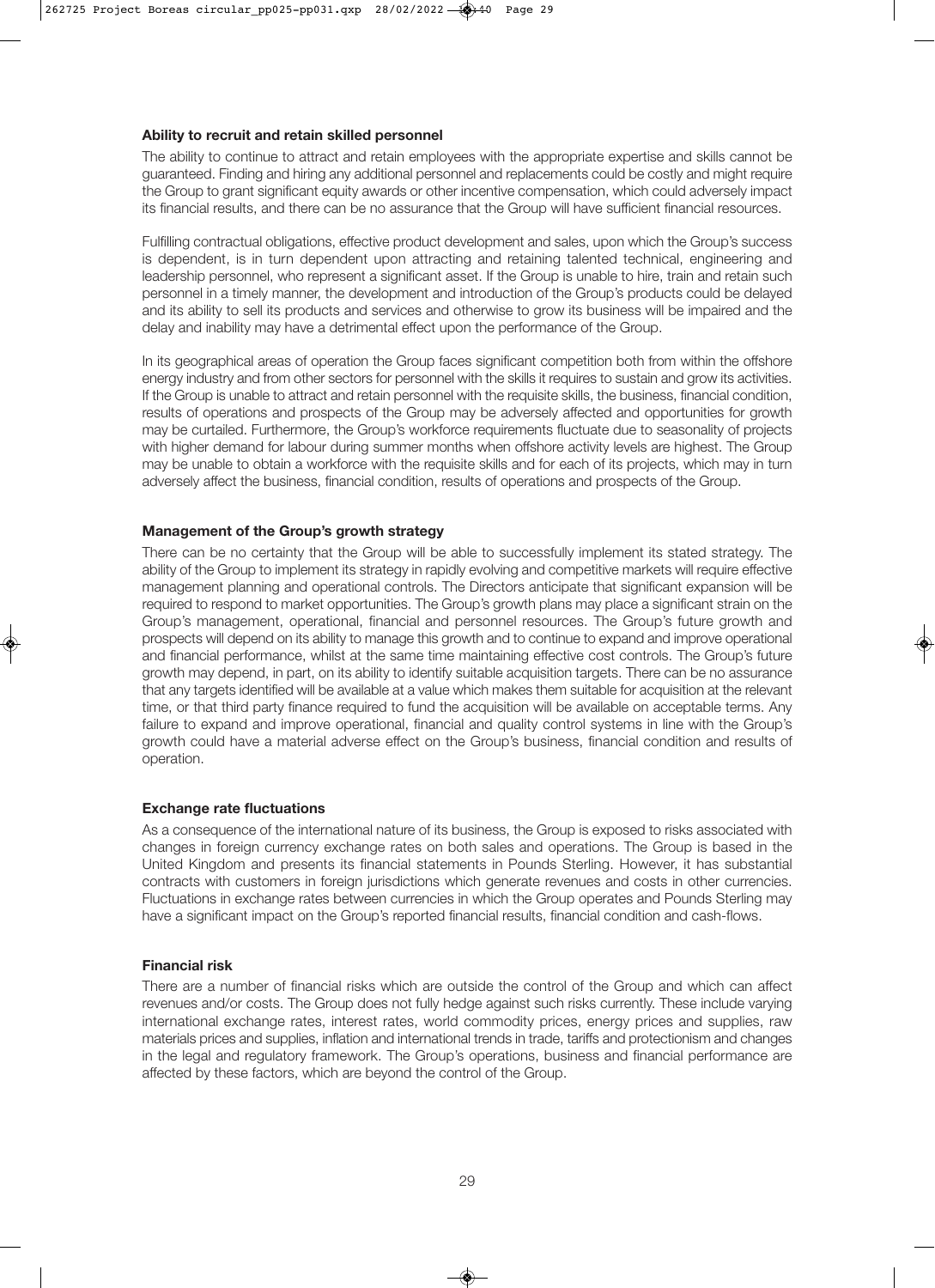**Ability to recruit and retain skilled personnel**

The ability to continue to attract and retain employees with the appropriate expertise and skills cannot be guaranteed. Finding and hiring any additional personnel and replacements could be costly and might require the Group to grant significant equity awards or other incentive compensation, which could adversely impact its financial results, and there can be no assurance that the Group will have sufficient financial resources.

Fulfilling contractual obligations, effective product development and sales, upon which the Group's success is dependent, is in turn dependent upon attracting and retaining talented technical, engineering and leadership personnel, who represent a significant asset. If the Group is unable to hire, train and retain such personnel in a timely manner, the development and introduction of the Group's products could be delayed and its ability to sell its products and services and otherwise to grow its business will be impaired and the delay and inability may have a detrimental effect upon the performance of the Group.

In its geographical areas of operation the Group faces significant competition both from within the offshore energy industry and from other sectors for personnel with the skills it requires to sustain and grow its activities. If the Group is unable to attract and retain personnel with the requisite skills, the business, financial condition, results of operations and prospects of the Group may be adversely affected and opportunities for growth may be curtailed. Furthermore, the Group's workforce requirements fluctuate due to seasonality of projects with higher demand for labour during summer months when offshore activity levels are highest. The Group may be unable to obtain a workforce with the requisite skills and for each of its projects, which may in turn adversely affect the business, financial condition, results of operations and prospects of the Group.

**Management of the Group's growth strategy**

There can be no certainty that the Group will be able to successfully implement its stated strategy. The ability of the Group to implement its strategy in rapidly evolving and competitive markets will require effective management planning and operational controls. The Directors anticipate that significant expansion will be required to respond to market opportunities. The Group's growth plans may place a significant strain on the Group's management, operational, financial and personnel resources. The Group's future growth and prospects will depend on its ability to manage this growth and to continue to expand and improve operational and financial performance, whilst at the same time maintaining effective cost controls. The Group's future growth may depend, in part, on its ability to identify suitable acquisition targets. There can be no assurance that any targets identified will be available at a value which makes them suitable for acquisition at the relevant time, or that third party finance required to fund the acquisition will be available on acceptable terms. Any failure to expand and improve operational, financial and quality control systems in line with the Group's growth could have a material adverse effect on the Group's business, financial condition and results of operation.

**Exchange rate fluctuations**

As a consequence of the international nature of its business, the Group is exposed to risks associated with changes in foreign currency exchange rates on both sales and operations. The Group is based in the United Kingdom and presents its financial statements in Pounds Sterling. However, it has substantial contracts with customers in foreign jurisdictions which generate revenues and costs in other currencies. Fluctuations in exchange rates between currencies in which the Group operates and Pounds Sterling may have a significant impact on the Group's reported financial results, financial condition and cash-flows.

**Financial risk**

There are a number of financial risks which are outside the control of the Group and which can affect revenues and/or costs. The Group does not fully hedge against such risks currently. These include varying international exchange rates, interest rates, world commodity prices, energy prices and supplies, raw materials prices and supplies, inflation and international trends in trade, tariffs and protectionism and changes in the legal and regulatory framework. The Group's operations, business and financial performance are affected by these factors, which are beyond the control of the Group.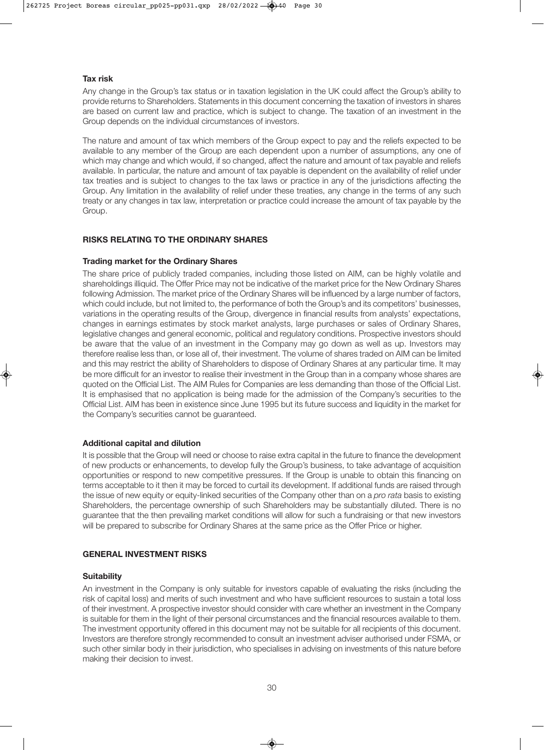### Tax risk

Any change in the Group's tax status or in taxation legislation in the UK could affect the Group's ability to provide returns to Shareholders. Statements in this document concerning the taxation of investors in shares are based on current law and practice, which is subject to change. The taxation of an investment in the Group depends on the individual circumstances of investors.

The nature and amount of tax which members of the Group expect to pay and the reliefs expected to be available to any member of the Group are each dependent upon a number of assumptions, any one of which may change and which would, if so changed, affect the nature and amount of tax payable and reliefs available. In particular, the nature and amount of tax payable is dependent on the availability of relief under tax treaties and is subject to changes to the tax laws or practice in any of the jurisdictions affecting the Group. Any limitation in the availability of relief under these treaties, any change in the terms of any such treaty or any changes in tax law, interpretation or practice could increase the amount of tax payable by the Group.

## RISKS RELATING TO THE ORDINARY SHARES

### Trading market for the Ordinary Shares

The share price of publicly traded companies, including those listed on AIM, can be highly volatile and shareholdings illiquid. The Offer Price may not be indicative of the market price for the New Ordinary Shares following Admission. The market price of the Ordinary Shares will be influenced by a large number of factors, which could include, but not limited to, the performance of both the Group's and its competitors' businesses, variations in the operating results of the Group, divergence in financial results from analysts' expectations, changes in earnings estimates by stock market analysts, large purchases or sales of Ordinary Shares, legislative changes and general economic, political and regulatory conditions. Prospective investors should be aware that the value of an investment in the Company may go down as well as up. Investors may therefore realise less than, or lose all of, their investment. The volume of shares traded on AIM can be limited and this may restrict the ability of Shareholders to dispose of Ordinary Shares at any particular time. It may be more difficult for an investor to realise their investment in the Group than in a company whose shares are quoted on the Official List. The AIM Rules for Companies are less demanding than those of the Official List. It is emphasised that no application is being made for the admission of the Company's securities to the Official List. AIM has been in existence since June 1995 but its future success and liquidity in the market for the Company's securities cannot be guaranteed.

### Additional capital and dilution

It is possible that the Group will need or choose to raise extra capital in the future to finance the development of new products or enhancements, to develop fully the Group's business, to take advantage of acquisition opportunities or respond to new competitive pressures. If the Group is unable to obtain this financing on terms acceptable to it then it may be forced to curtail its development. If additional funds are raised through the issue of new equity or equity-linked securities of the Company other than on a *pro rata* basis to existing Shareholders, the percentage ownership of such Shareholders may be substantially diluted. There is no guarantee that the then prevailing market conditions will allow for such a fundraising or that new investors will be prepared to subscribe for Ordinary Shares at the same price as the Offer Price or higher.

## GENERAL INVESTMENT RISKS

### Suitability

An investment in the Company is only suitable for investors capable of evaluating the risks (including the risk of capital loss) and merits of such investment and who have sufficient resources to sustain a total loss of their investment. A prospective investor should consider with care whether an investment in the Company is suitable for them in the light of their personal circumstances and the financial resources available to them. The investment opportunity offered in this document may not be suitable for all recipients of this document. Investors are therefore strongly recommended to consult an investment adviser authorised under FSMA, or such other similar body in their jurisdiction, who specialises in advising on investments of this nature before making their decision to invest.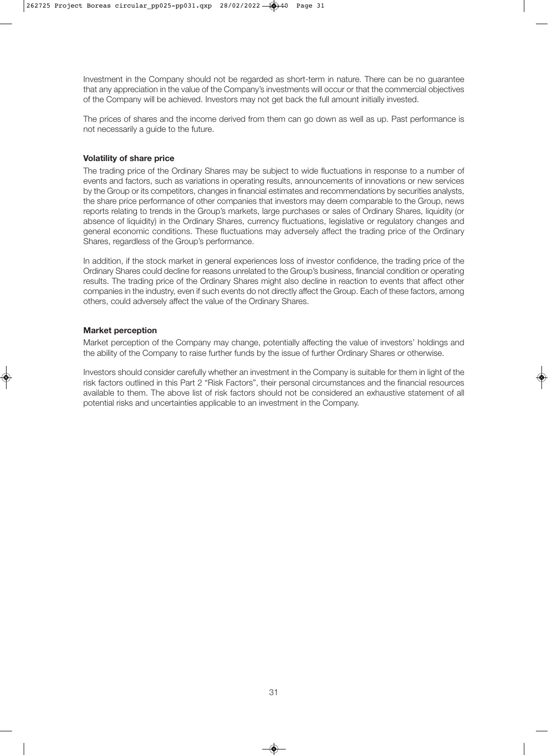Investment in the Company should not be regarded as short-term in nature. There can be no guarantee that any appreciation in the value of the Company's investments will occur or that the commercial objectives of the Company will be achieved. Investors may not get back the full amount initially invested.

The prices of shares and the income derived from them can go down as well as up. Past performance is not necessarily a guide to the future.

**Volatility of share price**

The trading price of the Ordinary Shares may be subject to wide fluctuations in response to a number of events and factors, such as variations in operating results, announcements of innovations or new services by the Group or its competitors, changes in financial estimates and recommendations by securities analysts, the share price performance of other companies that investors may deem comparable to the Group, news reports relating to trends in the Group's markets, large purchases or sales of Ordinary Shares, liquidity (or absence of liquidity) in the Ordinary Shares, currency fluctuations, legislative or regulatory changes and general economic conditions. These fluctuations may adversely affect the trading price of the Ordinary Shares, regardless of the Group's performance.

In addition, if the stock market in general experiences loss of investor confidence, the trading price of the Ordinary Shares could decline for reasons unrelated to the Group's business, financial condition or operating results. The trading price of the Ordinary Shares might also decline in reaction to events that affect other companies in the industry, even if such events do not directly affect the Group. Each of these factors, among others, could adversely affect the value of the Ordinary Shares.

**Market perception**

Market perception of the Company may change, potentially affecting the value of investors' holdings and the ability of the Company to raise further funds by the issue of further Ordinary Shares or otherwise.

Investors should consider carefully whether an investment in the Company is suitable for them in light of the risk factors outlined in this Part 2 "Risk Factors", their personal circumstances and the financial resources available to them. The above list of risk factors should not be considered an exhaustive statement of all potential risks and uncertainties applicable to an investment in the Company.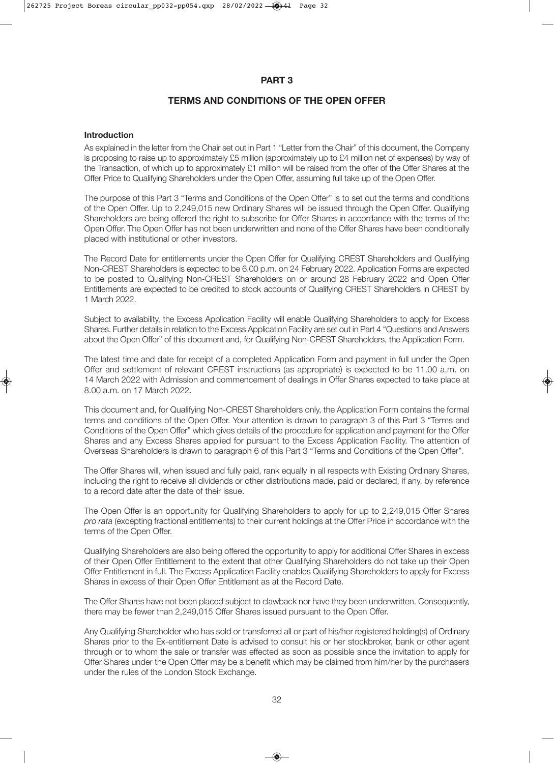# PART 3

## TERMS AND CONDITIONS OF THE OPEN OFFER

### Introduction

As explained in the letter from the Chair set out in Part 1 "Letter from the Chair" of this document, the Company is proposing to raise up to approximately £5 million (approximately up to £4 million net of expenses) by way of the Transaction, of which up to approximately £1 million will be raised from the offer of the Offer Shares at the Offer Price to Qualifying Shareholders under the Open Offer, assuming full take up of the Open Offer.

The purpose of this Part 3 "Terms and Conditions of the Open Offer" is to set out the terms and conditions of the Open Offer. Up to 2,249,015 new Ordinary Shares will be issued through the Open Offer. Qualifying Shareholders are being offered the right to subscribe for Offer Shares in accordance with the terms of the Open Offer. The Open Offer has not been underwritten and none of the Offer Shares have been conditionally placed with institutional or other investors.

The Record Date for entitlements under the Open Offer for Qualifying CREST Shareholders and Qualifying Non-CREST Shareholders is expected to be 6.00 p.m. on 24 February 2022. Application Forms are expected to be posted to Qualifying Non-CREST Shareholders on or around 28 February 2022 and Open Offer Entitlements are expected to be credited to stock accounts of Qualifying CREST Shareholders in CREST by 1 March 2022.

Subject to availability, the Excess Application Facility will enable Qualifying Shareholders to apply for Excess Shares. Further details in relation to the Excess Application Facility are set out in Part 4 "Questions and Answers about the Open Offer" of this document and, for Qualifying Non-CREST Shareholders, the Application Form.

The latest time and date for receipt of a completed Application Form and payment in full under the Open Offer and settlement of relevant CREST instructions (as appropriate) is expected to be 11.00 a.m. on 14 March 2022 with Admission and commencement of dealings in Offer Shares expected to take place at 8.00 a.m. on 17 March 2022.

This document and, for Qualifying Non-CREST Shareholders only, the Application Form contains the formal terms and conditions of the Open Offer. Your attention is drawn to paragraph 3 of this Part 3 "Terms and Conditions of the Open Offer" which gives details of the procedure for application and payment for the Offer Shares and any Excess Shares applied for pursuant to the Excess Application Facility. The attention of Overseas Shareholders is drawn to paragraph 6 of this Part 3 "Terms and Conditions of the Open Offer".

The Offer Shares will, when issued and fully paid, rank equally in all respects with Existing Ordinary Shares, including the right to receive all dividends or other distributions made, paid or declared, if any, by reference to a record date after the date of their issue.

The Open Offer is an opportunity for Qualifying Shareholders to apply for up to 2,249,015 Offer Shares *pro rata* (excepting fractional entitlements) to their current holdings at the Offer Price in accordance with the terms of the Open Offer.

Qualifying Shareholders are also being offered the opportunity to apply for additional Offer Shares in excess of their Open Offer Entitlement to the extent that other Qualifying Shareholders do not take up their Open Offer Entitlement in full. The Excess Application Facility enables Qualifying Shareholders to apply for Excess Shares in excess of their Open Offer Entitlement as at the Record Date.

The Offer Shares have not been placed subject to clawback nor have they been underwritten. Consequently, there may be fewer than 2,249,015 Offer Shares issued pursuant to the Open Offer.

Any Qualifying Shareholder who has sold or transferred all or part of his/her registered holding(s) of Ordinary Shares prior to the Ex-entitlement Date is advised to consult his or her stockbroker, bank or other agent through or to whom the sale or transfer was effected as soon as possible since the invitation to apply for Offer Shares under the Open Offer may be a benefit which may be claimed from him/her by the purchasers under the rules of the London Stock Exchange.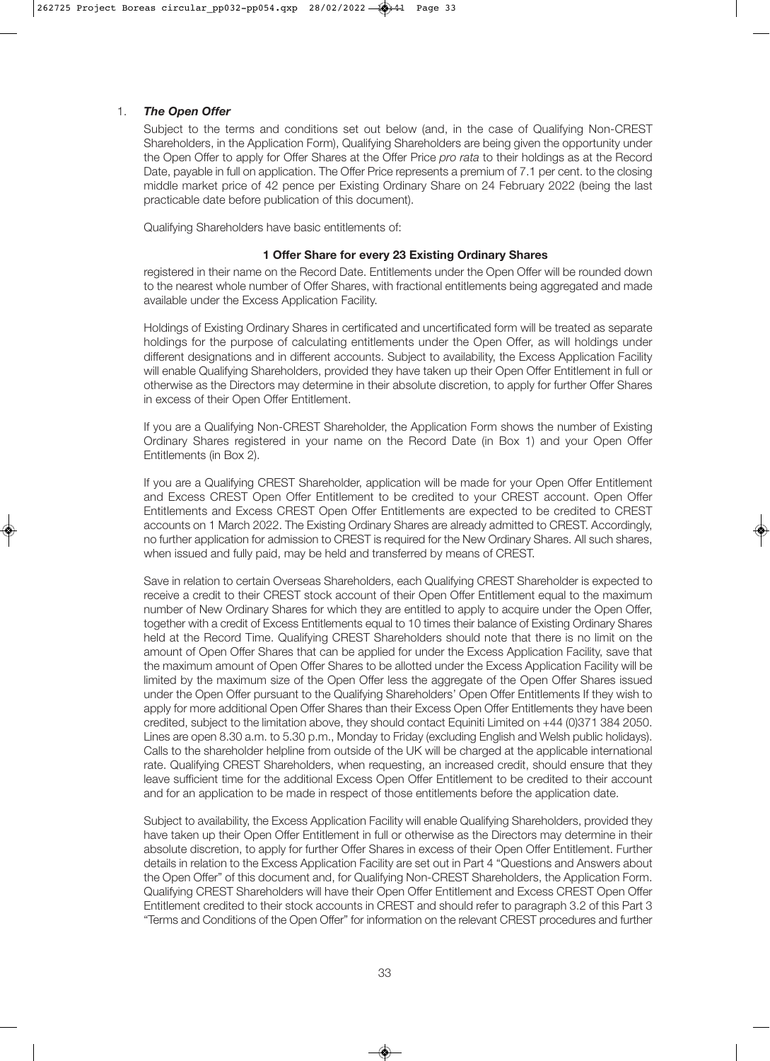1. ***The Open Offer***

Subject to the terms and conditions set out below (and, in the case of Qualifying Non-CREST Shareholders, in the Application Form), Qualifying Shareholders are being given the opportunity under the Open Offer to apply for Offer Shares at the Offer Price *pro rata* to their holdings as at the Record Date, payable in full on application. The Offer Price represents a premium of 7.1 per cent. to the closing middle market price of 42 pence per Existing Ordinary Share on 24 February 2022 (being the last practicable date before publication of this document).

Qualifying Shareholders have basic entitlements of:

**1 Offer Share for every 23 Existing Ordinary Shares**

registered in their name on the Record Date. Entitlements under the Open Offer will be rounded down to the nearest whole number of Offer Shares, with fractional entitlements being aggregated and made available under the Excess Application Facility.

Holdings of Existing Ordinary Shares in certificated and uncertificated form will be treated as separate holdings for the purpose of calculating entitlements under the Open Offer, as will holdings under different designations and in different accounts. Subject to availability, the Excess Application Facility will enable Qualifying Shareholders, provided they have taken up their Open Offer Entitlement in full or otherwise as the Directors may determine in their absolute discretion, to apply for further Offer Shares in excess of their Open Offer Entitlement.

If you are a Qualifying Non-CREST Shareholder, the Application Form shows the number of Existing Ordinary Shares registered in your name on the Record Date (in Box 1) and your Open Offer Entitlements (in Box 2).

If you are a Qualifying CREST Shareholder, application will be made for your Open Offer Entitlement and Excess CREST Open Offer Entitlement to be credited to your CREST account. Open Offer Entitlements and Excess CREST Open Offer Entitlements are expected to be credited to CREST accounts on 1 March 2022. The Existing Ordinary Shares are already admitted to CREST. Accordingly, no further application for admission to CREST is required for the New Ordinary Shares. All such shares, when issued and fully paid, may be held and transferred by means of CREST.

Save in relation to certain Overseas Shareholders, each Qualifying CREST Shareholder is expected to receive a credit to their CREST stock account of their Open Offer Entitlement equal to the maximum number of New Ordinary Shares for which they are entitled to apply to acquire under the Open Offer, together with a credit of Excess Entitlements equal to 10 times their balance of Existing Ordinary Shares held at the Record Time. Qualifying CREST Shareholders should note that there is no limit on the amount of Open Offer Shares that can be applied for under the Excess Application Facility, save that the maximum amount of Open Offer Shares to be allotted under the Excess Application Facility will be limited by the maximum size of the Open Offer less the aggregate of the Open Offer Shares issued under the Open Offer pursuant to the Qualifying Shareholders' Open Offer Entitlements If they wish to apply for more additional Open Offer Shares than their Excess Open Offer Entitlements they have been credited, subject to the limitation above, they should contact Equiniti Limited on +44 (0)371 384 2050. Lines are open 8.30 a.m. to 5.30 p.m., Monday to Friday (excluding English and Welsh public holidays). Calls to the shareholder helpline from outside of the UK will be charged at the applicable international rate. Qualifying CREST Shareholders, when requesting, an increased credit, should ensure that they leave sufficient time for the additional Excess Open Offer Entitlement to be credited to their account and for an application to be made in respect of those entitlements before the application date.

Subject to availability, the Excess Application Facility will enable Qualifying Shareholders, provided they have taken up their Open Offer Entitlement in full or otherwise as the Directors may determine in their absolute discretion, to apply for further Offer Shares in excess of their Open Offer Entitlement. Further details in relation to the Excess Application Facility are set out in Part 4 "Questions and Answers about the Open Offer" of this document and, for Qualifying Non-CREST Shareholders, the Application Form. Qualifying CREST Shareholders will have their Open Offer Entitlement and Excess CREST Open Offer Entitlement credited to their stock accounts in CREST and should refer to paragraph 3.2 of this Part 3 "Terms and Conditions of the Open Offer" for information on the relevant CREST procedures and further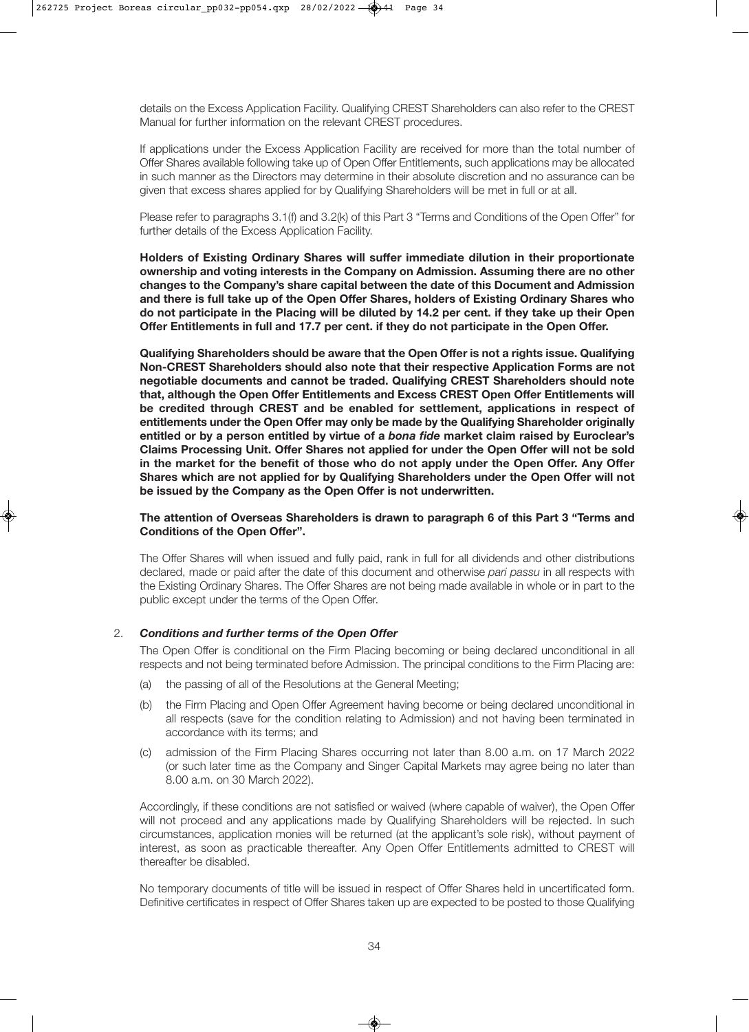details on the Excess Application Facility. Qualifying CREST Shareholders can also refer to the CREST Manual for further information on the relevant CREST procedures.

If applications under the Excess Application Facility are received for more than the total number of Offer Shares available following take up of Open Offer Entitlements, such applications may be allocated in such manner as the Directors may determine in their absolute discretion and no assurance can be given that excess shares applied for by Qualifying Shareholders will be met in full or at all.

Please refer to paragraphs 3.1(f) and 3.2(k) of this Part 3 "Terms and Conditions of the Open Offer" for further details of the Excess Application Facility.

**Holders of Existing Ordinary Shares will suffer immediate dilution in their proportionate ownership and voting interests in the Company on Admission. Assuming there are no other changes to the Company's share capital between the date of this Document and Admission and there is full take up of the Open Offer Shares, holders of Existing Ordinary Shares who do not participate in the Placing will be diluted by 14.2 per cent. if they take up their Open Offer Entitlements in full and 17.7 per cent. if they do not participate in the Open Offer.**

**Qualifying Shareholders should be aware that the Open Offer is not a rights issue. Qualifying Non-CREST Shareholders should also note that their respective Application Forms are not negotiable documents and cannot be traded. Qualifying CREST Shareholders should note that, although the Open Offer Entitlements and Excess CREST Open Offer Entitlements will be credited through CREST and be enabled for settlement, applications in respect of entitlements under the Open Offer may only be made by the Qualifying Shareholder originally entitled or by a person entitled by virtue of a *bona fide* market claim raised by Euroclear's Claims Processing Unit. Offer Shares not applied for under the Open Offer will not be sold in the market for the benefit of those who do not apply under the Open Offer. Any Offer Shares which are not applied for by Qualifying Shareholders under the Open Offer will not be issued by the Company as the Open Offer is not underwritten.**

**The attention of Overseas Shareholders is drawn to paragraph 6 of this Part 3 "Terms and Conditions of the Open Offer".**

The Offer Shares will when issued and fully paid, rank in full for all dividends and other distributions declared, made or paid after the date of this document and otherwise *pari passu* in all respects with the Existing Ordinary Shares. The Offer Shares are not being made available in whole or in part to the public except under the terms of the Open Offer.

## 2. *Conditions and further terms of the Open Offer*

The Open Offer is conditional on the Firm Placing becoming or being declared unconditional in all respects and not being terminated before Admission. The principal conditions to the Firm Placing are:

(a) the passing of all of the Resolutions at the General Meeting;

(b) the Firm Placing and Open Offer Agreement having become or being declared unconditional in all respects (save for the condition relating to Admission) and not having been terminated in accordance with its terms; and

(c) admission of the Firm Placing Shares occurring not later than 8.00 a.m. on 17 March 2022 (or such later time as the Company and Singer Capital Markets may agree being no later than 8.00 a.m. on 30 March 2022).

Accordingly, if these conditions are not satisfied or waived (where capable of waiver), the Open Offer will not proceed and any applications made by Qualifying Shareholders will be rejected. In such circumstances, application monies will be returned (at the applicant's sole risk), without payment of interest, as soon as practicable thereafter. Any Open Offer Entitlements admitted to CREST will thereafter be disabled.

No temporary documents of title will be issued in respect of Offer Shares held in uncertificated form. Definitive certificates in respect of Offer Shares taken up are expected to be posted to those Qualifying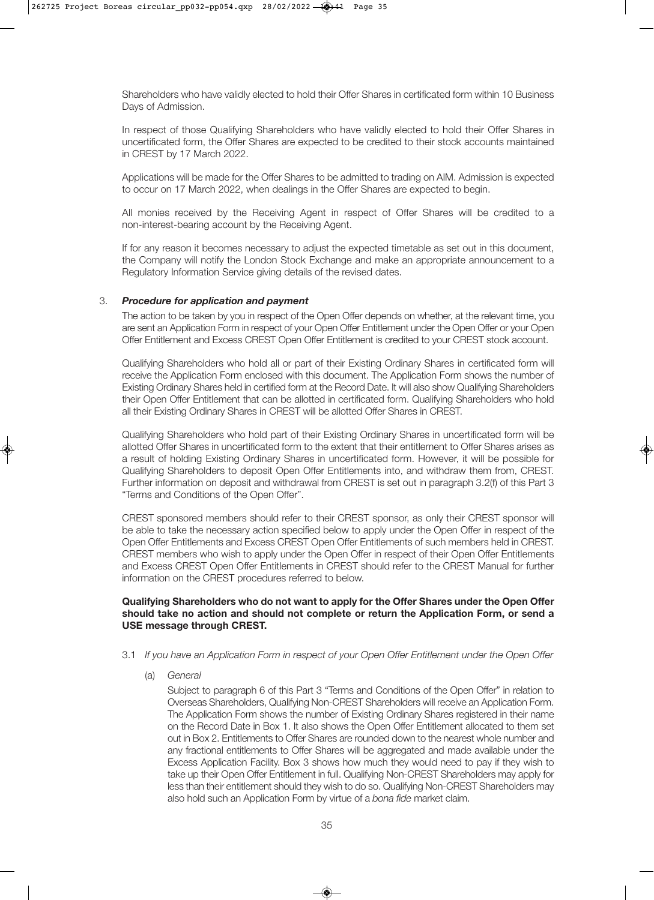Shareholders who have validly elected to hold their Offer Shares in certificated form within 10 Business Days of Admission.

In respect of those Qualifying Shareholders who have validly elected to hold their Offer Shares in uncertificated form, the Offer Shares are expected to be credited to their stock accounts maintained in CREST by 17 March 2022.

Applications will be made for the Offer Shares to be admitted to trading on AIM. Admission is expected to occur on 17 March 2022, when dealings in the Offer Shares are expected to begin.

All monies received by the Receiving Agent in respect of Offer Shares will be credited to a non-interest-bearing account by the Receiving Agent.

If for any reason it becomes necessary to adjust the expected timetable as set out in this document, the Company will notify the London Stock Exchange and make an appropriate announcement to a Regulatory Information Service giving details of the revised dates.

3. ***Procedure for application and payment***

The action to be taken by you in respect of the Open Offer depends on whether, at the relevant time, you are sent an Application Form in respect of your Open Offer Entitlement under the Open Offer or your Open Offer Entitlement and Excess CREST Open Offer Entitlement is credited to your CREST stock account.

Qualifying Shareholders who hold all or part of their Existing Ordinary Shares in certificated form will receive the Application Form enclosed with this document. The Application Form shows the number of Existing Ordinary Shares held in certified form at the Record Date. It will also show Qualifying Shareholders their Open Offer Entitlement that can be allotted in certificated form. Qualifying Shareholders who hold all their Existing Ordinary Shares in CREST will be allotted Offer Shares in CREST.

Qualifying Shareholders who hold part of their Existing Ordinary Shares in uncertificated form will be allotted Offer Shares in uncertificated form to the extent that their entitlement to Offer Shares arises as a result of holding Existing Ordinary Shares in uncertificated form. However, it will be possible for Qualifying Shareholders to deposit Open Offer Entitlements into, and withdraw them from, CREST. Further information on deposit and withdrawal from CREST is set out in paragraph 3.2(f) of this Part 3 "Terms and Conditions of the Open Offer".

CREST sponsored members should refer to their CREST sponsor, as only their CREST sponsor will be able to take the necessary action specified below to apply under the Open Offer in respect of the Open Offer Entitlements and Excess CREST Open Offer Entitlements of such members held in CREST. CREST members who wish to apply under the Open Offer in respect of their Open Offer Entitlements and Excess CREST Open Offer Entitlements in CREST should refer to the CREST Manual for further information on the CREST procedures referred to below.

**Qualifying Shareholders who do not want to apply for the Offer Shares under the Open Offer should take no action and should not complete or return the Application Form, or send a USE message through CREST.**

3.1 *If you have an Application Form in respect of your Open Offer Entitlement under the Open Offer*

(a) *General*

Subject to paragraph 6 of this Part 3 "Terms and Conditions of the Open Offer" in relation to Overseas Shareholders, Qualifying Non-CREST Shareholders will receive an Application Form. The Application Form shows the number of Existing Ordinary Shares registered in their name on the Record Date in Box 1. It also shows the Open Offer Entitlement allocated to them set out in Box 2. Entitlements to Offer Shares are rounded down to the nearest whole number and any fractional entitlements to Offer Shares will be aggregated and made available under the Excess Application Facility. Box 3 shows how much they would need to pay if they wish to take up their Open Offer Entitlement in full. Qualifying Non-CREST Shareholders may apply for less than their entitlement should they wish to do so. Qualifying Non-CREST Shareholders may also hold such an Application Form by virtue of a *bona fide* market claim.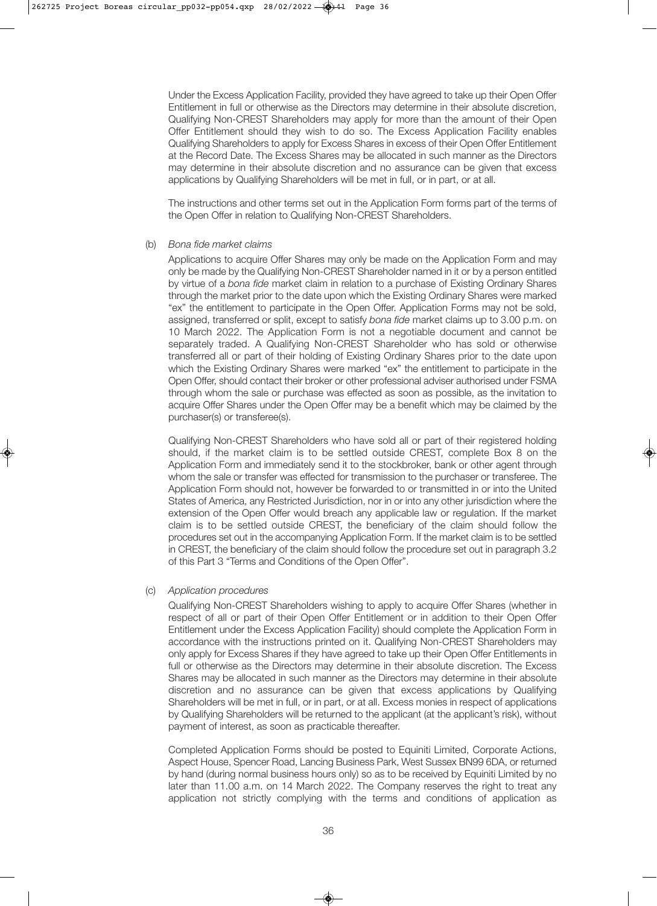Under the Excess Application Facility, provided they have agreed to take up their Open Offer Entitlement in full or otherwise as the Directors may determine in their absolute discretion, Qualifying Non-CREST Shareholders may apply for more than the amount of their Open Offer Entitlement should they wish to do so. The Excess Application Facility enables Qualifying Shareholders to apply for Excess Shares in excess of their Open Offer Entitlement at the Record Date. The Excess Shares may be allocated in such manner as the Directors may determine in their absolute discretion and no assurance can be given that excess applications by Qualifying Shareholders will be met in full, or in part, or at all.

The instructions and other terms set out in the Application Form forms part of the terms of the Open Offer in relation to Qualifying Non-CREST Shareholders.

(b) *Bona fide market claims*

Applications to acquire Offer Shares may only be made on the Application Form and may only be made by the Qualifying Non-CREST Shareholder named in it or by a person entitled by virtue of a *bona fide* market claim in relation to a purchase of Existing Ordinary Shares through the market prior to the date upon which the Existing Ordinary Shares were marked "ex" the entitlement to participate in the Open Offer. Application Forms may not be sold, assigned, transferred or split, except to satisfy *bona fide* market claims up to 3.00 p.m. on 10 March 2022. The Application Form is not a negotiable document and cannot be separately traded. A Qualifying Non-CREST Shareholder who has sold or otherwise transferred all or part of their holding of Existing Ordinary Shares prior to the date upon which the Existing Ordinary Shares were marked "ex" the entitlement to participate in the Open Offer, should contact their broker or other professional adviser authorised under FSMA through whom the sale or purchase was effected as soon as possible, as the invitation to acquire Offer Shares under the Open Offer may be a benefit which may be claimed by the purchaser(s) or transferee(s).

Qualifying Non-CREST Shareholders who have sold all or part of their registered holding should, if the market claim is to be settled outside CREST, complete Box 8 on the Application Form and immediately send it to the stockbroker, bank or other agent through whom the sale or transfer was effected for transmission to the purchaser or transferee. The Application Form should not, however be forwarded to or transmitted in or into the United States of America, any Restricted Jurisdiction, nor in or into any other jurisdiction where the extension of the Open Offer would breach any applicable law or regulation. If the market claim is to be settled outside CREST, the beneficiary of the claim should follow the procedures set out in the accompanying Application Form. If the market claim is to be settled in CREST, the beneficiary of the claim should follow the procedure set out in paragraph 3.2 of this Part 3 "Terms and Conditions of the Open Offer".

(c) *Application procedures*

Qualifying Non-CREST Shareholders wishing to apply to acquire Offer Shares (whether in respect of all or part of their Open Offer Entitlement or in addition to their Open Offer Entitlement under the Excess Application Facility) should complete the Application Form in accordance with the instructions printed on it. Qualifying Non-CREST Shareholders may only apply for Excess Shares if they have agreed to take up their Open Offer Entitlements in full or otherwise as the Directors may determine in their absolute discretion. The Excess Shares may be allocated in such manner as the Directors may determine in their absolute discretion and no assurance can be given that excess applications by Qualifying Shareholders will be met in full, or in part, or at all. Excess monies in respect of applications by Qualifying Shareholders will be returned to the applicant (at the applicant's risk), without payment of interest, as soon as practicable thereafter.

Completed Application Forms should be posted to Equiniti Limited, Corporate Actions, Aspect House, Spencer Road, Lancing Business Park, West Sussex BN99 6DA, or returned by hand (during normal business hours only) so as to be received by Equiniti Limited by no later than 11.00 a.m. on 14 March 2022. The Company reserves the right to treat any application not strictly complying with the terms and conditions of application as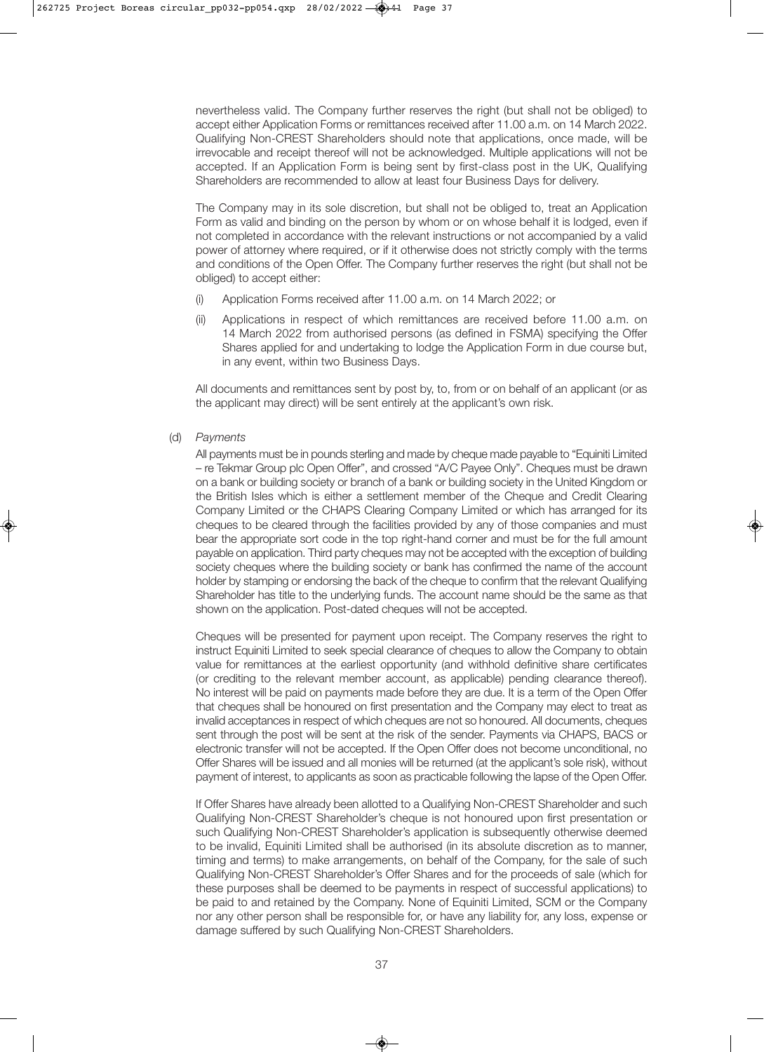nevertheless valid. The Company further reserves the right (but shall not be obliged) to accept either Application Forms or remittances received after 11.00 a.m. on 14 March 2022. Qualifying Non-CREST Shareholders should note that applications, once made, will be irrevocable and receipt thereof will not be acknowledged. Multiple applications will not be accepted. If an Application Form is being sent by first-class post in the UK, Qualifying Shareholders are recommended to allow at least four Business Days for delivery.

The Company may in its sole discretion, but shall not be obliged to, treat an Application Form as valid and binding on the person by whom or on whose behalf it is lodged, even if not completed in accordance with the relevant instructions or not accompanied by a valid power of attorney where required, or if it otherwise does not strictly comply with the terms and conditions of the Open Offer. The Company further reserves the right (but shall not be obliged) to accept either:

(i) Application Forms received after 11.00 a.m. on 14 March 2022; or

(ii) Applications in respect of which remittances are received before 11.00 a.m. on 14 March 2022 from authorised persons (as defined in FSMA) specifying the Offer Shares applied for and undertaking to lodge the Application Form in due course but, in any event, within two Business Days.

All documents and remittances sent by post by, to, from or on behalf of an applicant (or as the applicant may direct) will be sent entirely at the applicant's own risk.

(d) *Payments*

All payments must be in pounds sterling and made by cheque made payable to "Equiniti Limited – re Tekmar Group plc Open Offer", and crossed "A/C Payee Only". Cheques must be drawn on a bank or building society or branch of a bank or building society in the United Kingdom or the British Isles which is either a settlement member of the Cheque and Credit Clearing Company Limited or the CHAPS Clearing Company Limited or which has arranged for its cheques to be cleared through the facilities provided by any of those companies and must bear the appropriate sort code in the top right-hand corner and must be for the full amount payable on application. Third party cheques may not be accepted with the exception of building society cheques where the building society or bank has confirmed the name of the account holder by stamping or endorsing the back of the cheque to confirm that the relevant Qualifying Shareholder has title to the underlying funds. The account name should be the same as that shown on the application. Post-dated cheques will not be accepted.

Cheques will be presented for payment upon receipt. The Company reserves the right to instruct Equiniti Limited to seek special clearance of cheques to allow the Company to obtain value for remittances at the earliest opportunity (and withhold definitive share certificates (or crediting to the relevant member account, as applicable) pending clearance thereof). No interest will be paid on payments made before they are due. It is a term of the Open Offer that cheques shall be honoured on first presentation and the Company may elect to treat as invalid acceptances in respect of which cheques are not so honoured. All documents, cheques sent through the post will be sent at the risk of the sender. Payments via CHAPS, BACS or electronic transfer will not be accepted. If the Open Offer does not become unconditional, no Offer Shares will be issued and all monies will be returned (at the applicant's sole risk), without payment of interest, to applicants as soon as practicable following the lapse of the Open Offer.

If Offer Shares have already been allotted to a Qualifying Non-CREST Shareholder and such Qualifying Non-CREST Shareholder's cheque is not honoured upon first presentation or such Qualifying Non-CREST Shareholder's application is subsequently otherwise deemed to be invalid, Equiniti Limited shall be authorised (in its absolute discretion as to manner, timing and terms) to make arrangements, on behalf of the Company, for the sale of such Qualifying Non-CREST Shareholder's Offer Shares and for the proceeds of sale (which for these purposes shall be deemed to be payments in respect of successful applications) to be paid to and retained by the Company. None of Equiniti Limited, SCM or the Company nor any other person shall be responsible for, or have any liability for, any loss, expense or damage suffered by such Qualifying Non-CREST Shareholders.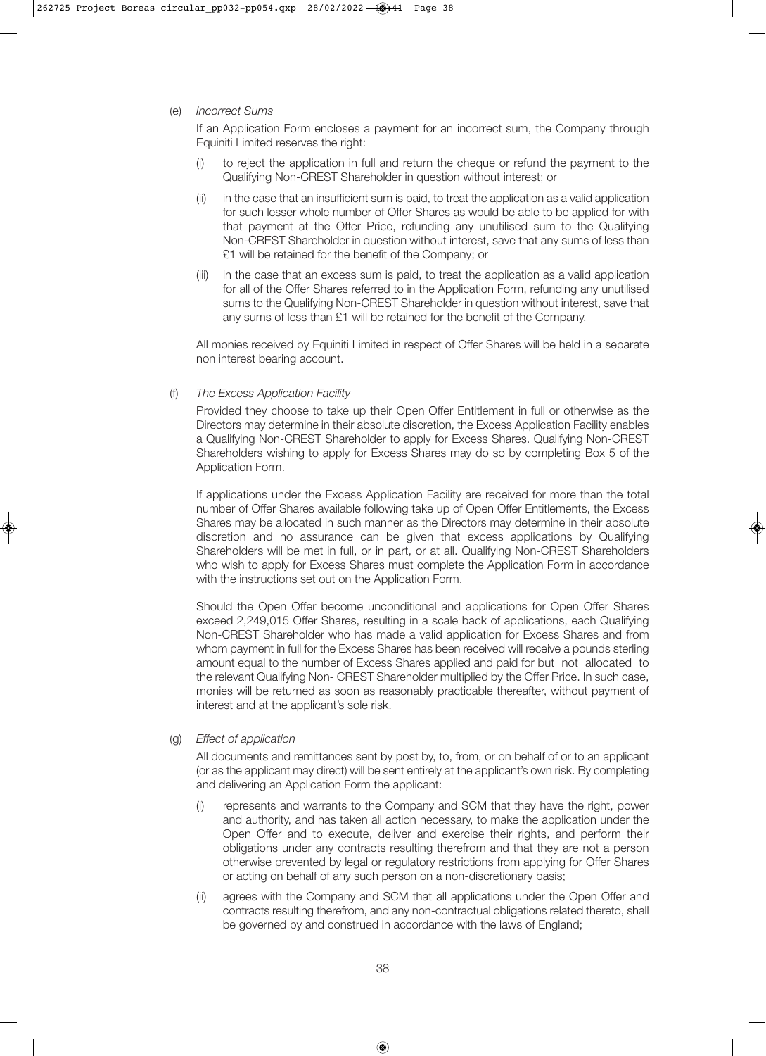(e) *Incorrect Sums*

If an Application Form encloses a payment for an incorrect sum, the Company through Equiniti Limited reserves the right:

(i) to reject the application in full and return the cheque or refund the payment to the Qualifying Non-CREST Shareholder in question without interest; or

(ii) in the case that an insufficient sum is paid, to treat the application as a valid application for such lesser whole number of Offer Shares as would be able to be applied for with that payment at the Offer Price, refunding any unutilised sum to the Qualifying Non-CREST Shareholder in question without interest, save that any sums of less than £1 will be retained for the benefit of the Company; or

(iii) in the case that an excess sum is paid, to treat the application as a valid application for all of the Offer Shares referred to in the Application Form, refunding any unutilised sums to the Qualifying Non-CREST Shareholder in question without interest, save that any sums of less than £1 will be retained for the benefit of the Company.

All monies received by Equiniti Limited in respect of Offer Shares will be held in a separate non interest bearing account.

(f) *The Excess Application Facility*

Provided they choose to take up their Open Offer Entitlement in full or otherwise as the Directors may determine in their absolute discretion, the Excess Application Facility enables a Qualifying Non-CREST Shareholder to apply for Excess Shares. Qualifying Non-CREST Shareholders wishing to apply for Excess Shares may do so by completing Box 5 of the Application Form.

If applications under the Excess Application Facility are received for more than the total number of Offer Shares available following take up of Open Offer Entitlements, the Excess Shares may be allocated in such manner as the Directors may determine in their absolute discretion and no assurance can be given that excess applications by Qualifying Shareholders will be met in full, or in part, or at all. Qualifying Non-CREST Shareholders who wish to apply for Excess Shares must complete the Application Form in accordance with the instructions set out on the Application Form.

Should the Open Offer become unconditional and applications for Open Offer Shares exceed 2,249,015 Offer Shares, resulting in a scale back of applications, each Qualifying Non-CREST Shareholder who has made a valid application for Excess Shares and from whom payment in full for the Excess Shares has been received will receive a pounds sterling amount equal to the number of Excess Shares applied and paid for but not allocated to the relevant Qualifying Non- CREST Shareholder multiplied by the Offer Price. In such case, monies will be returned as soon as reasonably practicable thereafter, without payment of interest and at the applicant's sole risk.

(g) *Effect of application*

All documents and remittances sent by post by, to, from, or on behalf of or to an applicant (or as the applicant may direct) will be sent entirely at the applicant's own risk. By completing and delivering an Application Form the applicant:

(i) represents and warrants to the Company and SCM that they have the right, power and authority, and has taken all action necessary, to make the application under the Open Offer and to execute, deliver and exercise their rights, and perform their obligations under any contracts resulting therefrom and that they are not a person otherwise prevented by legal or regulatory restrictions from applying for Offer Shares or acting on behalf of any such person on a non-discretionary basis;

(ii) agrees with the Company and SCM that all applications under the Open Offer and contracts resulting therefrom, and any non-contractual obligations related thereto, shall be governed by and construed in accordance with the laws of England;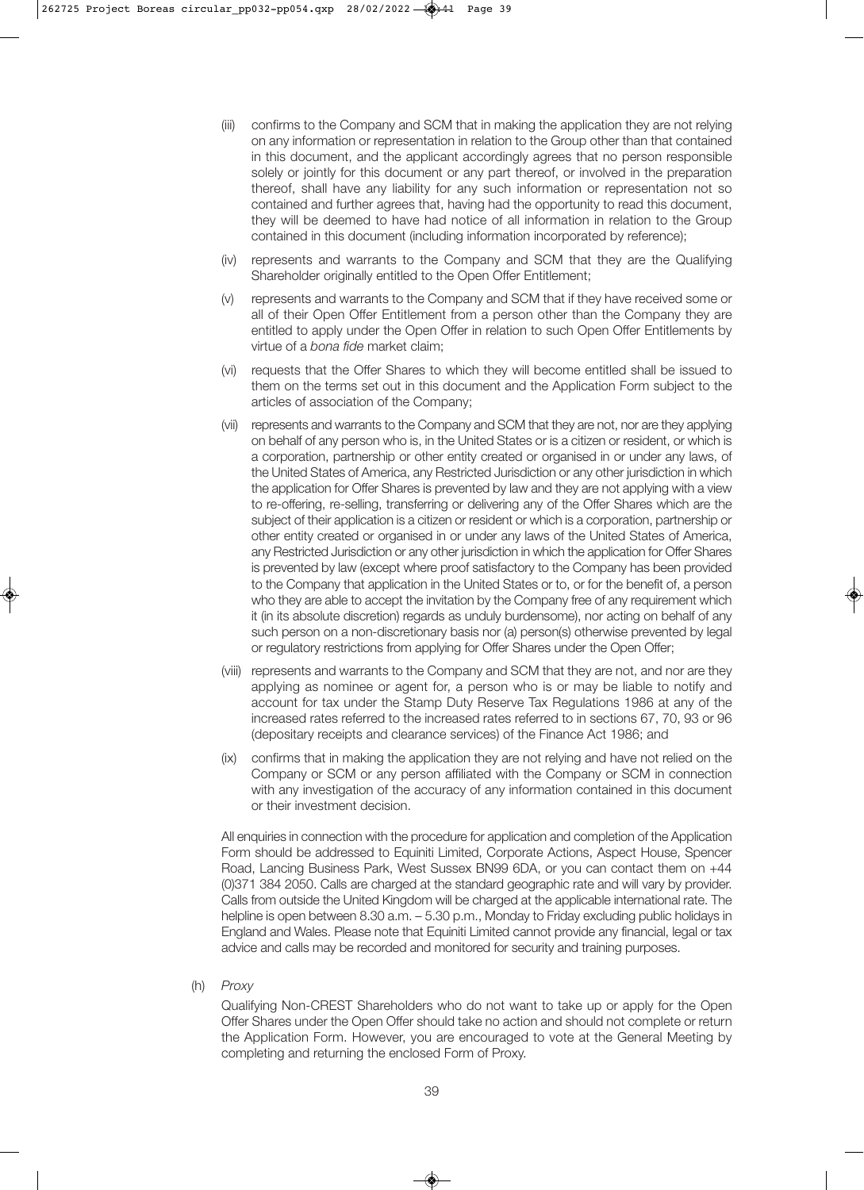(iii) confirms to the Company and SCM that in making the application they are not relying on any information or representation in relation to the Group other than that contained in this document, and the applicant accordingly agrees that no person responsible solely or jointly for this document or any part thereof, or involved in the preparation thereof, shall have any liability for any such information or representation not so contained and further agrees that, having had the opportunity to read this document, they will be deemed to have had notice of all information in relation to the Group contained in this document (including information incorporated by reference);

(iv) represents and warrants to the Company and SCM that they are the Qualifying Shareholder originally entitled to the Open Offer Entitlement;

(v) represents and warrants to the Company and SCM that if they have received some or all of their Open Offer Entitlement from a person other than the Company they are entitled to apply under the Open Offer in relation to such Open Offer Entitlements by virtue of a *bona fide* market claim;

(vi) requests that the Offer Shares to which they will become entitled shall be issued to them on the terms set out in this document and the Application Form subject to the articles of association of the Company;

(vii) represents and warrants to the Company and SCM that they are not, nor are they applying on behalf of any person who is, in the United States or is a citizen or resident, or which is a corporation, partnership or other entity created or organised in or under any laws, of the United States of America, any Restricted Jurisdiction or any other jurisdiction in which the application for Offer Shares is prevented by law and they are not applying with a view to re-offering, re-selling, transferring or delivering any of the Offer Shares which are the subject of their application is a citizen or resident or which is a corporation, partnership or other entity created or organised in or under any laws of the United States of America, any Restricted Jurisdiction or any other jurisdiction in which the application for Offer Shares is prevented by law (except where proof satisfactory to the Company has been provided to the Company that application in the United States or to, or for the benefit of, a person who they are able to accept the invitation by the Company free of any requirement which it (in its absolute discretion) regards as unduly burdensome), nor acting on behalf of any such person on a non-discretionary basis nor (a) person(s) otherwise prevented by legal or regulatory restrictions from applying for Offer Shares under the Open Offer;

(viii) represents and warrants to the Company and SCM that they are not, and nor are they applying as nominee or agent for, a person who is or may be liable to notify and account for tax under the Stamp Duty Reserve Tax Regulations 1986 at any of the increased rates referred to the increased rates referred to in sections 67, 70, 93 or 96 (depositary receipts and clearance services) of the Finance Act 1986; and

(ix) confirms that in making the application they are not relying and have not relied on the Company or SCM or any person affiliated with the Company or SCM in connection with any investigation of the accuracy of any information contained in this document or their investment decision.

All enquiries in connection with the procedure for application and completion of the Application Form should be addressed to Equiniti Limited, Corporate Actions, Aspect House, Spencer Road, Lancing Business Park, West Sussex BN99 6DA, or you can contact them on +44 (0)371 384 2050. Calls are charged at the standard geographic rate and will vary by provider. Calls from outside the United Kingdom will be charged at the applicable international rate. The helpline is open between 8.30 a.m. – 5.30 p.m., Monday to Friday excluding public holidays in England and Wales. Please note that Equiniti Limited cannot provide any financial, legal or tax advice and calls may be recorded and monitored for security and training purposes.

(h) *Proxy*

Qualifying Non-CREST Shareholders who do not want to take up or apply for the Open Offer Shares under the Open Offer should take no action and should not complete or return the Application Form. However, you are encouraged to vote at the General Meeting by completing and returning the enclosed Form of Proxy.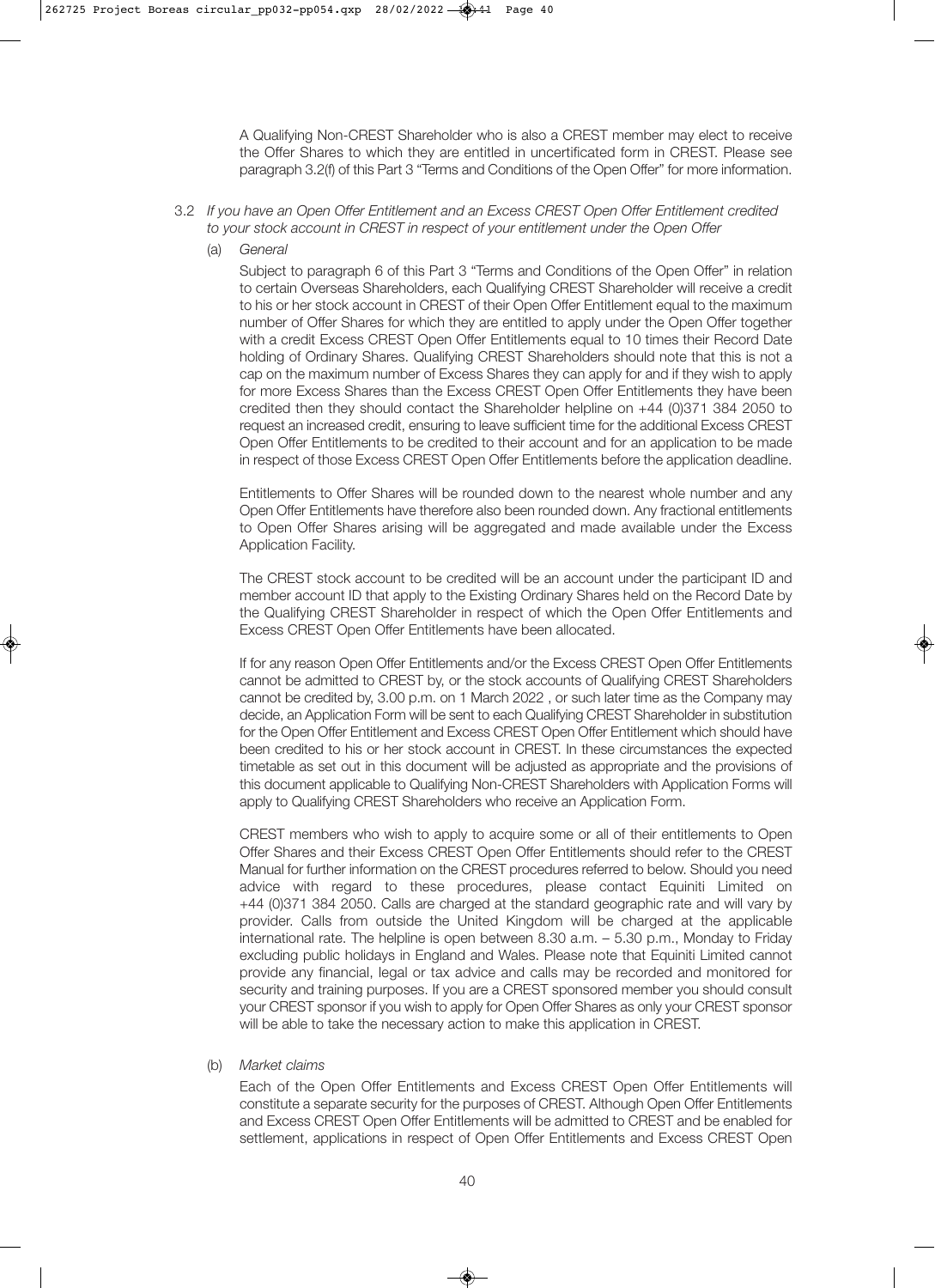A Qualifying Non-CREST Shareholder who is also a CREST member may elect to receive the Offer Shares to which they are entitled in uncertificated form in CREST. Please see paragraph 3.2(f) of this Part 3 "Terms and Conditions of the Open Offer" for more information.

3.2 *If you have an Open Offer Entitlement and an Excess CREST Open Offer Entitlement credited to your stock account in CREST in respect of your entitlement under the Open Offer*

(a) *General*

Subject to paragraph 6 of this Part 3 "Terms and Conditions of the Open Offer" in relation to certain Overseas Shareholders, each Qualifying CREST Shareholder will receive a credit to his or her stock account in CREST of their Open Offer Entitlement equal to the maximum number of Offer Shares for which they are entitled to apply under the Open Offer together with a credit Excess CREST Open Offer Entitlements equal to 10 times their Record Date holding of Ordinary Shares. Qualifying CREST Shareholders should note that this is not a cap on the maximum number of Excess Shares they can apply for and if they wish to apply for more Excess Shares than the Excess CREST Open Offer Entitlements they have been credited then they should contact the Shareholder helpline on +44 (0)371 384 2050 to request an increased credit, ensuring to leave sufficient time for the additional Excess CREST Open Offer Entitlements to be credited to their account and for an application to be made in respect of those Excess CREST Open Offer Entitlements before the application deadline.

Entitlements to Offer Shares will be rounded down to the nearest whole number and any Open Offer Entitlements have therefore also been rounded down. Any fractional entitlements to Open Offer Shares arising will be aggregated and made available under the Excess Application Facility.

The CREST stock account to be credited will be an account under the participant ID and member account ID that apply to the Existing Ordinary Shares held on the Record Date by the Qualifying CREST Shareholder in respect of which the Open Offer Entitlements and Excess CREST Open Offer Entitlements have been allocated.

If for any reason Open Offer Entitlements and/or the Excess CREST Open Offer Entitlements cannot be admitted to CREST by, or the stock accounts of Qualifying CREST Shareholders cannot be credited by, 3.00 p.m. on 1 March 2022 , or such later time as the Company may decide, an Application Form will be sent to each Qualifying CREST Shareholder in substitution for the Open Offer Entitlement and Excess CREST Open Offer Entitlement which should have been credited to his or her stock account in CREST. In these circumstances the expected timetable as set out in this document will be adjusted as appropriate and the provisions of this document applicable to Qualifying Non-CREST Shareholders with Application Forms will apply to Qualifying CREST Shareholders who receive an Application Form.

CREST members who wish to apply to acquire some or all of their entitlements to Open Offer Shares and their Excess CREST Open Offer Entitlements should refer to the CREST Manual for further information on the CREST procedures referred to below. Should you need advice with regard to these procedures, please contact Equiniti Limited on +44 (0)371 384 2050. Calls are charged at the standard geographic rate and will vary by provider. Calls from outside the United Kingdom will be charged at the applicable international rate. The helpline is open between 8.30 a.m. – 5.30 p.m., Monday to Friday excluding public holidays in England and Wales. Please note that Equiniti Limited cannot provide any financial, legal or tax advice and calls may be recorded and monitored for security and training purposes. If you are a CREST sponsored member you should consult your CREST sponsor if you wish to apply for Open Offer Shares as only your CREST sponsor will be able to take the necessary action to make this application in CREST.

(b) *Market claims*

Each of the Open Offer Entitlements and Excess CREST Open Offer Entitlements will constitute a separate security for the purposes of CREST. Although Open Offer Entitlements and Excess CREST Open Offer Entitlements will be admitted to CREST and be enabled for settlement, applications in respect of Open Offer Entitlements and Excess CREST Open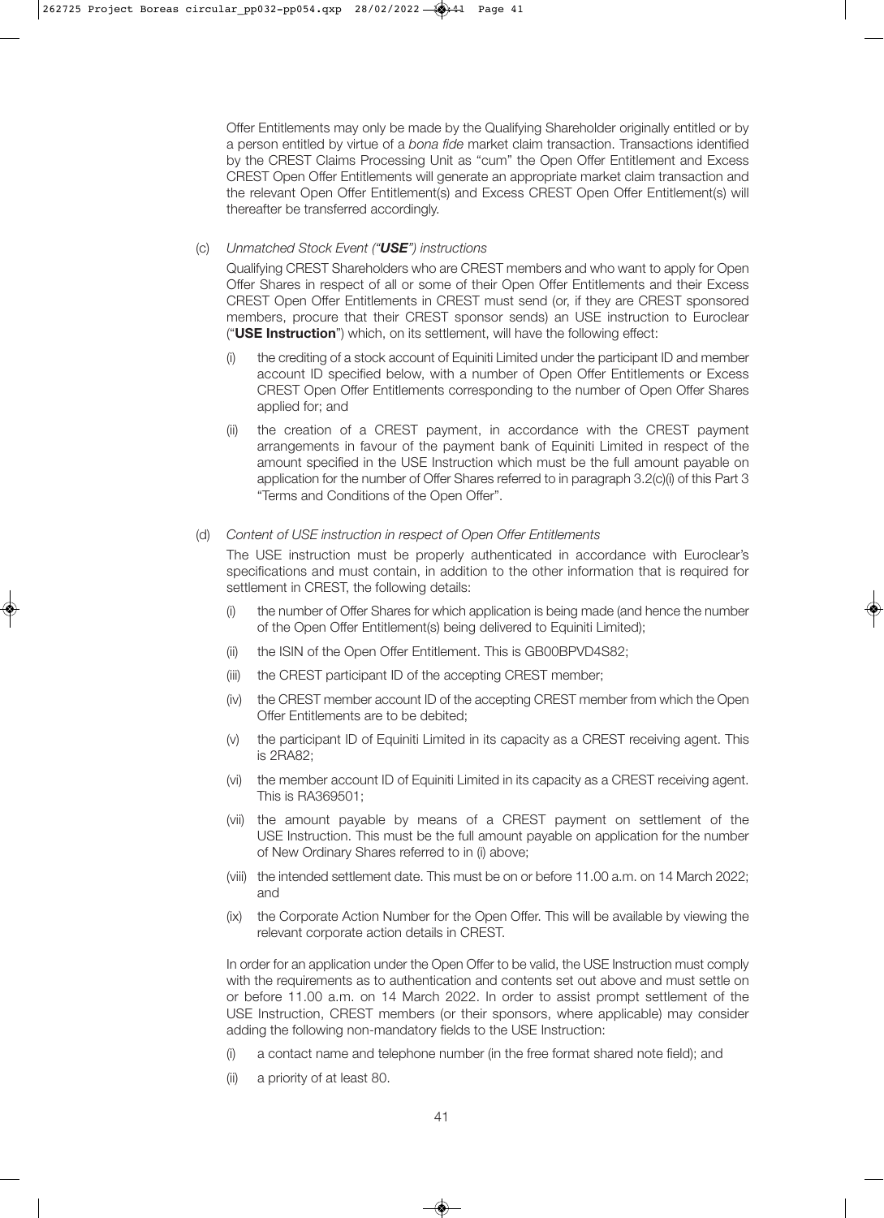Offer Entitlements may only be made by the Qualifying Shareholder originally entitled or by a person entitled by virtue of a *bona fide* market claim transaction. Transactions identified by the CREST Claims Processing Unit as "cum" the Open Offer Entitlement and Excess CREST Open Offer Entitlements will generate an appropriate market claim transaction and the relevant Open Offer Entitlement(s) and Excess CREST Open Offer Entitlement(s) will thereafter be transferred accordingly.

(c) *Unmatched Stock Event ("**USE**") instructions*

Qualifying CREST Shareholders who are CREST members and who want to apply for Open Offer Shares in respect of all or some of their Open Offer Entitlements and their Excess CREST Open Offer Entitlements in CREST must send (or, if they are CREST sponsored members, procure that their CREST sponsor sends) an USE instruction to Euroclear ("**USE Instruction**") which, on its settlement, will have the following effect:

(i) the crediting of a stock account of Equiniti Limited under the participant ID and member account ID specified below, with a number of Open Offer Entitlements or Excess CREST Open Offer Entitlements corresponding to the number of Open Offer Shares applied for; and

(ii) the creation of a CREST payment, in accordance with the CREST payment arrangements in favour of the payment bank of Equiniti Limited in respect of the amount specified in the USE Instruction which must be the full amount payable on application for the number of Offer Shares referred to in paragraph 3.2(c)(i) of this Part 3 "Terms and Conditions of the Open Offer".

(d) *Content of USE instruction in respect of Open Offer Entitlements*

The USE instruction must be properly authenticated in accordance with Euroclear's specifications and must contain, in addition to the other information that is required for settlement in CREST, the following details:

(i) the number of Offer Shares for which application is being made (and hence the number of the Open Offer Entitlement(s) being delivered to Equiniti Limited);

(ii) the ISIN of the Open Offer Entitlement. This is GB00BPVD4S82;

(iii) the CREST participant ID of the accepting CREST member;

(iv) the CREST member account ID of the accepting CREST member from which the Open Offer Entitlements are to be debited;

(v) the participant ID of Equiniti Limited in its capacity as a CREST receiving agent. This is 2RA82;

(vi) the member account ID of Equiniti Limited in its capacity as a CREST receiving agent. This is RA369501;

(vii) the amount payable by means of a CREST payment on settlement of the USE Instruction. This must be the full amount payable on application for the number of New Ordinary Shares referred to in (i) above;

(viii) the intended settlement date. This must be on or before 11.00 a.m. on 14 March 2022; and

(ix) the Corporate Action Number for the Open Offer. This will be available by viewing the relevant corporate action details in CREST.

In order for an application under the Open Offer to be valid, the USE Instruction must comply with the requirements as to authentication and contents set out above and must settle on or before 11.00 a.m. on 14 March 2022. In order to assist prompt settlement of the USE Instruction, CREST members (or their sponsors, where applicable) may consider adding the following non-mandatory fields to the USE Instruction:

(i) a contact name and telephone number (in the free format shared note field); and

(ii) a priority of at least 80.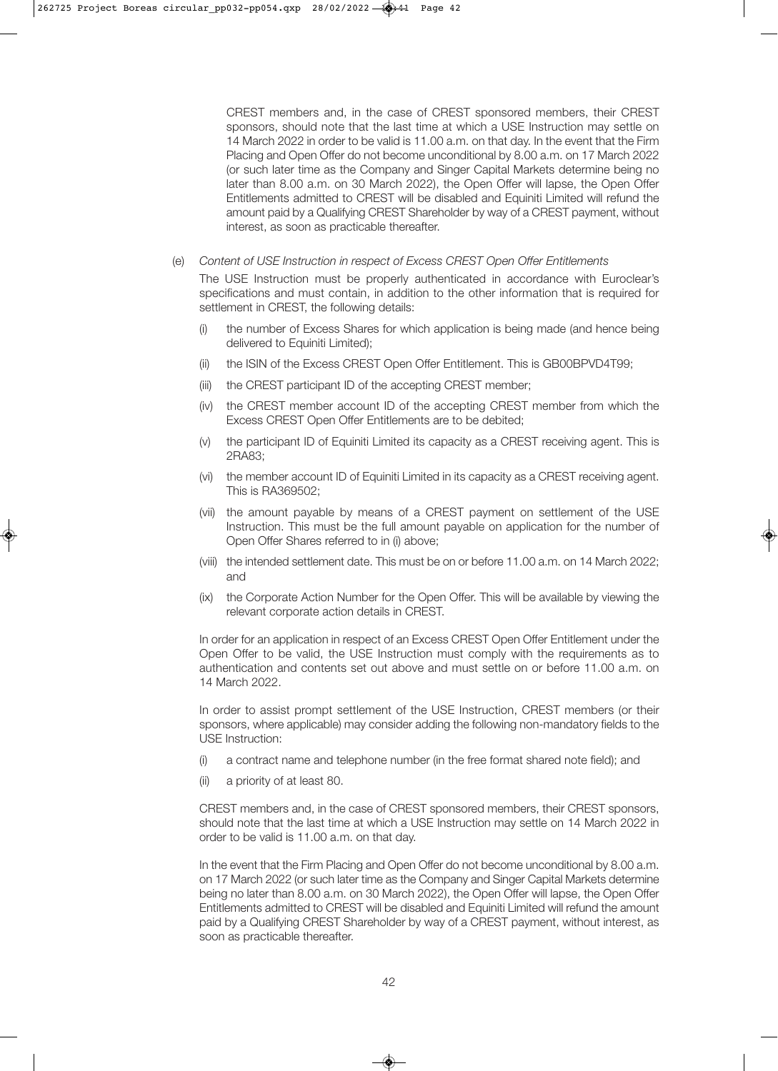CREST members and, in the case of CREST sponsored members, their CREST sponsors, should note that the last time at which a USE Instruction may settle on 14 March 2022 in order to be valid is 11.00 a.m. on that day. In the event that the Firm Placing and Open Offer do not become unconditional by 8.00 a.m. on 17 March 2022 (or such later time as the Company and Singer Capital Markets determine being no later than 8.00 a.m. on 30 March 2022), the Open Offer will lapse, the Open Offer Entitlements admitted to CREST will be disabled and Equiniti Limited will refund the amount paid by a Qualifying CREST Shareholder by way of a CREST payment, without interest, as soon as practicable thereafter.

(e) *Content of USE Instruction in respect of Excess CREST Open Offer Entitlements*

The USE Instruction must be properly authenticated in accordance with Euroclear's specifications and must contain, in addition to the other information that is required for settlement in CREST, the following details:

(i) the number of Excess Shares for which application is being made (and hence being delivered to Equiniti Limited);

(ii) the ISIN of the Excess CREST Open Offer Entitlement. This is GB00BPVD4T99;

(iii) the CREST participant ID of the accepting CREST member;

(iv) the CREST member account ID of the accepting CREST member from which the Excess CREST Open Offer Entitlements are to be debited;

(v) the participant ID of Equiniti Limited its capacity as a CREST receiving agent. This is 2RA83;

(vi) the member account ID of Equiniti Limited in its capacity as a CREST receiving agent. This is RA369502;

(vii) the amount payable by means of a CREST payment on settlement of the USE Instruction. This must be the full amount payable on application for the number of Open Offer Shares referred to in (i) above;

(viii) the intended settlement date. This must be on or before 11.00 a.m. on 14 March 2022; and

(ix) the Corporate Action Number for the Open Offer. This will be available by viewing the relevant corporate action details in CREST.

In order for an application in respect of an Excess CREST Open Offer Entitlement under the Open Offer to be valid, the USE Instruction must comply with the requirements as to authentication and contents set out above and must settle on or before 11.00 a.m. on 14 March 2022.

In order to assist prompt settlement of the USE Instruction, CREST members (or their sponsors, where applicable) may consider adding the following non-mandatory fields to the USE Instruction:

(i) a contract name and telephone number (in the free format shared note field); and

(ii) a priority of at least 80.

CREST members and, in the case of CREST sponsored members, their CREST sponsors, should note that the last time at which a USE Instruction may settle on 14 March 2022 in order to be valid is 11.00 a.m. on that day.

In the event that the Firm Placing and Open Offer do not become unconditional by 8.00 a.m. on 17 March 2022 (or such later time as the Company and Singer Capital Markets determine being no later than 8.00 a.m. on 30 March 2022), the Open Offer will lapse, the Open Offer Entitlements admitted to CREST will be disabled and Equiniti Limited will refund the amount paid by a Qualifying CREST Shareholder by way of a CREST payment, without interest, as soon as practicable thereafter.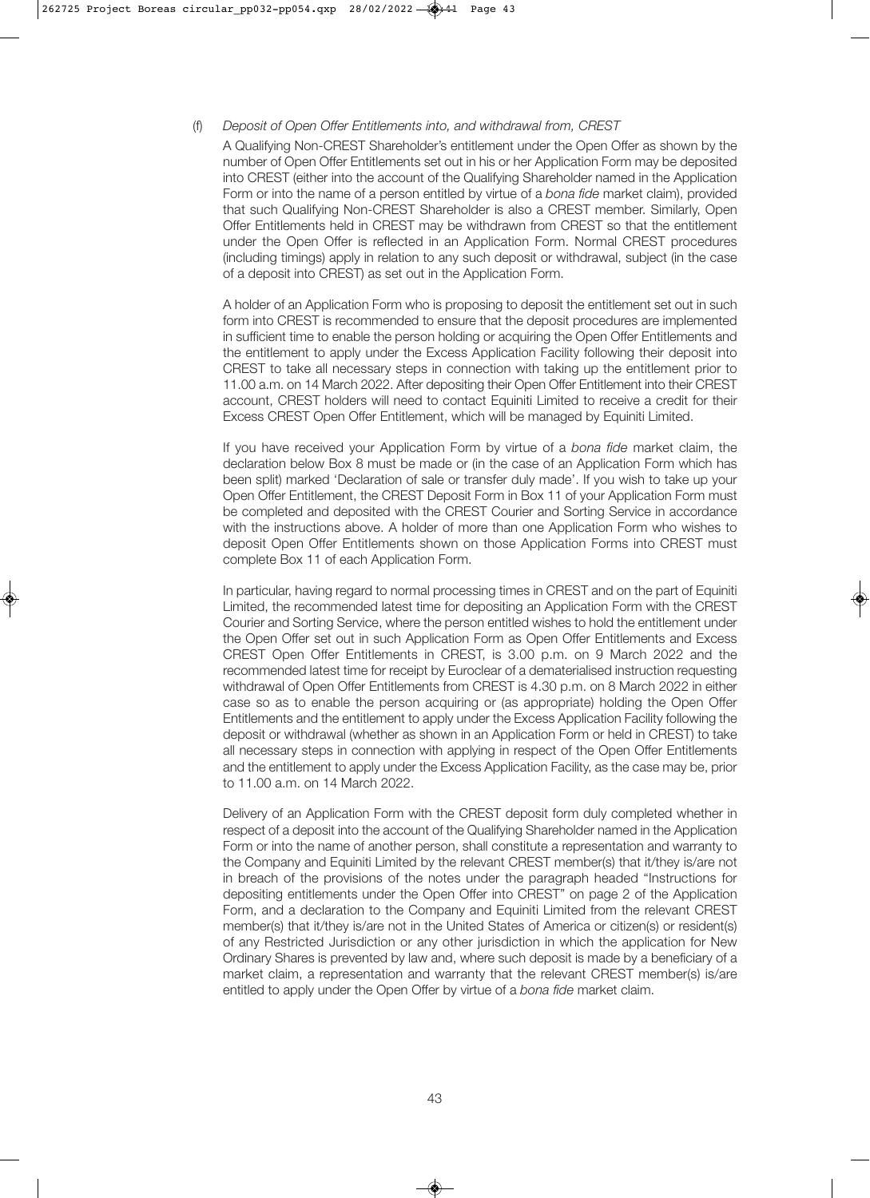(f) *Deposit of Open Offer Entitlements into, and withdrawal from, CREST*

A Qualifying Non-CREST Shareholder's entitlement under the Open Offer as shown by the number of Open Offer Entitlements set out in his or her Application Form may be deposited into CREST (either into the account of the Qualifying Shareholder named in the Application Form or into the name of a person entitled by virtue of a *bona fide* market claim), provided that such Qualifying Non-CREST Shareholder is also a CREST member. Similarly, Open Offer Entitlements held in CREST may be withdrawn from CREST so that the entitlement under the Open Offer is reflected in an Application Form. Normal CREST procedures (including timings) apply in relation to any such deposit or withdrawal, subject (in the case of a deposit into CREST) as set out in the Application Form.

A holder of an Application Form who is proposing to deposit the entitlement set out in such form into CREST is recommended to ensure that the deposit procedures are implemented in sufficient time to enable the person holding or acquiring the Open Offer Entitlements and the entitlement to apply under the Excess Application Facility following their deposit into CREST to take all necessary steps in connection with taking up the entitlement prior to 11.00 a.m. on 14 March 2022. After depositing their Open Offer Entitlement into their CREST account, CREST holders will need to contact Equiniti Limited to receive a credit for their Excess CREST Open Offer Entitlement, which will be managed by Equiniti Limited.

If you have received your Application Form by virtue of a *bona fide* market claim, the declaration below Box 8 must be made or (in the case of an Application Form which has been split) marked 'Declaration of sale or transfer duly made'. If you wish to take up your Open Offer Entitlement, the CREST Deposit Form in Box 11 of your Application Form must be completed and deposited with the CREST Courier and Sorting Service in accordance with the instructions above. A holder of more than one Application Form who wishes to deposit Open Offer Entitlements shown on those Application Forms into CREST must complete Box 11 of each Application Form.

In particular, having regard to normal processing times in CREST and on the part of Equiniti Limited, the recommended latest time for depositing an Application Form with the CREST Courier and Sorting Service, where the person entitled wishes to hold the entitlement under the Open Offer set out in such Application Form as Open Offer Entitlements and Excess CREST Open Offer Entitlements in CREST, is 3.00 p.m. on 9 March 2022 and the recommended latest time for receipt by Euroclear of a dematerialised instruction requesting withdrawal of Open Offer Entitlements from CREST is 4.30 p.m. on 8 March 2022 in either case so as to enable the person acquiring or (as appropriate) holding the Open Offer Entitlements and the entitlement to apply under the Excess Application Facility following the deposit or withdrawal (whether as shown in an Application Form or held in CREST) to take all necessary steps in connection with applying in respect of the Open Offer Entitlements and the entitlement to apply under the Excess Application Facility, as the case may be, prior to 11.00 a.m. on 14 March 2022.

Delivery of an Application Form with the CREST deposit form duly completed whether in respect of a deposit into the account of the Qualifying Shareholder named in the Application Form or into the name of another person, shall constitute a representation and warranty to the Company and Equiniti Limited by the relevant CREST member(s) that it/they is/are not in breach of the provisions of the notes under the paragraph headed "Instructions for depositing entitlements under the Open Offer into CREST" on page 2 of the Application Form, and a declaration to the Company and Equiniti Limited from the relevant CREST member(s) that it/they is/are not in the United States of America or citizen(s) or resident(s) of any Restricted Jurisdiction or any other jurisdiction in which the application for New Ordinary Shares is prevented by law and, where such deposit is made by a beneficiary of a market claim, a representation and warranty that the relevant CREST member(s) is/are entitled to apply under the Open Offer by virtue of a *bona fide* market claim.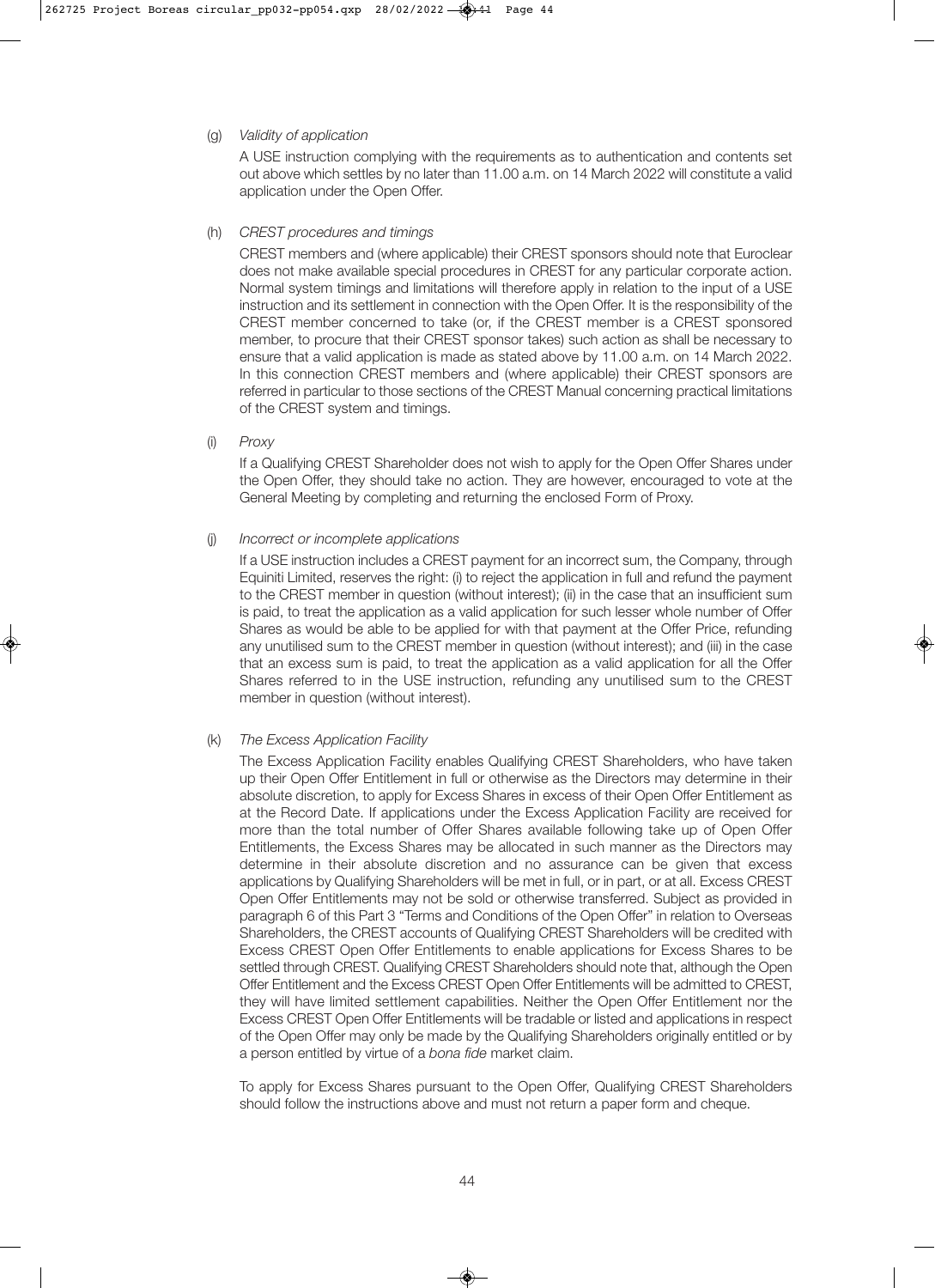(g) *Validity of application*

A USE instruction complying with the requirements as to authentication and contents set out above which settles by no later than 11.00 a.m. on 14 March 2022 will constitute a valid application under the Open Offer.

(h) *CREST procedures and timings*

CREST members and (where applicable) their CREST sponsors should note that Euroclear does not make available special procedures in CREST for any particular corporate action. Normal system timings and limitations will therefore apply in relation to the input of a USE instruction and its settlement in connection with the Open Offer. It is the responsibility of the CREST member concerned to take (or, if the CREST member is a CREST sponsored member, to procure that their CREST sponsor takes) such action as shall be necessary to ensure that a valid application is made as stated above by 11.00 a.m. on 14 March 2022. In this connection CREST members and (where applicable) their CREST sponsors are referred in particular to those sections of the CREST Manual concerning practical limitations of the CREST system and timings.

(i) *Proxy*

If a Qualifying CREST Shareholder does not wish to apply for the Open Offer Shares under the Open Offer, they should take no action. They are however, encouraged to vote at the General Meeting by completing and returning the enclosed Form of Proxy.

(j) *Incorrect or incomplete applications*

If a USE instruction includes a CREST payment for an incorrect sum, the Company, through Equiniti Limited, reserves the right: (i) to reject the application in full and refund the payment to the CREST member in question (without interest); (ii) in the case that an insufficient sum is paid, to treat the application as a valid application for such lesser whole number of Offer Shares as would be able to be applied for with that payment at the Offer Price, refunding any unutilised sum to the CREST member in question (without interest); and (iii) in the case that an excess sum is paid, to treat the application as a valid application for all the Offer Shares referred to in the USE instruction, refunding any unutilised sum to the CREST member in question (without interest).

(k) *The Excess Application Facility*

The Excess Application Facility enables Qualifying CREST Shareholders, who have taken up their Open Offer Entitlement in full or otherwise as the Directors may determine in their absolute discretion, to apply for Excess Shares in excess of their Open Offer Entitlement as at the Record Date. If applications under the Excess Application Facility are received for more than the total number of Offer Shares available following take up of Open Offer Entitlements, the Excess Shares may be allocated in such manner as the Directors may determine in their absolute discretion and no assurance can be given that excess applications by Qualifying Shareholders will be met in full, or in part, or at all. Excess CREST Open Offer Entitlements may not be sold or otherwise transferred. Subject as provided in paragraph 6 of this Part 3 "Terms and Conditions of the Open Offer" in relation to Overseas Shareholders, the CREST accounts of Qualifying CREST Shareholders will be credited with Excess CREST Open Offer Entitlements to enable applications for Excess Shares to be settled through CREST. Qualifying CREST Shareholders should note that, although the Open Offer Entitlement and the Excess CREST Open Offer Entitlements will be admitted to CREST, they will have limited settlement capabilities. Neither the Open Offer Entitlement nor the Excess CREST Open Offer Entitlements will be tradable or listed and applications in respect of the Open Offer may only be made by the Qualifying Shareholders originally entitled or by a person entitled by virtue of a *bona fide* market claim.

To apply for Excess Shares pursuant to the Open Offer, Qualifying CREST Shareholders should follow the instructions above and must not return a paper form and cheque.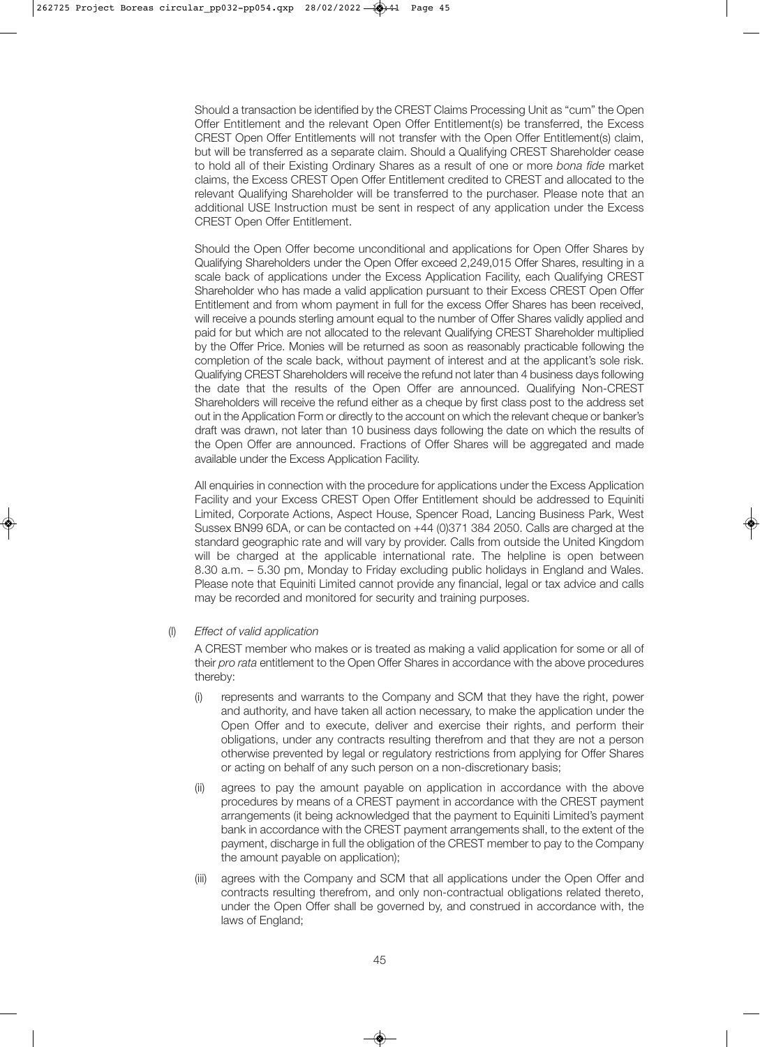Should a transaction be identified by the CREST Claims Processing Unit as "cum" the Open Offer Entitlement and the relevant Open Offer Entitlement(s) be transferred, the Excess CREST Open Offer Entitlements will not transfer with the Open Offer Entitlement(s) claim, but will be transferred as a separate claim. Should a Qualifying CREST Shareholder cease to hold all of their Existing Ordinary Shares as a result of one or more *bona fide* market claims, the Excess CREST Open Offer Entitlement credited to CREST and allocated to the relevant Qualifying Shareholder will be transferred to the purchaser. Please note that an additional USE Instruction must be sent in respect of any application under the Excess CREST Open Offer Entitlement.

Should the Open Offer become unconditional and applications for Open Offer Shares by Qualifying Shareholders under the Open Offer exceed 2,249,015 Offer Shares, resulting in a scale back of applications under the Excess Application Facility, each Qualifying CREST Shareholder who has made a valid application pursuant to their Excess CREST Open Offer Entitlement and from whom payment in full for the excess Offer Shares has been received, will receive a pounds sterling amount equal to the number of Offer Shares validly applied and paid for but which are not allocated to the relevant Qualifying CREST Shareholder multiplied by the Offer Price. Monies will be returned as soon as reasonably practicable following the completion of the scale back, without payment of interest and at the applicant's sole risk. Qualifying CREST Shareholders will receive the refund not later than 4 business days following the date that the results of the Open Offer are announced. Qualifying Non-CREST Shareholders will receive the refund either as a cheque by first class post to the address set out in the Application Form or directly to the account on which the relevant cheque or banker's draft was drawn, not later than 10 business days following the date on which the results of the Open Offer are announced. Fractions of Offer Shares will be aggregated and made available under the Excess Application Facility.

All enquiries in connection with the procedure for applications under the Excess Application Facility and your Excess CREST Open Offer Entitlement should be addressed to Equiniti Limited, Corporate Actions, Aspect House, Spencer Road, Lancing Business Park, West Sussex BN99 6DA, or can be contacted on +44 (0)371 384 2050. Calls are charged at the standard geographic rate and will vary by provider. Calls from outside the United Kingdom will be charged at the applicable international rate. The helpline is open between 8.30 a.m. – 5.30 pm, Monday to Friday excluding public holidays in England and Wales. Please note that Equiniti Limited cannot provide any financial, legal or tax advice and calls may be recorded and monitored for security and training purposes.

(l) *Effect of valid application*

A CREST member who makes or is treated as making a valid application for some or all of their *pro rata* entitlement to the Open Offer Shares in accordance with the above procedures thereby:

(i) represents and warrants to the Company and SCM that they have the right, power and authority, and have taken all action necessary, to make the application under the Open Offer and to execute, deliver and exercise their rights, and perform their obligations, under any contracts resulting therefrom and that they are not a person otherwise prevented by legal or regulatory restrictions from applying for Offer Shares or acting on behalf of any such person on a non-discretionary basis;

(ii) agrees to pay the amount payable on application in accordance with the above procedures by means of a CREST payment in accordance with the CREST payment arrangements (it being acknowledged that the payment to Equiniti Limited's payment bank in accordance with the CREST payment arrangements shall, to the extent of the payment, discharge in full the obligation of the CREST member to pay to the Company the amount payable on application);

(iii) agrees with the Company and SCM that all applications under the Open Offer and contracts resulting therefrom, and only non-contractual obligations related thereto, under the Open Offer shall be governed by, and construed in accordance with, the laws of England;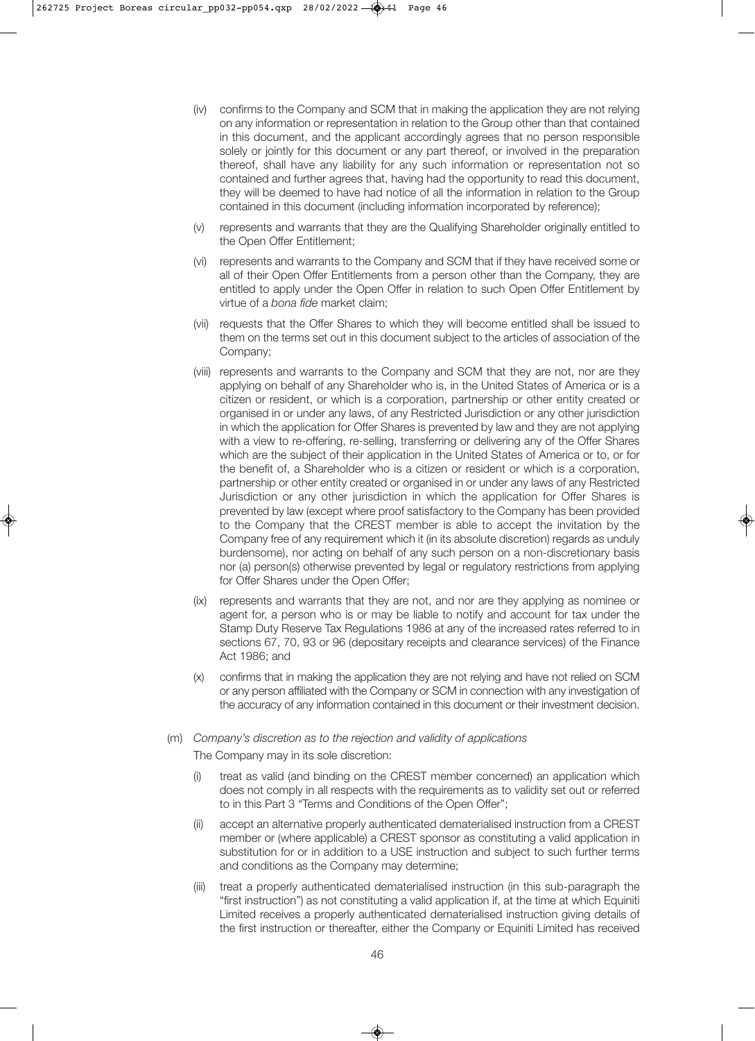(iv) confirms to the Company and SCM that in making the application they are not relying on any information or representation in relation to the Group other than that contained in this document, and the applicant accordingly agrees that no person responsible solely or jointly for this document or any part thereof, or involved in the preparation thereof, shall have any liability for any such information or representation not so contained and further agrees that, having had the opportunity to read this document, they will be deemed to have had notice of all the information in relation to the Group contained in this document (including information incorporated by reference);

(v) represents and warrants that they are the Qualifying Shareholder originally entitled to the Open Offer Entitlement;

(vi) represents and warrants to the Company and SCM that if they have received some or all of their Open Offer Entitlements from a person other than the Company, they are entitled to apply under the Open Offer in relation to such Open Offer Entitlement by virtue of a *bona fide* market claim;

(vii) requests that the Offer Shares to which they will become entitled shall be issued to them on the terms set out in this document subject to the articles of association of the Company;

(viii) represents and warrants to the Company and SCM that they are not, nor are they applying on behalf of any Shareholder who is, in the United States of America or is a citizen or resident, or which is a corporation, partnership or other entity created or organised in or under any laws, of any Restricted Jurisdiction or any other jurisdiction in which the application for Offer Shares is prevented by law and they are not applying with a view to re-offering, re-selling, transferring or delivering any of the Offer Shares which are the subject of their application in the United States of America or to, or for the benefit of, a Shareholder who is a citizen or resident or which is a corporation, partnership or other entity created or organised in or under any laws of any Restricted Jurisdiction or any other jurisdiction in which the application for Offer Shares is prevented by law (except where proof satisfactory to the Company has been provided to the Company that the CREST member is able to accept the invitation by the Company free of any requirement which it (in its absolute discretion) regards as unduly burdensome), nor acting on behalf of any such person on a non-discretionary basis nor (a) person(s) otherwise prevented by legal or regulatory restrictions from applying for Offer Shares under the Open Offer;

(ix) represents and warrants that they are not, and nor are they applying as nominee or agent for, a person who is or may be liable to notify and account for tax under the Stamp Duty Reserve Tax Regulations 1986 at any of the increased rates referred to in sections 67, 70, 93 or 96 (depositary receipts and clearance services) of the Finance Act 1986; and

(x) confirms that in making the application they are not relying and have not relied on SCM or any person affiliated with the Company or SCM in connection with any investigation of the accuracy of any information contained in this document or their investment decision.

(m) *Company's discretion as to the rejection and validity of applications*

The Company may in its sole discretion:

(i) treat as valid (and binding on the CREST member concerned) an application which does not comply in all respects with the requirements as to validity set out or referred to in this Part 3 "Terms and Conditions of the Open Offer";

(ii) accept an alternative properly authenticated dematerialised instruction from a CREST member or (where applicable) a CREST sponsor as constituting a valid application in substitution for or in addition to a USE instruction and subject to such further terms and conditions as the Company may determine;

(iii) treat a properly authenticated dematerialised instruction (in this sub-paragraph the "first instruction") as not constituting a valid application if, at the time at which Equiniti Limited receives a properly authenticated dematerialised instruction giving details of the first instruction or thereafter, either the Company or Equiniti Limited has received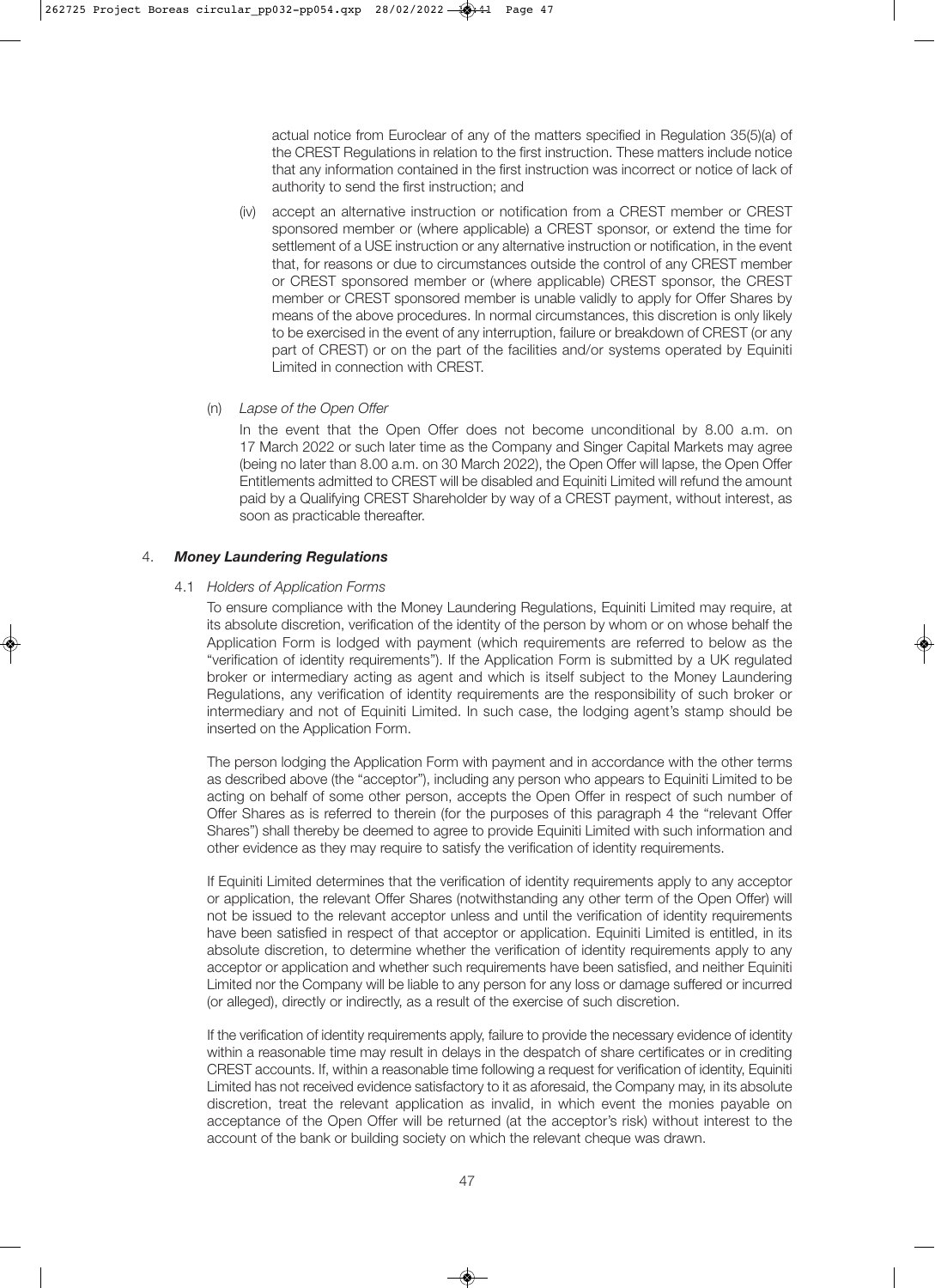actual notice from Euroclear of any of the matters specified in Regulation 35(5)(a) of the CREST Regulations in relation to the first instruction. These matters include notice that any information contained in the first instruction was incorrect or notice of lack of authority to send the first instruction; and

(iv) accept an alternative instruction or notification from a CREST member or CREST sponsored member or (where applicable) a CREST sponsor, or extend the time for settlement of a USE instruction or any alternative instruction or notification, in the event that, for reasons or due to circumstances outside the control of any CREST member or CREST sponsored member or (where applicable) CREST sponsor, the CREST member or CREST sponsored member is unable validly to apply for Offer Shares by means of the above procedures. In normal circumstances, this discretion is only likely to be exercised in the event of any interruption, failure or breakdown of CREST (or any part of CREST) or on the part of the facilities and/or systems operated by Equiniti Limited in connection with CREST.

(n) *Lapse of the Open Offer*

In the event that the Open Offer does not become unconditional by 8.00 a.m. on 17 March 2022 or such later time as the Company and Singer Capital Markets may agree (being no later than 8.00 a.m. on 30 March 2022), the Open Offer will lapse, the Open Offer Entitlements admitted to CREST will be disabled and Equiniti Limited will refund the amount paid by a Qualifying CREST Shareholder by way of a CREST payment, without interest, as soon as practicable thereafter.

## 4. ***Money Laundering Regulations***

4.1 *Holders of Application Forms*

To ensure compliance with the Money Laundering Regulations, Equiniti Limited may require, at its absolute discretion, verification of the identity of the person by whom or on whose behalf the Application Form is lodged with payment (which requirements are referred to below as the "verification of identity requirements"). If the Application Form is submitted by a UK regulated broker or intermediary acting as agent and which is itself subject to the Money Laundering Regulations, any verification of identity requirements are the responsibility of such broker or intermediary and not of Equiniti Limited. In such case, the lodging agent's stamp should be inserted on the Application Form.

The person lodging the Application Form with payment and in accordance with the other terms as described above (the "acceptor"), including any person who appears to Equiniti Limited to be acting on behalf of some other person, accepts the Open Offer in respect of such number of Offer Shares as is referred to therein (for the purposes of this paragraph 4 the "relevant Offer Shares") shall thereby be deemed to agree to provide Equiniti Limited with such information and other evidence as they may require to satisfy the verification of identity requirements.

If Equiniti Limited determines that the verification of identity requirements apply to any acceptor or application, the relevant Offer Shares (notwithstanding any other term of the Open Offer) will not be issued to the relevant acceptor unless and until the verification of identity requirements have been satisfied in respect of that acceptor or application. Equiniti Limited is entitled, in its absolute discretion, to determine whether the verification of identity requirements apply to any acceptor or application and whether such requirements have been satisfied, and neither Equiniti Limited nor the Company will be liable to any person for any loss or damage suffered or incurred (or alleged), directly or indirectly, as a result of the exercise of such discretion.

If the verification of identity requirements apply, failure to provide the necessary evidence of identity within a reasonable time may result in delays in the despatch of share certificates or in crediting CREST accounts. If, within a reasonable time following a request for verification of identity, Equiniti Limited has not received evidence satisfactory to it as aforesaid, the Company may, in its absolute discretion, treat the relevant application as invalid, in which event the monies payable on acceptance of the Open Offer will be returned (at the acceptor's risk) without interest to the account of the bank or building society on which the relevant cheque was drawn.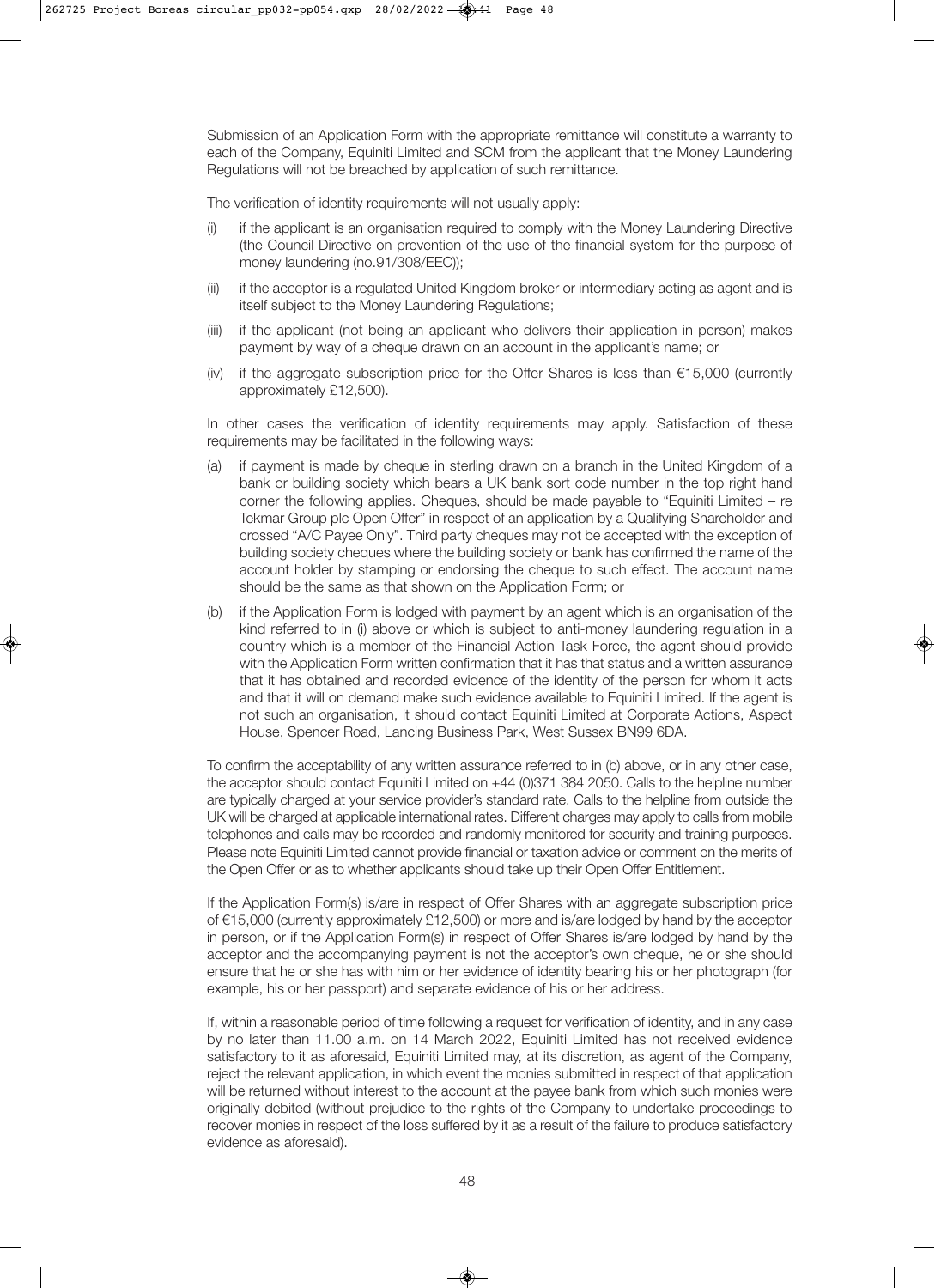Submission of an Application Form with the appropriate remittance will constitute a warranty to each of the Company, Equiniti Limited and SCM from the applicant that the Money Laundering Regulations will not be breached by application of such remittance.

The verification of identity requirements will not usually apply:

(i) if the applicant is an organisation required to comply with the Money Laundering Directive (the Council Directive on prevention of the use of the financial system for the purpose of money laundering (no.91/308/EEC));

(ii) if the acceptor is a regulated United Kingdom broker or intermediary acting as agent and is itself subject to the Money Laundering Regulations;

(iii) if the applicant (not being an applicant who delivers their application in person) makes payment by way of a cheque drawn on an account in the applicant's name; or

(iv) if the aggregate subscription price for the Offer Shares is less than €15,000 (currently approximately £12,500).

In other cases the verification of identity requirements may apply. Satisfaction of these requirements may be facilitated in the following ways:

(a) if payment is made by cheque in sterling drawn on a branch in the United Kingdom of a bank or building society which bears a UK bank sort code number in the top right hand corner the following applies. Cheques, should be made payable to "Equiniti Limited – re Tekmar Group plc Open Offer" in respect of an application by a Qualifying Shareholder and crossed "A/C Payee Only". Third party cheques may not be accepted with the exception of building society cheques where the building society or bank has confirmed the name of the account holder by stamping or endorsing the cheque to such effect. The account name should be the same as that shown on the Application Form; or

(b) if the Application Form is lodged with payment by an agent which is an organisation of the kind referred to in (i) above or which is subject to anti-money laundering regulation in a country which is a member of the Financial Action Task Force, the agent should provide with the Application Form written confirmation that it has that status and a written assurance that it has obtained and recorded evidence of the identity of the person for whom it acts and that it will on demand make such evidence available to Equiniti Limited. If the agent is not such an organisation, it should contact Equiniti Limited at Corporate Actions, Aspect House, Spencer Road, Lancing Business Park, West Sussex BN99 6DA.

To confirm the acceptability of any written assurance referred to in (b) above, or in any other case, the acceptor should contact Equiniti Limited on +44 (0)371 384 2050. Calls to the helpline number are typically charged at your service provider's standard rate. Calls to the helpline from outside the UK will be charged at applicable international rates. Different charges may apply to calls from mobile telephones and calls may be recorded and randomly monitored for security and training purposes. Please note Equiniti Limited cannot provide financial or taxation advice or comment on the merits of the Open Offer or as to whether applicants should take up their Open Offer Entitlement.

If the Application Form(s) is/are in respect of Offer Shares with an aggregate subscription price of €15,000 (currently approximately £12,500) or more and is/are lodged by hand by the acceptor in person, or if the Application Form(s) in respect of Offer Shares is/are lodged by hand by the acceptor and the accompanying payment is not the acceptor's own cheque, he or she should ensure that he or she has with him or her evidence of identity bearing his or her photograph (for example, his or her passport) and separate evidence of his or her address.

If, within a reasonable period of time following a request for verification of identity, and in any case by no later than 11.00 a.m. on 14 March 2022, Equiniti Limited has not received evidence satisfactory to it as aforesaid, Equiniti Limited may, at its discretion, as agent of the Company, reject the relevant application, in which event the monies submitted in respect of that application will be returned without interest to the account at the payee bank from which such monies were originally debited (without prejudice to the rights of the Company to undertake proceedings to recover monies in respect of the loss suffered by it as a result of the failure to produce satisfactory evidence as aforesaid).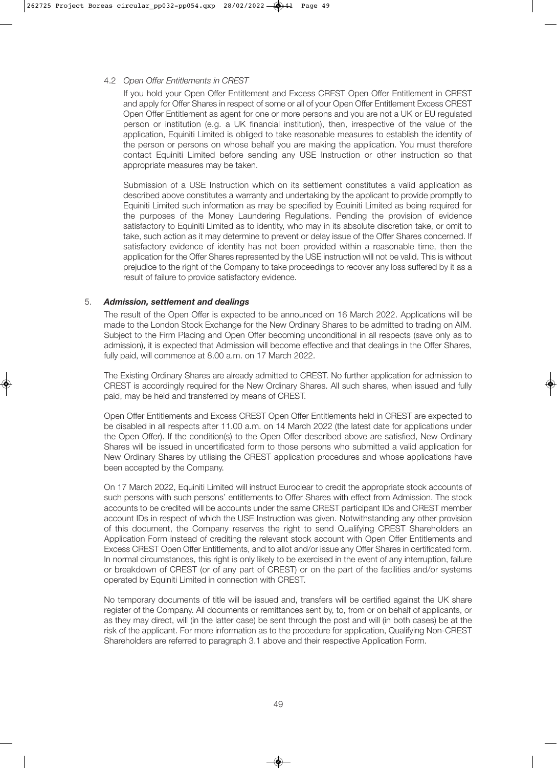### 4.2 *Open Offer Entitlements in CREST*

If you hold your Open Offer Entitlement and Excess CREST Open Offer Entitlement in CREST and apply for Offer Shares in respect of some or all of your Open Offer Entitlement Excess CREST Open Offer Entitlement as agent for one or more persons and you are not a UK or EU regulated person or institution (e.g. a UK financial institution), then, irrespective of the value of the application, Equiniti Limited is obliged to take reasonable measures to establish the identity of the person or persons on whose behalf you are making the application. You must therefore contact Equiniti Limited before sending any USE Instruction or other instruction so that appropriate measures may be taken.

Submission of a USE Instruction which on its settlement constitutes a valid application as described above constitutes a warranty and undertaking by the applicant to provide promptly to Equiniti Limited such information as may be specified by Equiniti Limited as being required for the purposes of the Money Laundering Regulations. Pending the provision of evidence satisfactory to Equiniti Limited as to identity, who may in its absolute discretion take, or omit to take, such action as it may determine to prevent or delay issue of the Offer Shares concerned. If satisfactory evidence of identity has not been provided within a reasonable time, then the application for the Offer Shares represented by the USE instruction will not be valid. This is without prejudice to the right of the Company to take proceedings to recover any loss suffered by it as a result of failure to provide satisfactory evidence.

## 5. ***Admission, settlement and dealings***

The result of the Open Offer is expected to be announced on 16 March 2022. Applications will be made to the London Stock Exchange for the New Ordinary Shares to be admitted to trading on AIM. Subject to the Firm Placing and Open Offer becoming unconditional in all respects (save only as to admission), it is expected that Admission will become effective and that dealings in the Offer Shares, fully paid, will commence at 8.00 a.m. on 17 March 2022.

The Existing Ordinary Shares are already admitted to CREST. No further application for admission to CREST is accordingly required for the New Ordinary Shares. All such shares, when issued and fully paid, may be held and transferred by means of CREST.

Open Offer Entitlements and Excess CREST Open Offer Entitlements held in CREST are expected to be disabled in all respects after 11.00 a.m. on 14 March 2022 (the latest date for applications under the Open Offer). If the condition(s) to the Open Offer described above are satisfied, New Ordinary Shares will be issued in uncertificated form to those persons who submitted a valid application for New Ordinary Shares by utilising the CREST application procedures and whose applications have been accepted by the Company.

On 17 March 2022, Equiniti Limited will instruct Euroclear to credit the appropriate stock accounts of such persons with such persons' entitlements to Offer Shares with effect from Admission. The stock accounts to be credited will be accounts under the same CREST participant IDs and CREST member account IDs in respect of which the USE Instruction was given. Notwithstanding any other provision of this document, the Company reserves the right to send Qualifying CREST Shareholders an Application Form instead of crediting the relevant stock account with Open Offer Entitlements and Excess CREST Open Offer Entitlements, and to allot and/or issue any Offer Shares in certificated form. In normal circumstances, this right is only likely to be exercised in the event of any interruption, failure or breakdown of CREST (or of any part of CREST) or on the part of the facilities and/or systems operated by Equiniti Limited in connection with CREST.

No temporary documents of title will be issued and, transfers will be certified against the UK share register of the Company. All documents or remittances sent by, to, from or on behalf of applicants, or as they may direct, will (in the latter case) be sent through the post and will (in both cases) be at the risk of the applicant. For more information as to the procedure for application, Qualifying Non-CREST Shareholders are referred to paragraph 3.1 above and their respective Application Form.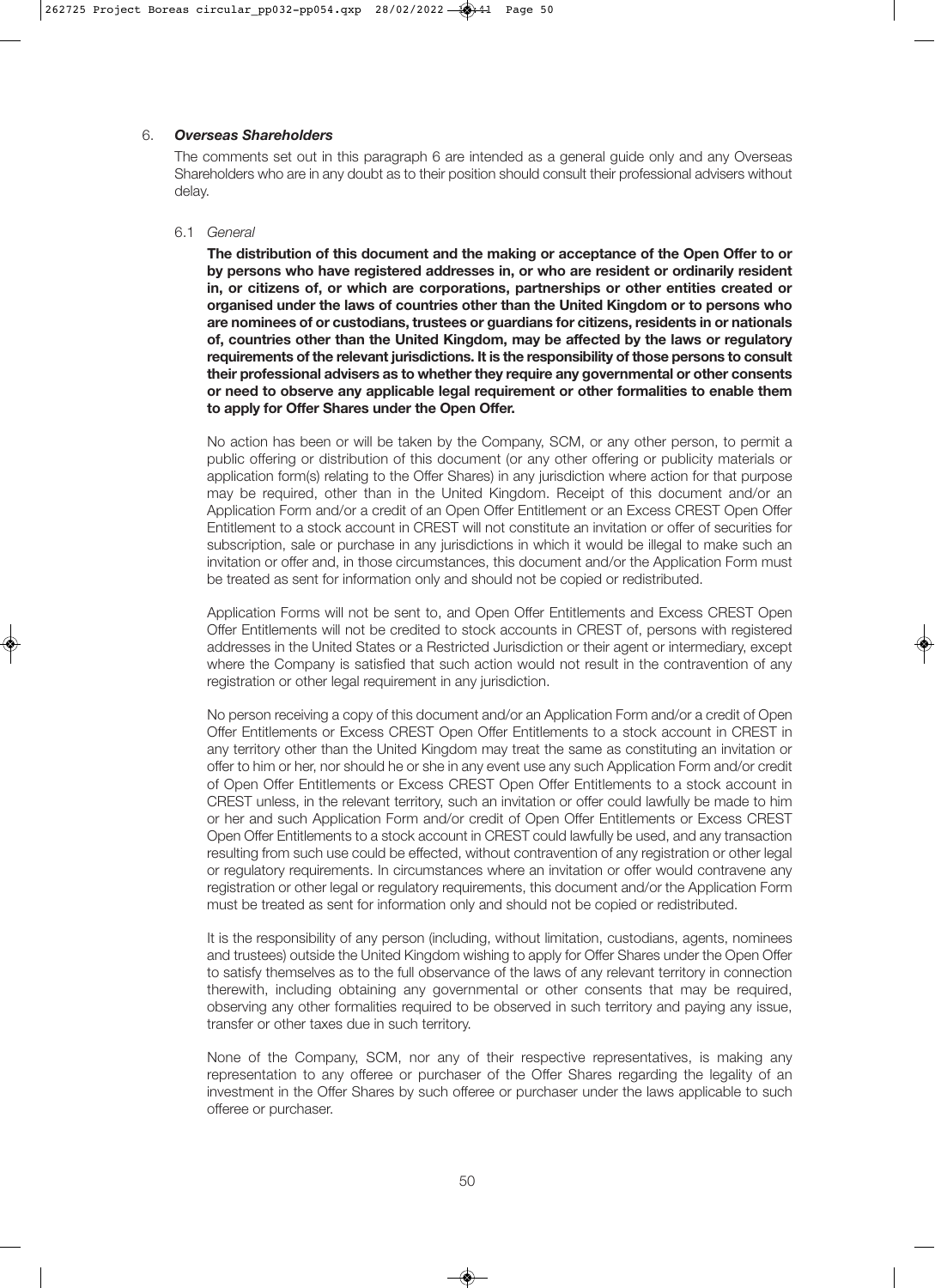6. ***Overseas Shareholders***

The comments set out in this paragraph 6 are intended as a general guide only and any Overseas Shareholders who are in any doubt as to their position should consult their professional advisers without delay.

6.1 *General*

**The distribution of this document and the making or acceptance of the Open Offer to or by persons who have registered addresses in, or who are resident or ordinarily resident in, or citizens of, or which are corporations, partnerships or other entities created or organised under the laws of countries other than the United Kingdom or to persons who are nominees of or custodians, trustees or guardians for citizens, residents in or nationals of, countries other than the United Kingdom, may be affected by the laws or regulatory requirements of the relevant jurisdictions. It is the responsibility of those persons to consult their professional advisers as to whether they require any governmental or other consents or need to observe any applicable legal requirement or other formalities to enable them to apply for Offer Shares under the Open Offer.**

No action has been or will be taken by the Company, SCM, or any other person, to permit a public offering or distribution of this document (or any other offering or publicity materials or application form(s) relating to the Offer Shares) in any jurisdiction where action for that purpose may be required, other than in the United Kingdom. Receipt of this document and/or an Application Form and/or a credit of an Open Offer Entitlement or an Excess CREST Open Offer Entitlement to a stock account in CREST will not constitute an invitation or offer of securities for subscription, sale or purchase in any jurisdictions in which it would be illegal to make such an invitation or offer and, in those circumstances, this document and/or the Application Form must be treated as sent for information only and should not be copied or redistributed.

Application Forms will not be sent to, and Open Offer Entitlements and Excess CREST Open Offer Entitlements will not be credited to stock accounts in CREST of, persons with registered addresses in the United States or a Restricted Jurisdiction or their agent or intermediary, except where the Company is satisfied that such action would not result in the contravention of any registration or other legal requirement in any jurisdiction.

No person receiving a copy of this document and/or an Application Form and/or a credit of Open Offer Entitlements or Excess CREST Open Offer Entitlements to a stock account in CREST in any territory other than the United Kingdom may treat the same as constituting an invitation or offer to him or her, nor should he or she in any event use any such Application Form and/or credit of Open Offer Entitlements or Excess CREST Open Offer Entitlements to a stock account in CREST unless, in the relevant territory, such an invitation or offer could lawfully be made to him or her and such Application Form and/or credit of Open Offer Entitlements or Excess CREST Open Offer Entitlements to a stock account in CREST could lawfully be used, and any transaction resulting from such use could be effected, without contravention of any registration or other legal or regulatory requirements. In circumstances where an invitation or offer would contravene any registration or other legal or regulatory requirements, this document and/or the Application Form must be treated as sent for information only and should not be copied or redistributed.

It is the responsibility of any person (including, without limitation, custodians, agents, nominees and trustees) outside the United Kingdom wishing to apply for Offer Shares under the Open Offer to satisfy themselves as to the full observance of the laws of any relevant territory in connection therewith, including obtaining any governmental or other consents that may be required, observing any other formalities required to be observed in such territory and paying any issue, transfer or other taxes due in such territory.

None of the Company, SCM, nor any of their respective representatives, is making any representation to any offeree or purchaser of the Offer Shares regarding the legality of an investment in the Offer Shares by such offeree or purchaser under the laws applicable to such offeree or purchaser.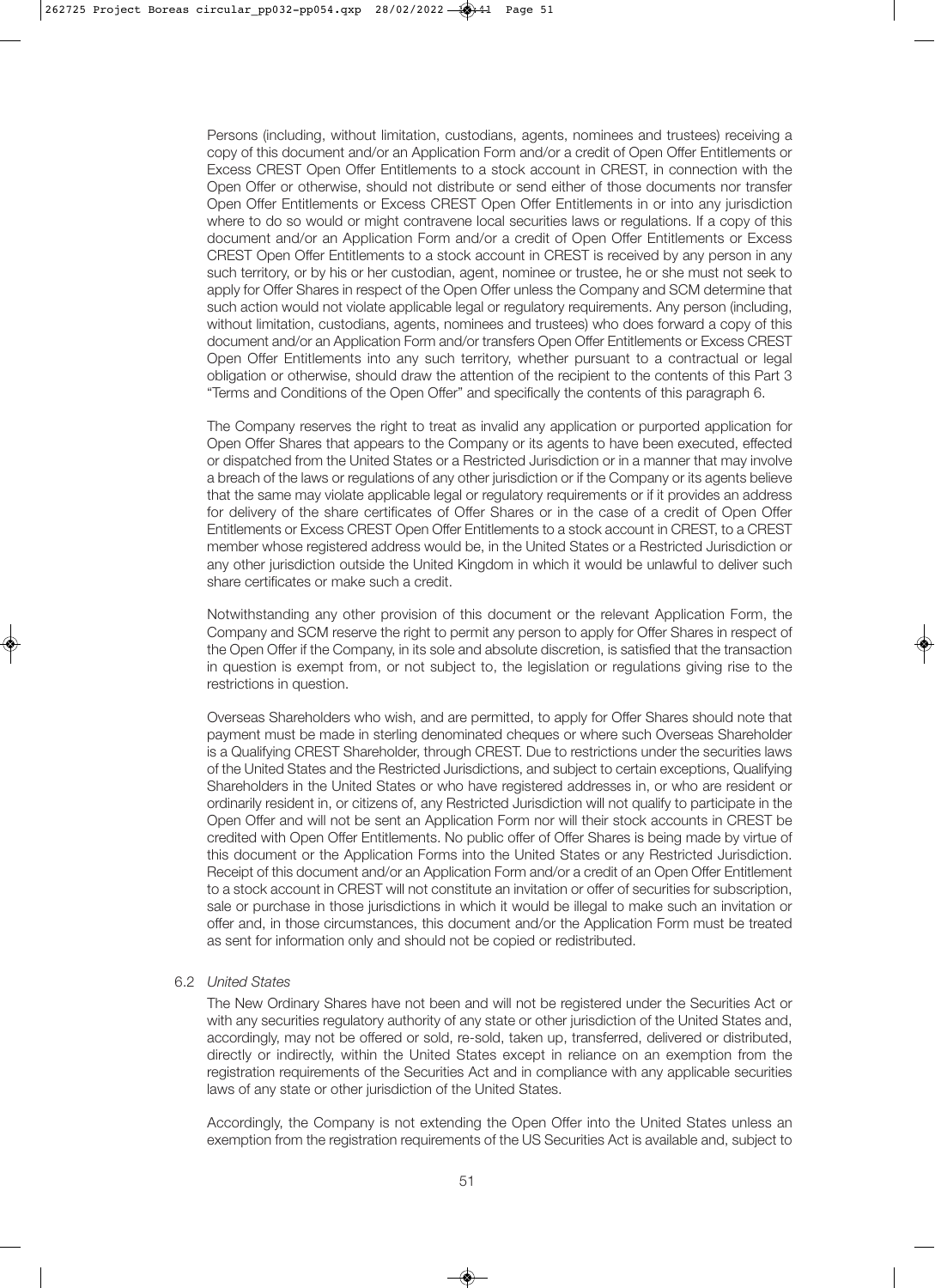Persons (including, without limitation, custodians, agents, nominees and trustees) receiving a copy of this document and/or an Application Form and/or a credit of Open Offer Entitlements or Excess CREST Open Offer Entitlements to a stock account in CREST, in connection with the Open Offer or otherwise, should not distribute or send either of those documents nor transfer Open Offer Entitlements or Excess CREST Open Offer Entitlements in or into any jurisdiction where to do so would or might contravene local securities laws or regulations. If a copy of this document and/or an Application Form and/or a credit of Open Offer Entitlements or Excess CREST Open Offer Entitlements to a stock account in CREST is received by any person in any such territory, or by his or her custodian, agent, nominee or trustee, he or she must not seek to apply for Offer Shares in respect of the Open Offer unless the Company and SCM determine that such action would not violate applicable legal or regulatory requirements. Any person (including, without limitation, custodians, agents, nominees and trustees) who does forward a copy of this document and/or an Application Form and/or transfers Open Offer Entitlements or Excess CREST Open Offer Entitlements into any such territory, whether pursuant to a contractual or legal obligation or otherwise, should draw the attention of the recipient to the contents of this Part 3 "Terms and Conditions of the Open Offer" and specifically the contents of this paragraph 6.

The Company reserves the right to treat as invalid any application or purported application for Open Offer Shares that appears to the Company or its agents to have been executed, effected or dispatched from the United States or a Restricted Jurisdiction or in a manner that may involve a breach of the laws or regulations of any other jurisdiction or if the Company or its agents believe that the same may violate applicable legal or regulatory requirements or if it provides an address for delivery of the share certificates of Offer Shares or in the case of a credit of Open Offer Entitlements or Excess CREST Open Offer Entitlements to a stock account in CREST, to a CREST member whose registered address would be, in the United States or a Restricted Jurisdiction or any other jurisdiction outside the United Kingdom in which it would be unlawful to deliver such share certificates or make such a credit.

Notwithstanding any other provision of this document or the relevant Application Form, the Company and SCM reserve the right to permit any person to apply for Offer Shares in respect of the Open Offer if the Company, in its sole and absolute discretion, is satisfied that the transaction in question is exempt from, or not subject to, the legislation or regulations giving rise to the restrictions in question.

Overseas Shareholders who wish, and are permitted, to apply for Offer Shares should note that payment must be made in sterling denominated cheques or where such Overseas Shareholder is a Qualifying CREST Shareholder, through CREST. Due to restrictions under the securities laws of the United States and the Restricted Jurisdictions, and subject to certain exceptions, Qualifying Shareholders in the United States or who have registered addresses in, or who are resident or ordinarily resident in, or citizens of, any Restricted Jurisdiction will not qualify to participate in the Open Offer and will not be sent an Application Form nor will their stock accounts in CREST be credited with Open Offer Entitlements. No public offer of Offer Shares is being made by virtue of this document or the Application Forms into the United States or any Restricted Jurisdiction. Receipt of this document and/or an Application Form and/or a credit of an Open Offer Entitlement to a stock account in CREST will not constitute an invitation or offer of securities for subscription, sale or purchase in those jurisdictions in which it would be illegal to make such an invitation or offer and, in those circumstances, this document and/or the Application Form must be treated as sent for information only and should not be copied or redistributed.

6.2 *United States*

The New Ordinary Shares have not been and will not be registered under the Securities Act or with any securities regulatory authority of any state or other jurisdiction of the United States and, accordingly, may not be offered or sold, re-sold, taken up, transferred, delivered or distributed, directly or indirectly, within the United States except in reliance on an exemption from the registration requirements of the Securities Act and in compliance with any applicable securities laws of any state or other jurisdiction of the United States.

Accordingly, the Company is not extending the Open Offer into the United States unless an exemption from the registration requirements of the US Securities Act is available and, subject to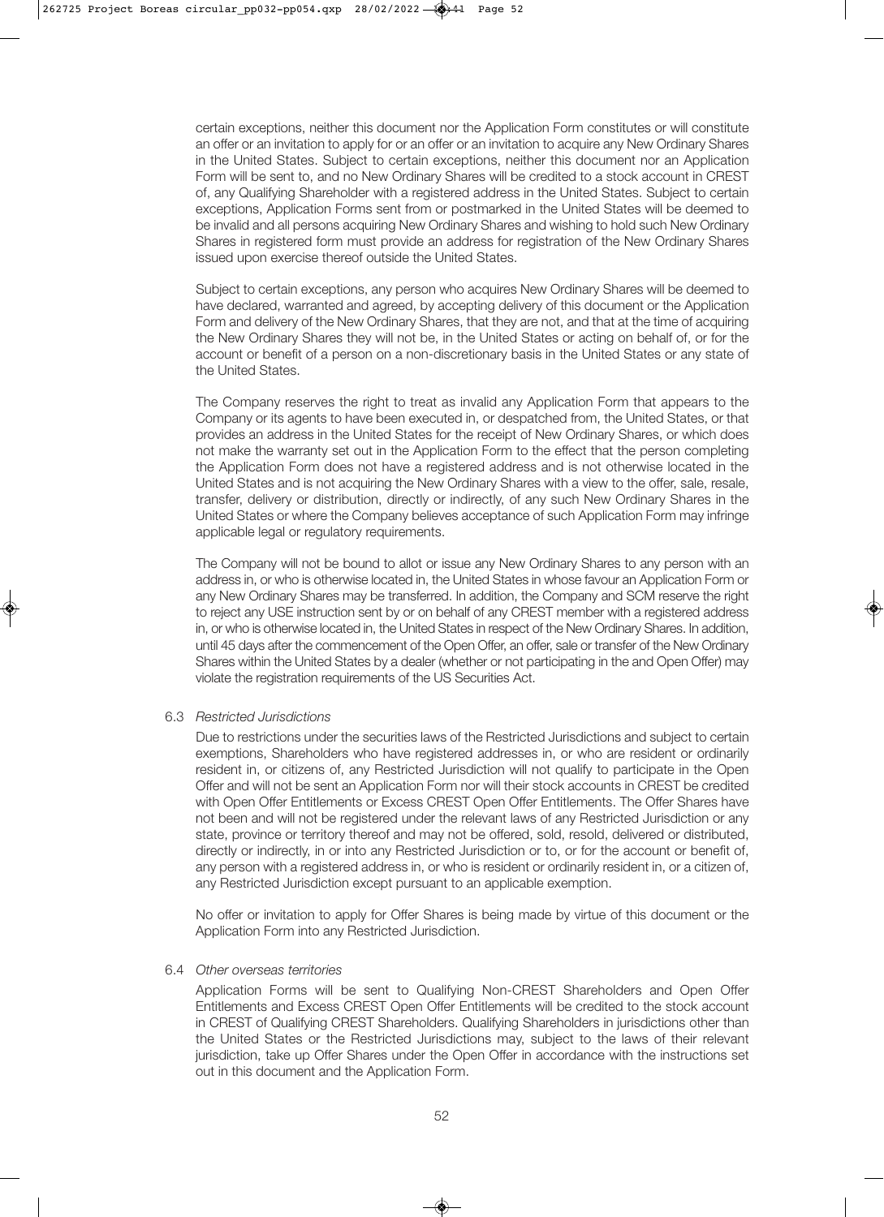certain exceptions, neither this document nor the Application Form constitutes or will constitute an offer or an invitation to apply for or an offer or an invitation to acquire any New Ordinary Shares in the United States. Subject to certain exceptions, neither this document nor an Application Form will be sent to, and no New Ordinary Shares will be credited to a stock account in CREST of, any Qualifying Shareholder with a registered address in the United States. Subject to certain exceptions, Application Forms sent from or postmarked in the United States will be deemed to be invalid and all persons acquiring New Ordinary Shares and wishing to hold such New Ordinary Shares in registered form must provide an address for registration of the New Ordinary Shares issued upon exercise thereof outside the United States.

Subject to certain exceptions, any person who acquires New Ordinary Shares will be deemed to have declared, warranted and agreed, by accepting delivery of this document or the Application Form and delivery of the New Ordinary Shares, that they are not, and that at the time of acquiring the New Ordinary Shares they will not be, in the United States or acting on behalf of, or for the account or benefit of a person on a non-discretionary basis in the United States or any state of the United States.

The Company reserves the right to treat as invalid any Application Form that appears to the Company or its agents to have been executed in, or despatched from, the United States, or that provides an address in the United States for the receipt of New Ordinary Shares, or which does not make the warranty set out in the Application Form to the effect that the person completing the Application Form does not have a registered address and is not otherwise located in the United States and is not acquiring the New Ordinary Shares with a view to the offer, sale, resale, transfer, delivery or distribution, directly or indirectly, of any such New Ordinary Shares in the United States or where the Company believes acceptance of such Application Form may infringe applicable legal or regulatory requirements.

The Company will not be bound to allot or issue any New Ordinary Shares to any person with an address in, or who is otherwise located in, the United States in whose favour an Application Form or any New Ordinary Shares may be transferred. In addition, the Company and SCM reserve the right to reject any USE instruction sent by or on behalf of any CREST member with a registered address in, or who is otherwise located in, the United States in respect of the New Ordinary Shares. In addition, until 45 days after the commencement of the Open Offer, an offer, sale or transfer of the New Ordinary Shares within the United States by a dealer (whether or not participating in the and Open Offer) may violate the registration requirements of the US Securities Act.

6.3 *Restricted Jurisdictions*

Due to restrictions under the securities laws of the Restricted Jurisdictions and subject to certain exemptions, Shareholders who have registered addresses in, or who are resident or ordinarily resident in, or citizens of, any Restricted Jurisdiction will not qualify to participate in the Open Offer and will not be sent an Application Form nor will their stock accounts in CREST be credited with Open Offer Entitlements or Excess CREST Open Offer Entitlements. The Offer Shares have not been and will not be registered under the relevant laws of any Restricted Jurisdiction or any state, province or territory thereof and may not be offered, sold, resold, delivered or distributed, directly or indirectly, in or into any Restricted Jurisdiction or to, or for the account or benefit of, any person with a registered address in, or who is resident or ordinarily resident in, or a citizen of, any Restricted Jurisdiction except pursuant to an applicable exemption.

No offer or invitation to apply for Offer Shares is being made by virtue of this document or the Application Form into any Restricted Jurisdiction.

6.4 *Other overseas territories*

Application Forms will be sent to Qualifying Non-CREST Shareholders and Open Offer Entitlements and Excess CREST Open Offer Entitlements will be credited to the stock account in CREST of Qualifying CREST Shareholders. Qualifying Shareholders in jurisdictions other than the United States or the Restricted Jurisdictions may, subject to the laws of their relevant jurisdiction, take up Offer Shares under the Open Offer in accordance with the instructions set out in this document and the Application Form.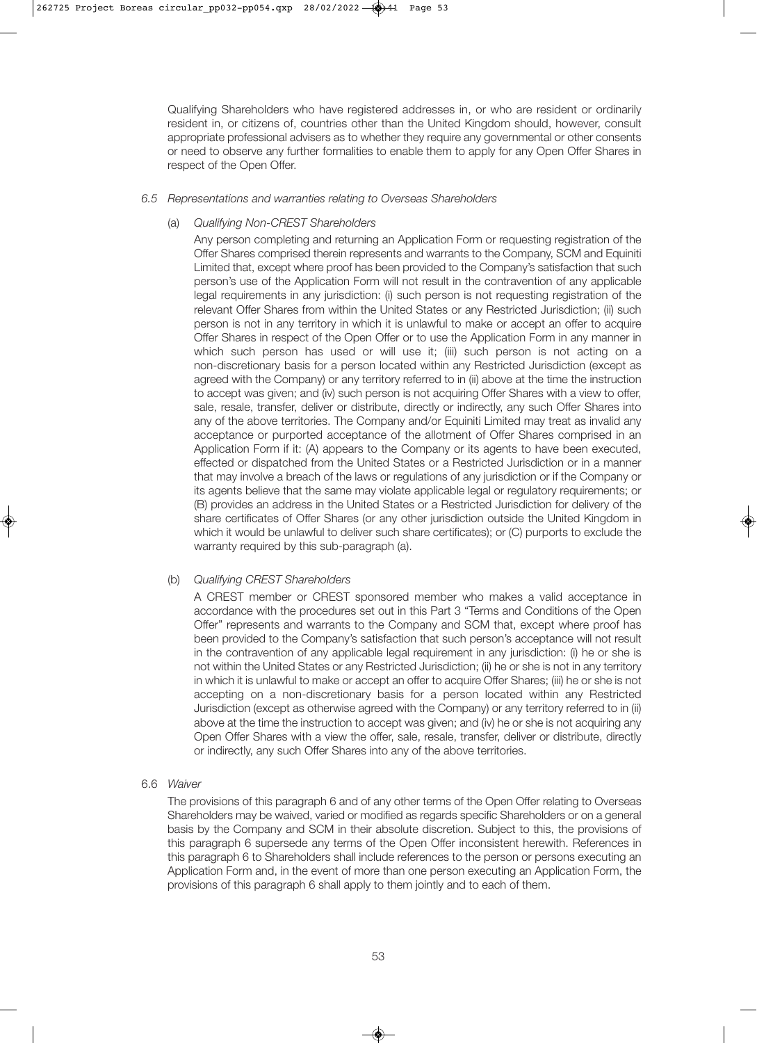Qualifying Shareholders who have registered addresses in, or who are resident or ordinarily resident in, or citizens of, countries other than the United Kingdom should, however, consult appropriate professional advisers as to whether they require any governmental or other consents or need to observe any further formalities to enable them to apply for any Open Offer Shares in respect of the Open Offer.

### *6.5 Representations and warranties relating to Overseas Shareholders*

(a) *Qualifying Non-CREST Shareholders*

Any person completing and returning an Application Form or requesting registration of the Offer Shares comprised therein represents and warrants to the Company, SCM and Equiniti Limited that, except where proof has been provided to the Company's satisfaction that such person's use of the Application Form will not result in the contravention of any applicable legal requirements in any jurisdiction: (i) such person is not requesting registration of the relevant Offer Shares from within the United States or any Restricted Jurisdiction; (ii) such person is not in any territory in which it is unlawful to make or accept an offer to acquire Offer Shares in respect of the Open Offer or to use the Application Form in any manner in which such person has used or will use it; (iii) such person is not acting on a non-discretionary basis for a person located within any Restricted Jurisdiction (except as agreed with the Company) or any territory referred to in (ii) above at the time the instruction to accept was given; and (iv) such person is not acquiring Offer Shares with a view to offer, sale, resale, transfer, deliver or distribute, directly or indirectly, any such Offer Shares into any of the above territories. The Company and/or Equiniti Limited may treat as invalid any acceptance or purported acceptance of the allotment of Offer Shares comprised in an Application Form if it: (A) appears to the Company or its agents to have been executed, effected or dispatched from the United States or a Restricted Jurisdiction or in a manner that may involve a breach of the laws or regulations of any jurisdiction or if the Company or its agents believe that the same may violate applicable legal or regulatory requirements; or (B) provides an address in the United States or a Restricted Jurisdiction for delivery of the share certificates of Offer Shares (or any other jurisdiction outside the United Kingdom in which it would be unlawful to deliver such share certificates); or (C) purports to exclude the warranty required by this sub-paragraph (a).

(b) *Qualifying CREST Shareholders*

A CREST member or CREST sponsored member who makes a valid acceptance in accordance with the procedures set out in this Part 3 "Terms and Conditions of the Open Offer" represents and warrants to the Company and SCM that, except where proof has been provided to the Company's satisfaction that such person's acceptance will not result in the contravention of any applicable legal requirement in any jurisdiction: (i) he or she is not within the United States or any Restricted Jurisdiction; (ii) he or she is not in any territory in which it is unlawful to make or accept an offer to acquire Offer Shares; (iii) he or she is not accepting on a non-discretionary basis for a person located within any Restricted Jurisdiction (except as otherwise agreed with the Company) or any territory referred to in (ii) above at the time the instruction to accept was given; and (iv) he or she is not acquiring any Open Offer Shares with a view the offer, sale, resale, transfer, deliver or distribute, directly or indirectly, any such Offer Shares into any of the above territories.

### 6.6 *Waiver*

The provisions of this paragraph 6 and of any other terms of the Open Offer relating to Overseas Shareholders may be waived, varied or modified as regards specific Shareholders or on a general basis by the Company and SCM in their absolute discretion. Subject to this, the provisions of this paragraph 6 supersede any terms of the Open Offer inconsistent herewith. References in this paragraph 6 to Shareholders shall include references to the person or persons executing an Application Form and, in the event of more than one person executing an Application Form, the provisions of this paragraph 6 shall apply to them jointly and to each of them.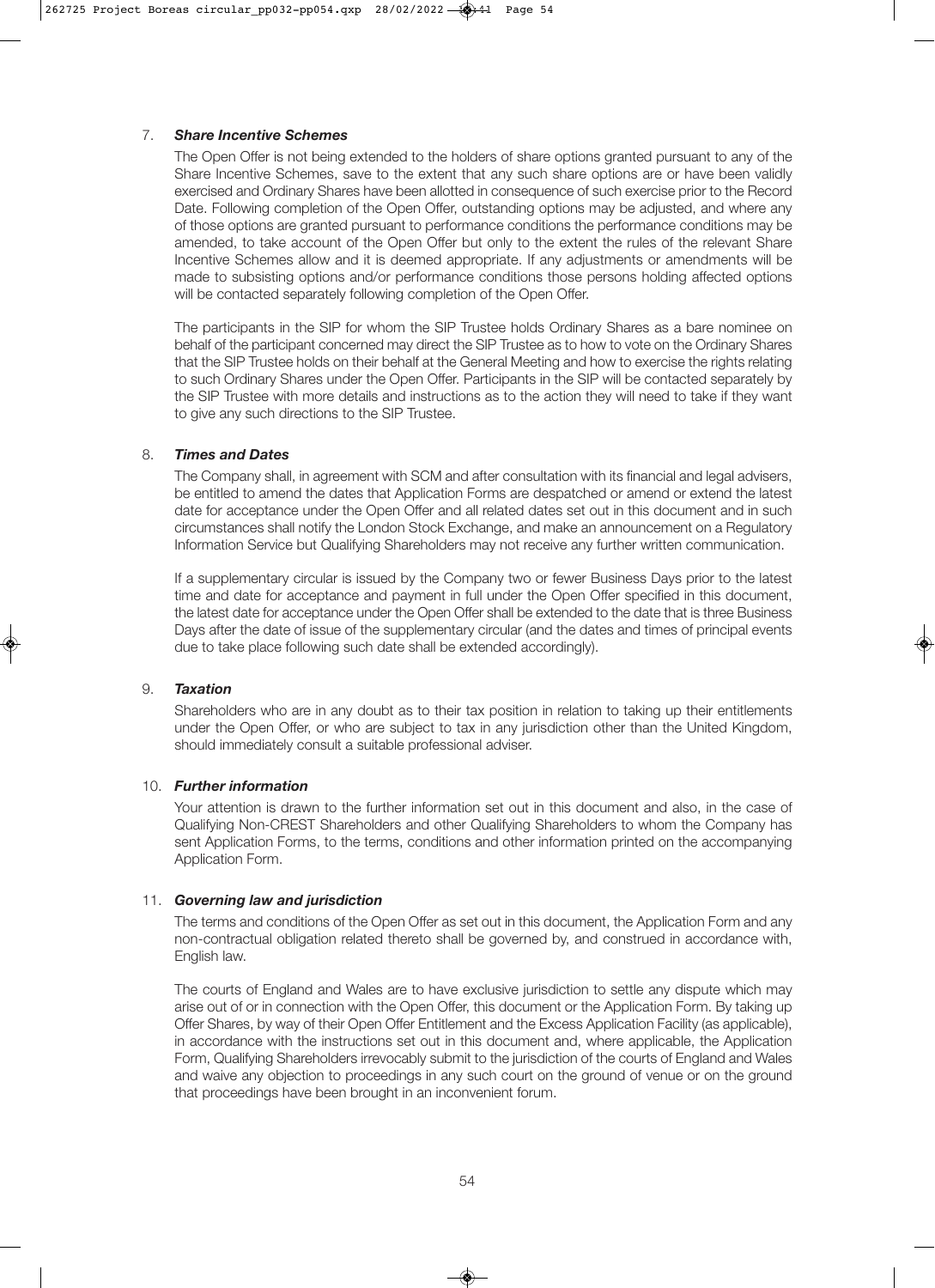## 7. *Share Incentive Schemes*

The Open Offer is not being extended to the holders of share options granted pursuant to any of the Share Incentive Schemes, save to the extent that any such share options are or have been validly exercised and Ordinary Shares have been allotted in consequence of such exercise prior to the Record Date. Following completion of the Open Offer, outstanding options may be adjusted, and where any of those options are granted pursuant to performance conditions the performance conditions may be amended, to take account of the Open Offer but only to the extent the rules of the relevant Share Incentive Schemes allow and it is deemed appropriate. If any adjustments or amendments will be made to subsisting options and/or performance conditions those persons holding affected options will be contacted separately following completion of the Open Offer.

The participants in the SIP for whom the SIP Trustee holds Ordinary Shares as a bare nominee on behalf of the participant concerned may direct the SIP Trustee as to how to vote on the Ordinary Shares that the SIP Trustee holds on their behalf at the General Meeting and how to exercise the rights relating to such Ordinary Shares under the Open Offer. Participants in the SIP will be contacted separately by the SIP Trustee with more details and instructions as to the action they will need to take if they want to give any such directions to the SIP Trustee.

## 8. *Times and Dates*

The Company shall, in agreement with SCM and after consultation with its financial and legal advisers, be entitled to amend the dates that Application Forms are despatched or amend or extend the latest date for acceptance under the Open Offer and all related dates set out in this document and in such circumstances shall notify the London Stock Exchange, and make an announcement on a Regulatory Information Service but Qualifying Shareholders may not receive any further written communication.

If a supplementary circular is issued by the Company two or fewer Business Days prior to the latest time and date for acceptance and payment in full under the Open Offer specified in this document, the latest date for acceptance under the Open Offer shall be extended to the date that is three Business Days after the date of issue of the supplementary circular (and the dates and times of principal events due to take place following such date shall be extended accordingly).

## 9. *Taxation*

Shareholders who are in any doubt as to their tax position in relation to taking up their entitlements under the Open Offer, or who are subject to tax in any jurisdiction other than the United Kingdom, should immediately consult a suitable professional adviser.

## 10. *Further information*

Your attention is drawn to the further information set out in this document and also, in the case of Qualifying Non-CREST Shareholders and other Qualifying Shareholders to whom the Company has sent Application Forms, to the terms, conditions and other information printed on the accompanying Application Form.

## 11. *Governing law and jurisdiction*

The terms and conditions of the Open Offer as set out in this document, the Application Form and any non-contractual obligation related thereto shall be governed by, and construed in accordance with, English law.

The courts of England and Wales are to have exclusive jurisdiction to settle any dispute which may arise out of or in connection with the Open Offer, this document or the Application Form. By taking up Offer Shares, by way of their Open Offer Entitlement and the Excess Application Facility (as applicable), in accordance with the instructions set out in this document and, where applicable, the Application Form, Qualifying Shareholders irrevocably submit to the jurisdiction of the courts of England and Wales and waive any objection to proceedings in any such court on the ground of venue or on the ground that proceedings have been brought in an inconvenient forum.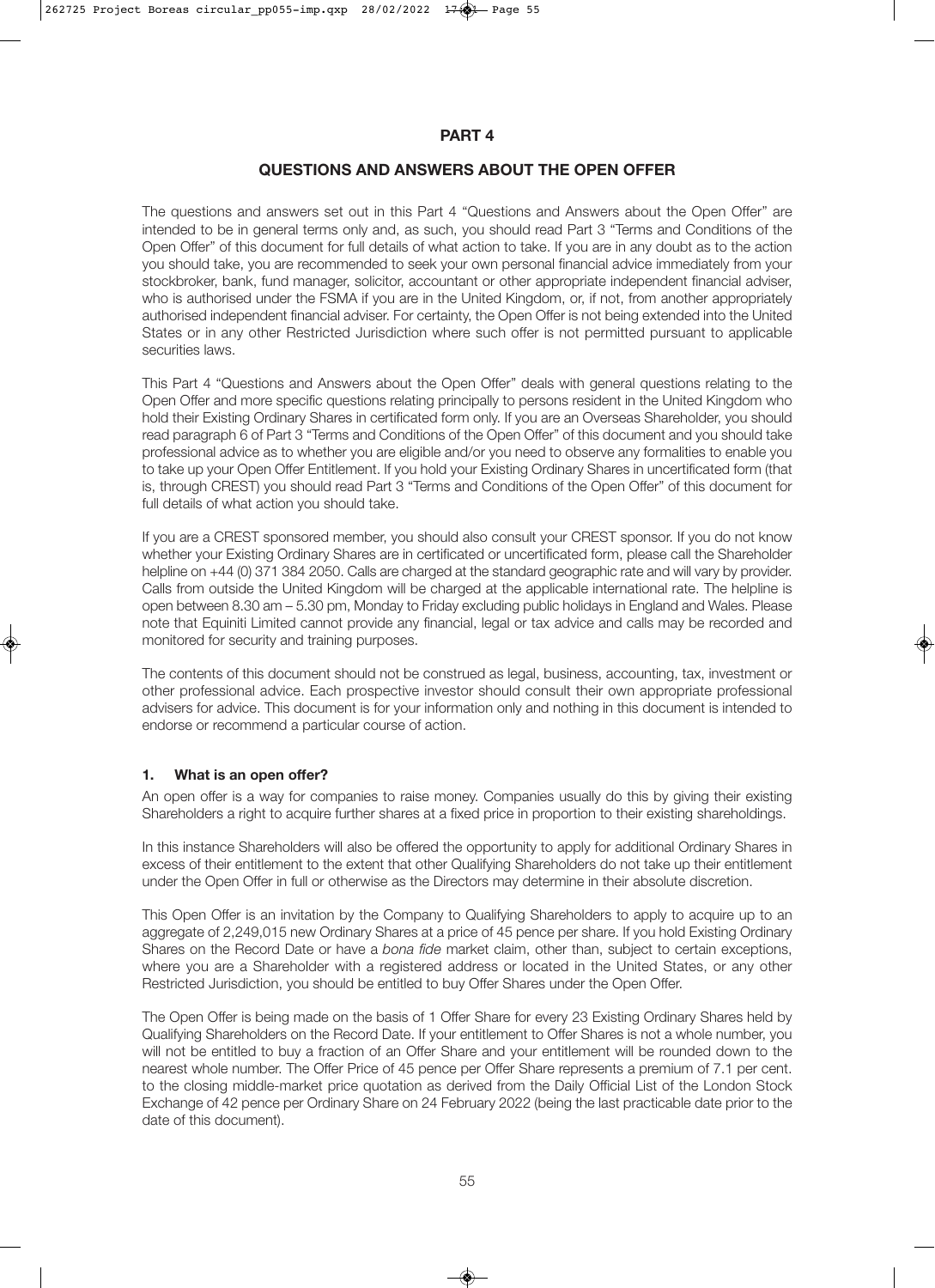# PART 4

## QUESTIONS AND ANSWERS ABOUT THE OPEN OFFER

The questions and answers set out in this Part 4 "Questions and Answers about the Open Offer" are intended to be in general terms only and, as such, you should read Part 3 "Terms and Conditions of the Open Offer" of this document for full details of what action to take. If you are in any doubt as to the action you should take, you are recommended to seek your own personal financial advice immediately from your stockbroker, bank, fund manager, solicitor, accountant or other appropriate independent financial adviser, who is authorised under the FSMA if you are in the United Kingdom, or, if not, from another appropriately authorised independent financial adviser. For certainty, the Open Offer is not being extended into the United States or in any other Restricted Jurisdiction where such offer is not permitted pursuant to applicable securities laws.

This Part 4 "Questions and Answers about the Open Offer" deals with general questions relating to the Open Offer and more specific questions relating principally to persons resident in the United Kingdom who hold their Existing Ordinary Shares in certificated form only. If you are an Overseas Shareholder, you should read paragraph 6 of Part 3 "Terms and Conditions of the Open Offer" of this document and you should take professional advice as to whether you are eligible and/or you need to observe any formalities to enable you to take up your Open Offer Entitlement. If you hold your Existing Ordinary Shares in uncertificated form (that is, through CREST) you should read Part 3 "Terms and Conditions of the Open Offer" of this document for full details of what action you should take.

If you are a CREST sponsored member, you should also consult your CREST sponsor. If you do not know whether your Existing Ordinary Shares are in certificated or uncertificated form, please call the Shareholder helpline on +44 (0) 371 384 2050. Calls are charged at the standard geographic rate and will vary by provider. Calls from outside the United Kingdom will be charged at the applicable international rate. The helpline is open between 8.30 am – 5.30 pm, Monday to Friday excluding public holidays in England and Wales. Please note that Equiniti Limited cannot provide any financial, legal or tax advice and calls may be recorded and monitored for security and training purposes.

The contents of this document should not be construed as legal, business, accounting, tax, investment or other professional advice. Each prospective investor should consult their own appropriate professional advisers for advice. This document is for your information only and nothing in this document is intended to endorse or recommend a particular course of action.

### 1. What is an open offer?

An open offer is a way for companies to raise money. Companies usually do this by giving their existing Shareholders a right to acquire further shares at a fixed price in proportion to their existing shareholdings.

In this instance Shareholders will also be offered the opportunity to apply for additional Ordinary Shares in excess of their entitlement to the extent that other Qualifying Shareholders do not take up their entitlement under the Open Offer in full or otherwise as the Directors may determine in their absolute discretion.

This Open Offer is an invitation by the Company to Qualifying Shareholders to apply to acquire up to an aggregate of 2,249,015 new Ordinary Shares at a price of 45 pence per share. If you hold Existing Ordinary Shares on the Record Date or have a *bona fide* market claim, other than, subject to certain exceptions, where you are a Shareholder with a registered address or located in the United States, or any other Restricted Jurisdiction, you should be entitled to buy Offer Shares under the Open Offer.

The Open Offer is being made on the basis of 1 Offer Share for every 23 Existing Ordinary Shares held by Qualifying Shareholders on the Record Date. If your entitlement to Offer Shares is not a whole number, you will not be entitled to buy a fraction of an Offer Share and your entitlement will be rounded down to the nearest whole number. The Offer Price of 45 pence per Offer Share represents a premium of 7.1 per cent. to the closing middle-market price quotation as derived from the Daily Official List of the London Stock Exchange of 42 pence per Ordinary Share on 24 February 2022 (being the last practicable date prior to the date of this document).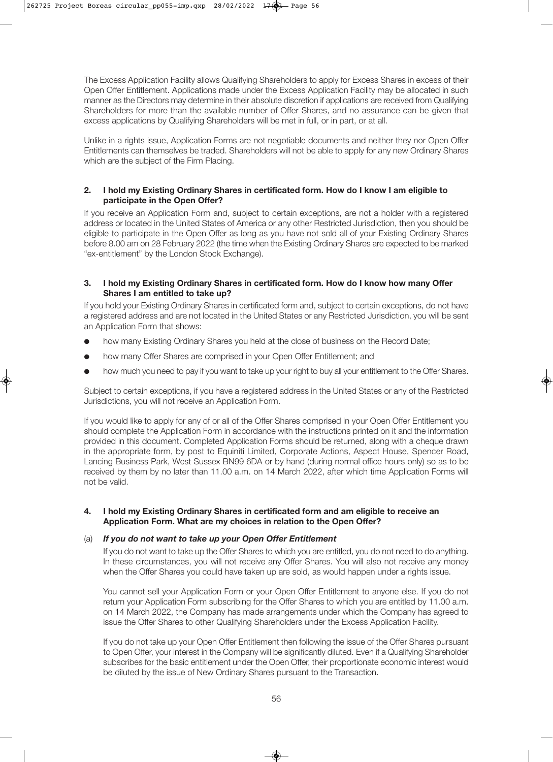The Excess Application Facility allows Qualifying Shareholders to apply for Excess Shares in excess of their Open Offer Entitlement. Applications made under the Excess Application Facility may be allocated in such manner as the Directors may determine in their absolute discretion if applications are received from Qualifying Shareholders for more than the available number of Offer Shares, and no assurance can be given that excess applications by Qualifying Shareholders will be met in full, or in part, or at all.

Unlike in a rights issue, Application Forms are not negotiable documents and neither they nor Open Offer Entitlements can themselves be traded. Shareholders will not be able to apply for any new Ordinary Shares which are the subject of the Firm Placing.

**2. I hold my Existing Ordinary Shares in certificated form. How do I know I am eligible to participate in the Open Offer?**

If you receive an Application Form and, subject to certain exceptions, are not a holder with a registered address or located in the United States of America or any other Restricted Jurisdiction, then you should be eligible to participate in the Open Offer as long as you have not sold all of your Existing Ordinary Shares before 8.00 am on 28 February 2022 (the time when the Existing Ordinary Shares are expected to be marked "ex-entitlement" by the London Stock Exchange).

**3. I hold my Existing Ordinary Shares in certificated form. How do I know how many Offer Shares I am entitled to take up?**

If you hold your Existing Ordinary Shares in certificated form and, subject to certain exceptions, do not have a registered address and are not located in the United States or any Restricted Jurisdiction, you will be sent an Application Form that shows:

- how many Existing Ordinary Shares you held at the close of business on the Record Date;
- how many Offer Shares are comprised in your Open Offer Entitlement; and
- how much you need to pay if you want to take up your right to buy all your entitlement to the Offer Shares.

Subject to certain exceptions, if you have a registered address in the United States or any of the Restricted Jurisdictions, you will not receive an Application Form.

If you would like to apply for any of or all of the Offer Shares comprised in your Open Offer Entitlement you should complete the Application Form in accordance with the instructions printed on it and the information provided in this document. Completed Application Forms should be returned, along with a cheque drawn in the appropriate form, by post to Equiniti Limited, Corporate Actions, Aspect House, Spencer Road, Lancing Business Park, West Sussex BN99 6DA or by hand (during normal office hours only) so as to be received by them by no later than 11.00 a.m. on 14 March 2022, after which time Application Forms will not be valid.

**4. I hold my Existing Ordinary Shares in certificated form and am eligible to receive an Application Form. What are my choices in relation to the Open Offer?**

(a) ***If you do not want to take up your Open Offer Entitlement***

If you do not want to take up the Offer Shares to which you are entitled, you do not need to do anything. In these circumstances, you will not receive any Offer Shares. You will also not receive any money when the Offer Shares you could have taken up are sold, as would happen under a rights issue.

You cannot sell your Application Form or your Open Offer Entitlement to anyone else. If you do not return your Application Form subscribing for the Offer Shares to which you are entitled by 11.00 a.m. on 14 March 2022, the Company has made arrangements under which the Company has agreed to issue the Offer Shares to other Qualifying Shareholders under the Excess Application Facility.

If you do not take up your Open Offer Entitlement then following the issue of the Offer Shares pursuant to Open Offer, your interest in the Company will be significantly diluted. Even if a Qualifying Shareholder subscribes for the basic entitlement under the Open Offer, their proportionate economic interest would be diluted by the issue of New Ordinary Shares pursuant to the Transaction.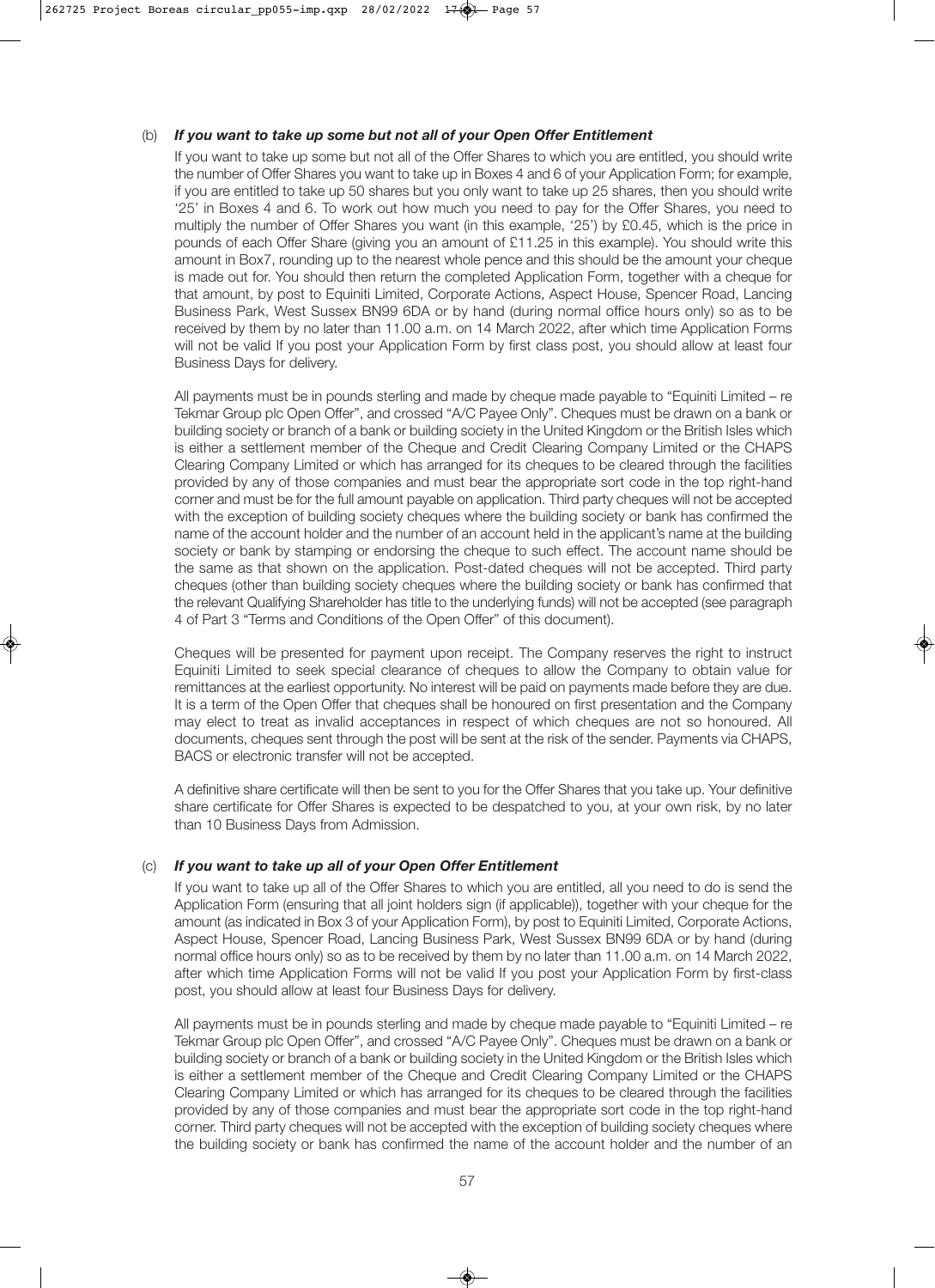(b) ***If you want to take up some but not all of your Open Offer Entitlement***

If you want to take up some but not all of the Offer Shares to which you are entitled, you should write the number of Offer Shares you want to take up in Boxes 4 and 6 of your Application Form; for example, if you are entitled to take up 50 shares but you only want to take up 25 shares, then you should write '25' in Boxes 4 and 6. To work out how much you need to pay for the Offer Shares, you need to multiply the number of Offer Shares you want (in this example, '25') by £0.45, which is the price in pounds of each Offer Share (giving you an amount of £11.25 in this example). You should write this amount in Box7, rounding up to the nearest whole pence and this should be the amount your cheque is made out for. You should then return the completed Application Form, together with a cheque for that amount, by post to Equiniti Limited, Corporate Actions, Aspect House, Spencer Road, Lancing Business Park, West Sussex BN99 6DA or by hand (during normal office hours only) so as to be received by them by no later than 11.00 a.m. on 14 March 2022, after which time Application Forms will not be valid If you post your Application Form by first class post, you should allow at least four Business Days for delivery.

All payments must be in pounds sterling and made by cheque made payable to "Equiniti Limited – re Tekmar Group plc Open Offer", and crossed "A/C Payee Only". Cheques must be drawn on a bank or building society or branch of a bank or building society in the United Kingdom or the British Isles which is either a settlement member of the Cheque and Credit Clearing Company Limited or the CHAPS Clearing Company Limited or which has arranged for its cheques to be cleared through the facilities provided by any of those companies and must bear the appropriate sort code in the top right-hand corner and must be for the full amount payable on application. Third party cheques will not be accepted with the exception of building society cheques where the building society or bank has confirmed the name of the account holder and the number of an account held in the applicant's name at the building society or bank by stamping or endorsing the cheque to such effect. The account name should be the same as that shown on the application. Post-dated cheques will not be accepted. Third party cheques (other than building society cheques where the building society or bank has confirmed that the relevant Qualifying Shareholder has title to the underlying funds) will not be accepted (see paragraph 4 of Part 3 "Terms and Conditions of the Open Offer" of this document).

Cheques will be presented for payment upon receipt. The Company reserves the right to instruct Equiniti Limited to seek special clearance of cheques to allow the Company to obtain value for remittances at the earliest opportunity. No interest will be paid on payments made before they are due. It is a term of the Open Offer that cheques shall be honoured on first presentation and the Company may elect to treat as invalid acceptances in respect of which cheques are not so honoured. All documents, cheques sent through the post will be sent at the risk of the sender. Payments via CHAPS, BACS or electronic transfer will not be accepted.

A definitive share certificate will then be sent to you for the Offer Shares that you take up. Your definitive share certificate for Offer Shares is expected to be despatched to you, at your own risk, by no later than 10 Business Days from Admission.

(c) ***If you want to take up all of your Open Offer Entitlement***

If you want to take up all of the Offer Shares to which you are entitled, all you need to do is send the Application Form (ensuring that all joint holders sign (if applicable)), together with your cheque for the amount (as indicated in Box 3 of your Application Form), by post to Equiniti Limited, Corporate Actions, Aspect House, Spencer Road, Lancing Business Park, West Sussex BN99 6DA or by hand (during normal office hours only) so as to be received by them by no later than 11.00 a.m. on 14 March 2022, after which time Application Forms will not be valid If you post your Application Form by first-class post, you should allow at least four Business Days for delivery.

All payments must be in pounds sterling and made by cheque made payable to "Equiniti Limited – re Tekmar Group plc Open Offer", and crossed "A/C Payee Only". Cheques must be drawn on a bank or building society or branch of a bank or building society in the United Kingdom or the British Isles which is either a settlement member of the Cheque and Credit Clearing Company Limited or the CHAPS Clearing Company Limited or which has arranged for its cheques to be cleared through the facilities provided by any of those companies and must bear the appropriate sort code in the top right-hand corner. Third party cheques will not be accepted with the exception of building society cheques where the building society or bank has confirmed the name of the account holder and the number of an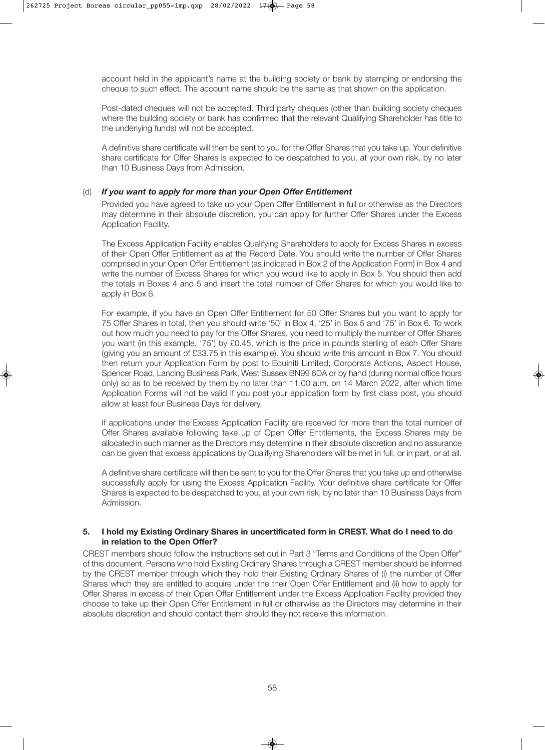account held in the applicant's name at the building society or bank by stamping or endorsing the cheque to such effect. The account name should be the same as that shown on the application.

Post-dated cheques will not be accepted. Third party cheques (other than building society cheques where the building society or bank has confirmed that the relevant Qualifying Shareholder has title to the underlying funds) will not be accepted.

A definitive share certificate will then be sent to you for the Offer Shares that you take up. Your definitive share certificate for Offer Shares is expected to be despatched to you, at your own risk, by no later than 10 Business Days from Admission.

(d) ***If you want to apply for more than your Open Offer Entitlement***

Provided you have agreed to take up your Open Offer Entitlement in full or otherwise as the Directors may determine in their absolute discretion, you can apply for further Offer Shares under the Excess Application Facility.

The Excess Application Facility enables Qualifying Shareholders to apply for Excess Shares in excess of their Open Offer Entitlement as at the Record Date. You should write the number of Offer Shares comprised in your Open Offer Entitlement (as indicated in Box 2 of the Application Form) in Box 4 and write the number of Excess Shares for which you would like to apply in Box 5. You should then add the totals in Boxes 4 and 5 and insert the total number of Offer Shares for which you would like to apply in Box 6.

For example, if you have an Open Offer Entitlement for 50 Offer Shares but you want to apply for 75 Offer Shares in total, then you should write '50' in Box 4, '25' in Box 5 and '75' in Box 6. To work out how much you need to pay for the Offer Shares, you need to multiply the number of Offer Shares you want (in this example, '75') by £0.45, which is the price in pounds sterling of each Offer Share (giving you an amount of £33.75 in this example). You should write this amount in Box 7. You should then return your Application Form by post to Equiniti Limited, Corporate Actions, Aspect House, Spencer Road, Lancing Business Park, West Sussex BN99 6DA or by hand (during normal office hours only) so as to be received by them by no later than 11.00 a.m. on 14 March 2022, after which time Application Forms will not be valid If you post your application form by first class post, you should allow at least four Business Days for delivery.

If applications under the Excess Application Facility are received for more than the total number of Offer Shares available following take up of Open Offer Entitlements, the Excess Shares may be allocated in such manner as the Directors may determine in their absolute discretion and no assurance can be given that excess applications by Qualifying Shareholders will be met in full, or in part, or at all.

A definitive share certificate will then be sent to you for the Offer Shares that you take up and otherwise successfully apply for using the Excess Application Facility. Your definitive share certificate for Offer Shares is expected to be despatched to you, at your own risk, by no later than 10 Business Days from Admission.

**5. I hold my Existing Ordinary Shares in uncertificated form in CREST. What do I need to do in relation to the Open Offer?**

CREST members should follow the instructions set out in Part 3 "Terms and Conditions of the Open Offer" of this document. Persons who hold Existing Ordinary Shares through a CREST member should be informed by the CREST member through which they hold their Existing Ordinary Shares of (i) the number of Offer Shares which they are entitled to acquire under the their Open Offer Entitlement and (ii) how to apply for Offer Shares in excess of their Open Offer Entitlement under the Excess Application Facility provided they choose to take up their Open Offer Entitlement in full or otherwise as the Directors may determine in their absolute discretion and should contact them should they not receive this information.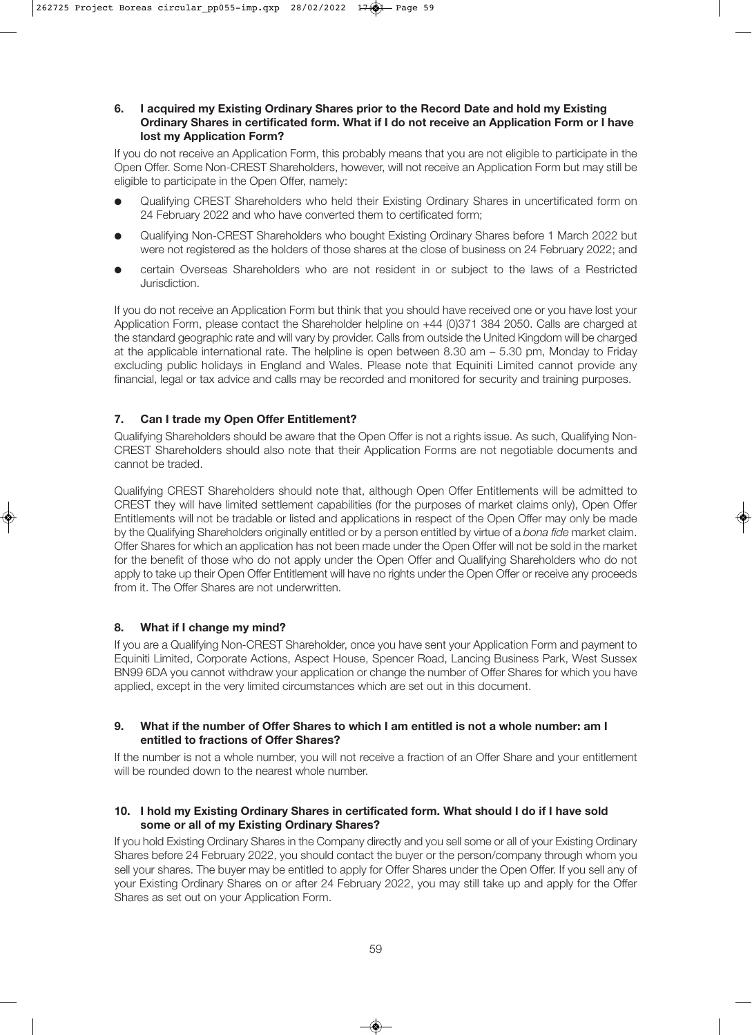**6. I acquired my Existing Ordinary Shares prior to the Record Date and hold my Existing Ordinary Shares in certificated form. What if I do not receive an Application Form or I have lost my Application Form?**

If you do not receive an Application Form, this probably means that you are not eligible to participate in the Open Offer. Some Non-CREST Shareholders, however, will not receive an Application Form but may still be eligible to participate in the Open Offer, namely:

- Qualifying CREST Shareholders who held their Existing Ordinary Shares in uncertificated form on 24 February 2022 and who have converted them to certificated form;
- Qualifying Non-CREST Shareholders who bought Existing Ordinary Shares before 1 March 2022 but were not registered as the holders of those shares at the close of business on 24 February 2022; and
- certain Overseas Shareholders who are not resident in or subject to the laws of a Restricted Jurisdiction.

If you do not receive an Application Form but think that you should have received one or you have lost your Application Form, please contact the Shareholder helpline on +44 (0)371 384 2050. Calls are charged at the standard geographic rate and will vary by provider. Calls from outside the United Kingdom will be charged at the applicable international rate. The helpline is open between 8.30 am – 5.30 pm, Monday to Friday excluding public holidays in England and Wales. Please note that Equiniti Limited cannot provide any financial, legal or tax advice and calls may be recorded and monitored for security and training purposes.

**7. Can I trade my Open Offer Entitlement?**

Qualifying Shareholders should be aware that the Open Offer is not a rights issue. As such, Qualifying Non-CREST Shareholders should also note that their Application Forms are not negotiable documents and cannot be traded.

Qualifying CREST Shareholders should note that, although Open Offer Entitlements will be admitted to CREST they will have limited settlement capabilities (for the purposes of market claims only), Open Offer Entitlements will not be tradable or listed and applications in respect of the Open Offer may only be made by the Qualifying Shareholders originally entitled or by a person entitled by virtue of a *bona fide* market claim. Offer Shares for which an application has not been made under the Open Offer will not be sold in the market for the benefit of those who do not apply under the Open Offer and Qualifying Shareholders who do not apply to take up their Open Offer Entitlement will have no rights under the Open Offer or receive any proceeds from it. The Offer Shares are not underwritten.

**8. What if I change my mind?**

If you are a Qualifying Non-CREST Shareholder, once you have sent your Application Form and payment to Equiniti Limited, Corporate Actions, Aspect House, Spencer Road, Lancing Business Park, West Sussex BN99 6DA you cannot withdraw your application or change the number of Offer Shares for which you have applied, except in the very limited circumstances which are set out in this document.

**9. What if the number of Offer Shares to which I am entitled is not a whole number: am I entitled to fractions of Offer Shares?**

If the number is not a whole number, you will not receive a fraction of an Offer Share and your entitlement will be rounded down to the nearest whole number.

**10. I hold my Existing Ordinary Shares in certificated form. What should I do if I have sold some or all of my Existing Ordinary Shares?**

If you hold Existing Ordinary Shares in the Company directly and you sell some or all of your Existing Ordinary Shares before 24 February 2022, you should contact the buyer or the person/company through whom you sell your shares. The buyer may be entitled to apply for Offer Shares under the Open Offer. If you sell any of your Existing Ordinary Shares on or after 24 February 2022, you may still take up and apply for the Offer Shares as set out on your Application Form.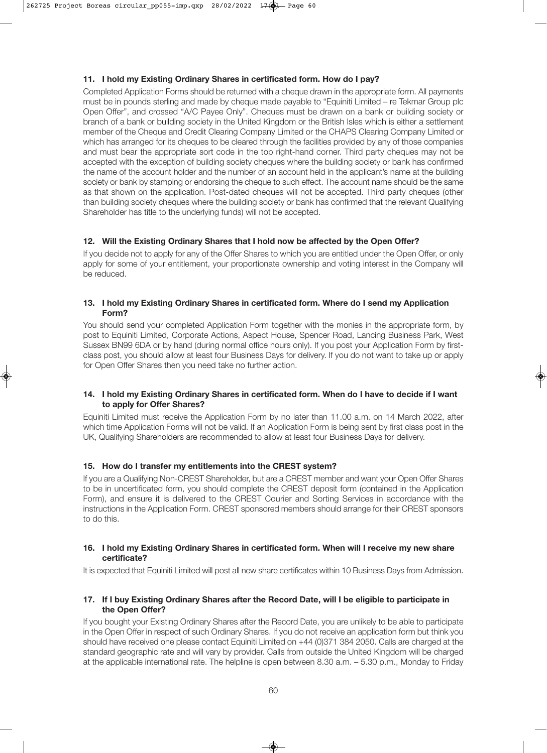**11. I hold my Existing Ordinary Shares in certificated form. How do I pay?**

Completed Application Forms should be returned with a cheque drawn in the appropriate form. All payments must be in pounds sterling and made by cheque made payable to "Equiniti Limited – re Tekmar Group plc Open Offer", and crossed "A/C Payee Only". Cheques must be drawn on a bank or building society or branch of a bank or building society in the United Kingdom or the British Isles which is either a settlement member of the Cheque and Credit Clearing Company Limited or the CHAPS Clearing Company Limited or which has arranged for its cheques to be cleared through the facilities provided by any of those companies and must bear the appropriate sort code in the top right-hand corner. Third party cheques may not be accepted with the exception of building society cheques where the building society or bank has confirmed the name of the account holder and the number of an account held in the applicant's name at the building society or bank by stamping or endorsing the cheque to such effect. The account name should be the same as that shown on the application. Post-dated cheques will not be accepted. Third party cheques (other than building society cheques where the building society or bank has confirmed that the relevant Qualifying Shareholder has title to the underlying funds) will not be accepted.

**12. Will the Existing Ordinary Shares that I hold now be affected by the Open Offer?**

If you decide not to apply for any of the Offer Shares to which you are entitled under the Open Offer, or only apply for some of your entitlement, your proportionate ownership and voting interest in the Company will be reduced.

**13. I hold my Existing Ordinary Shares in certificated form. Where do I send my Application Form?**

You should send your completed Application Form together with the monies in the appropriate form, by post to Equiniti Limited, Corporate Actions, Aspect House, Spencer Road, Lancing Business Park, West Sussex BN99 6DA or by hand (during normal office hours only). If you post your Application Form by first-class post, you should allow at least four Business Days for delivery. If you do not want to take up or apply for Open Offer Shares then you need take no further action.

**14. I hold my Existing Ordinary Shares in certificated form. When do I have to decide if I want to apply for Offer Shares?**

Equiniti Limited must receive the Application Form by no later than 11.00 a.m. on 14 March 2022, after which time Application Forms will not be valid. If an Application Form is being sent by first class post in the UK, Qualifying Shareholders are recommended to allow at least four Business Days for delivery.

**15. How do I transfer my entitlements into the CREST system?**

If you are a Qualifying Non-CREST Shareholder, but are a CREST member and want your Open Offer Shares to be in uncertificated form, you should complete the CREST deposit form (contained in the Application Form), and ensure it is delivered to the CREST Courier and Sorting Services in accordance with the instructions in the Application Form. CREST sponsored members should arrange for their CREST sponsors to do this.

**16. I hold my Existing Ordinary Shares in certificated form. When will I receive my new share certificate?**

It is expected that Equiniti Limited will post all new share certificates within 10 Business Days from Admission.

**17. If I buy Existing Ordinary Shares after the Record Date, will I be eligible to participate in the Open Offer?**

If you bought your Existing Ordinary Shares after the Record Date, you are unlikely to be able to participate in the Open Offer in respect of such Ordinary Shares. If you do not receive an application form but think you should have received one please contact Equiniti Limited on +44 (0)371 384 2050. Calls are charged at the standard geographic rate and will vary by provider. Calls from outside the United Kingdom will be charged at the applicable international rate. The helpline is open between 8.30 a.m. – 5.30 p.m., Monday to Friday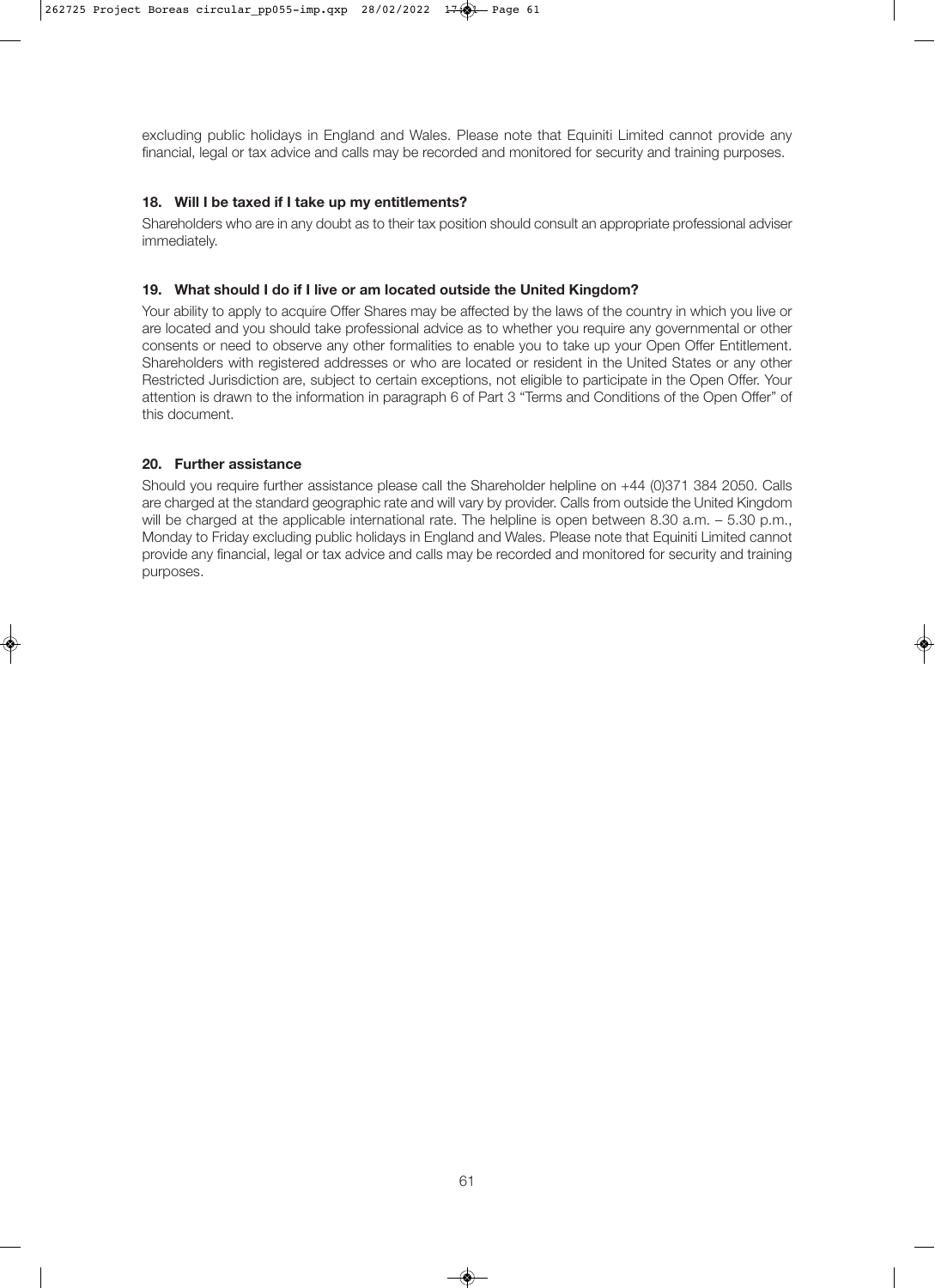excluding public holidays in England and Wales. Please note that Equiniti Limited cannot provide any financial, legal or tax advice and calls may be recorded and monitored for security and training purposes.

### 18. Will I be taxed if I take up my entitlements?

Shareholders who are in any doubt as to their tax position should consult an appropriate professional adviser immediately.

### 19. What should I do if I live or am located outside the United Kingdom?

Your ability to apply to acquire Offer Shares may be affected by the laws of the country in which you live or are located and you should take professional advice as to whether you require any governmental or other consents or need to observe any other formalities to enable you to take up your Open Offer Entitlement. Shareholders with registered addresses or who are located or resident in the United States or any other Restricted Jurisdiction are, subject to certain exceptions, not eligible to participate in the Open Offer. Your attention is drawn to the information in paragraph 6 of Part 3 "Terms and Conditions of the Open Offer" of this document.

### 20. Further assistance

Should you require further assistance please call the Shareholder helpline on +44 (0)371 384 2050. Calls are charged at the standard geographic rate and will vary by provider. Calls from outside the United Kingdom will be charged at the applicable international rate. The helpline is open between 8.30 a.m. – 5.30 p.m., Monday to Friday excluding public holidays in England and Wales. Please note that Equiniti Limited cannot provide any financial, legal or tax advice and calls may be recorded and monitored for security and training purposes.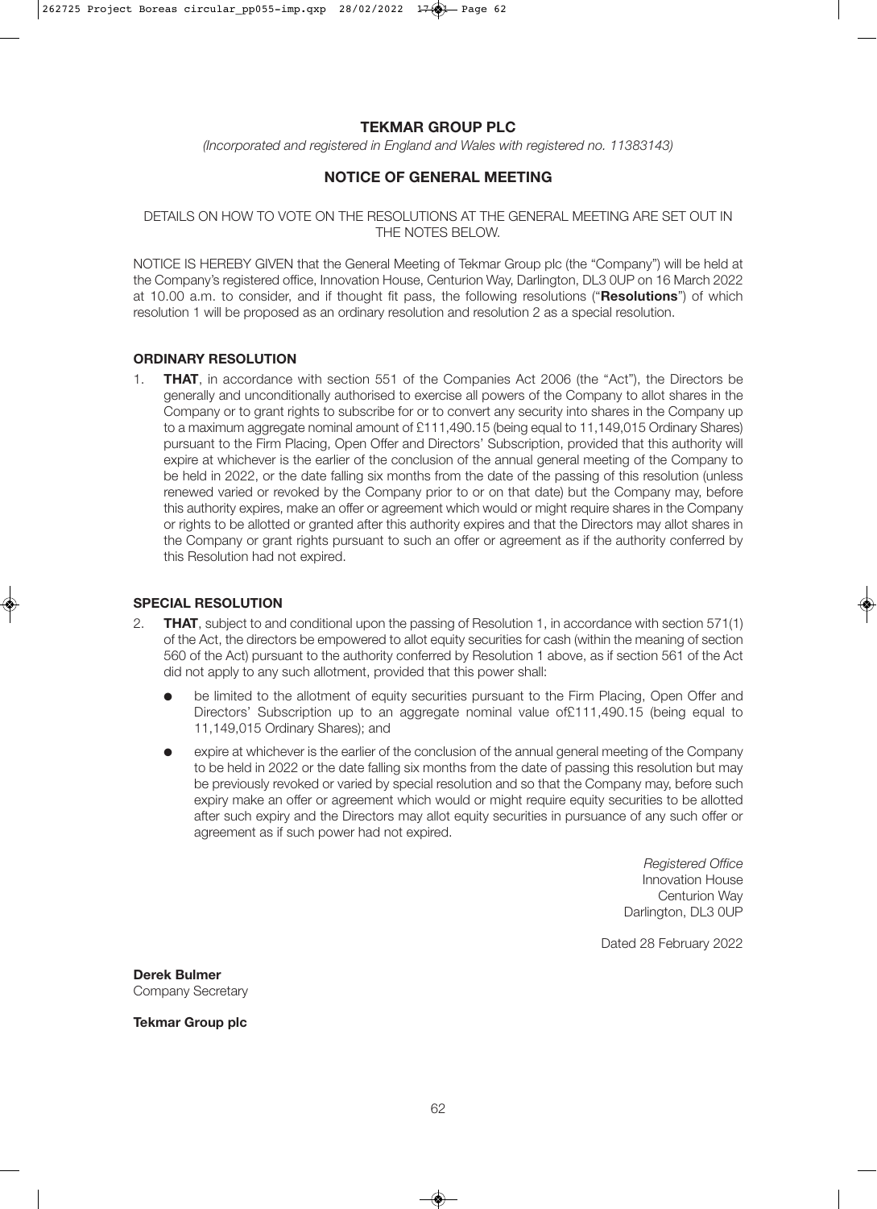# TEKMAR GROUP PLC

*(Incorporated and registered in England and Wales with registered no. 11383143)*

## NOTICE OF GENERAL MEETING

DETAILS ON HOW TO VOTE ON THE RESOLUTIONS AT THE GENERAL MEETING ARE SET OUT IN THE NOTES BELOW.

NOTICE IS HEREBY GIVEN that the General Meeting of Tekmar Group plc (the "Company") will be held at the Company's registered office, Innovation House, Centurion Way, Darlington, DL3 0UP on 16 March 2022 at 10.00 a.m. to consider, and if thought fit pass, the following resolutions ("**Resolutions**") of which resolution 1 will be proposed as an ordinary resolution and resolution 2 as a special resolution.

### ORDINARY RESOLUTION

1. **THAT**, in accordance with section 551 of the Companies Act 2006 (the "Act"), the Directors be generally and unconditionally authorised to exercise all powers of the Company to allot shares in the Company or to grant rights to subscribe for or to convert any security into shares in the Company up to a maximum aggregate nominal amount of £111,490.15 (being equal to 11,149,015 Ordinary Shares) pursuant to the Firm Placing, Open Offer and Directors' Subscription, provided that this authority will expire at whichever is the earlier of the conclusion of the annual general meeting of the Company to be held in 2022, or the date falling six months from the date of the passing of this resolution (unless renewed varied or revoked by the Company prior to or on that date) but the Company may, before this authority expires, make an offer or agreement which would or might require shares in the Company or rights to be allotted or granted after this authority expires and that the Directors may allot shares in the Company or grant rights pursuant to such an offer or agreement as if the authority conferred by this Resolution had not expired.

### SPECIAL RESOLUTION

2. **THAT**, subject to and conditional upon the passing of Resolution 1, in accordance with section 571(1) of the Act, the directors be empowered to allot equity securities for cash (within the meaning of section 560 of the Act) pursuant to the authority conferred by Resolution 1 above, as if section 561 of the Act did not apply to any such allotment, provided that this power shall:

   - be limited to the allotment of equity securities pursuant to the Firm Placing, Open Offer and Directors' Subscription up to an aggregate nominal value of£111,490.15 (being equal to 11,149,015 Ordinary Shares); and
   - expire at whichever is the earlier of the conclusion of the annual general meeting of the Company to be held in 2022 or the date falling six months from the date of passing this resolution but may be previously revoked or varied by special resolution and so that the Company may, before such expiry make an offer or agreement which would or might require equity securities to be allotted after such expiry and the Directors may allot equity securities in pursuance of any such offer or agreement as if such power had not expired.

*Registered Office*
Innovation House
Centurion Way
Darlington, DL3 0UP

Dated 28 February 2022

**Derek Bulmer**
Company Secretary

**Tekmar Group plc**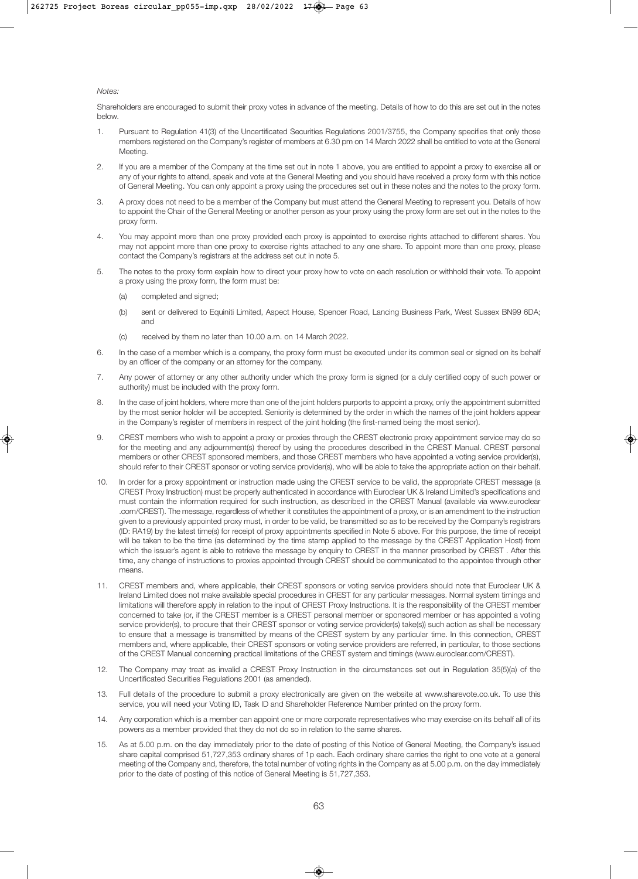*Notes:*

Shareholders are encouraged to submit their proxy votes in advance of the meeting. Details of how to do this are set out in the notes below.

1. Pursuant to Regulation 41(3) of the Uncertificated Securities Regulations 2001/3755, the Company specifies that only those members registered on the Company's register of members at 6.30 pm on 14 March 2022 shall be entitled to vote at the General Meeting.

2. If you are a member of the Company at the time set out in note 1 above, you are entitled to appoint a proxy to exercise all or any of your rights to attend, speak and vote at the General Meeting and you should have received a proxy form with this notice of General Meeting. You can only appoint a proxy using the procedures set out in these notes and the notes to the proxy form.

3. A proxy does not need to be a member of the Company but must attend the General Meeting to represent you. Details of how to appoint the Chair of the General Meeting or another person as your proxy using the proxy form are set out in the notes to the proxy form.

4. You may appoint more than one proxy provided each proxy is appointed to exercise rights attached to different shares. You may not appoint more than one proxy to exercise rights attached to any one share. To appoint more than one proxy, please contact the Company's registrars at the address set out in note 5.

5. The notes to the proxy form explain how to direct your proxy how to vote on each resolution or withhold their vote. To appoint a proxy using the proxy form, the form must be:
   (a) completed and signed;
   (b) sent or delivered to Equiniti Limited, Aspect House, Spencer Road, Lancing Business Park, West Sussex BN99 6DA; and
   (c) received by them no later than 10.00 a.m. on 14 March 2022.

6. In the case of a member which is a company, the proxy form must be executed under its common seal or signed on its behalf by an officer of the company or an attorney for the company.

7. Any power of attorney or any other authority under which the proxy form is signed (or a duly certified copy of such power or authority) must be included with the proxy form.

8. In the case of joint holders, where more than one of the joint holders purports to appoint a proxy, only the appointment submitted by the most senior holder will be accepted. Seniority is determined by the order in which the names of the joint holders appear in the Company's register of members in respect of the joint holding (the first-named being the most senior).

9. CREST members who wish to appoint a proxy or proxies through the CREST electronic proxy appointment service may do so for the meeting and any adjournment(s) thereof by using the procedures described in the CREST Manual. CREST personal members or other CREST sponsored members, and those CREST members who have appointed a voting service provider(s), should refer to their CREST sponsor or voting service provider(s), who will be able to take the appropriate action on their behalf.

10. In order for a proxy appointment or instruction made using the CREST service to be valid, the appropriate CREST message (a CREST Proxy Instruction) must be properly authenticated in accordance with Euroclear UK & Ireland Limited's specifications and must contain the information required for such instruction, as described in the CREST Manual (available via www.euroclear .com/CREST). The message, regardless of whether it constitutes the appointment of a proxy, or is an amendment to the instruction given to a previously appointed proxy must, in order to be valid, be transmitted so as to be received by the Company's registrars (ID: RA19) by the latest time(s) for receipt of proxy appointments specified in Note 5 above. For this purpose, the time of receipt will be taken to be the time (as determined by the time stamp applied to the message by the CREST Application Host) from which the issuer's agent is able to retrieve the message by enquiry to CREST in the manner prescribed by CREST . After this time, any change of instructions to proxies appointed through CREST should be communicated to the appointee through other means.

11. CREST members and, where applicable, their CREST sponsors or voting service providers should note that Euroclear UK & Ireland Limited does not make available special procedures in CREST for any particular messages. Normal system timings and limitations will therefore apply in relation to the input of CREST Proxy Instructions. It is the responsibility of the CREST member concerned to take (or, if the CREST member is a CREST personal member or sponsored member or has appointed a voting service provider(s), to procure that their CREST sponsor or voting service provider(s) take(s)) such action as shall be necessary to ensure that a message is transmitted by means of the CREST system by any particular time. In this connection, CREST members and, where applicable, their CREST sponsors or voting service providers are referred, in particular, to those sections of the CREST Manual concerning practical limitations of the CREST system and timings (www.euroclear.com/CREST).

12. The Company may treat as invalid a CREST Proxy Instruction in the circumstances set out in Regulation 35(5)(a) of the Uncertificated Securities Regulations 2001 (as amended).

13. Full details of the procedure to submit a proxy electronically are given on the website at www.sharevote.co.uk. To use this service, you will need your Voting ID, Task ID and Shareholder Reference Number printed on the proxy form.

14. Any corporation which is a member can appoint one or more corporate representatives who may exercise on its behalf all of its powers as a member provided that they do not do so in relation to the same shares.

15. As at 5.00 p.m. on the day immediately prior to the date of posting of this Notice of General Meeting, the Company's issued share capital comprised 51,727,353 ordinary shares of 1p each. Each ordinary share carries the right to one vote at a general meeting of the Company and, therefore, the total number of voting rights in the Company as at 5.00 p.m. on the day immediately prior to the date of posting of this notice of General Meeting is 51,727,353.